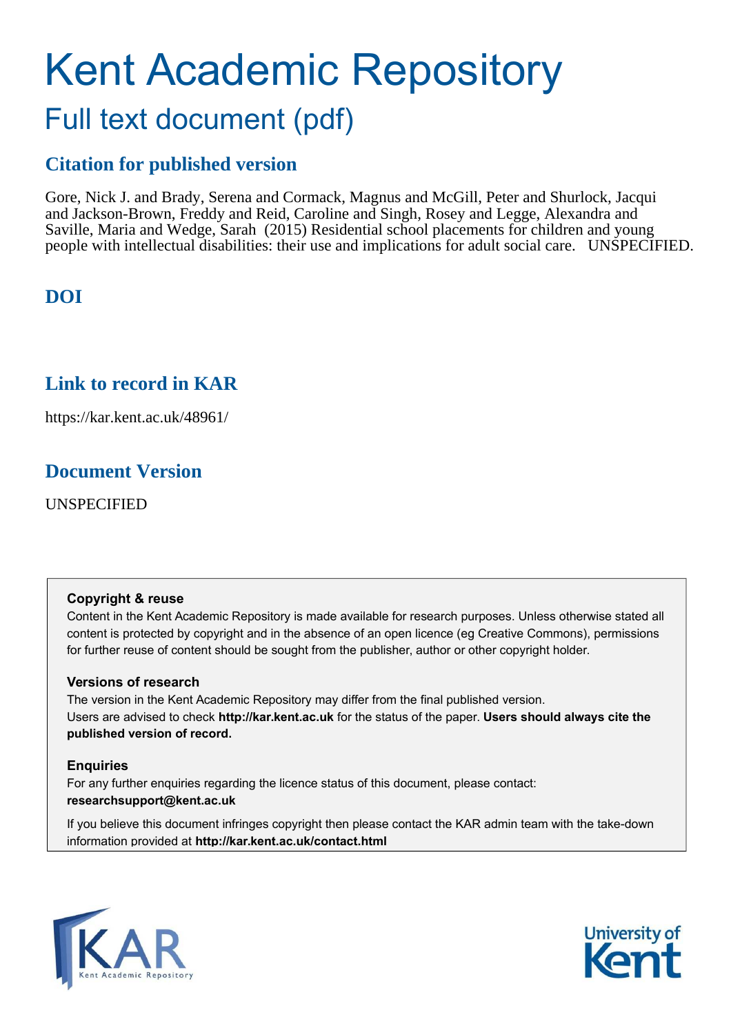# Kent Academic Repository

## Full text document (pdf)

### Citation for published version

Gore, Nick J. and Brady, Serena and Cormack, Magnus and McGill, Peter and Shurlock, Jacqui and Jackson-Brown, Freddy and Reid, Caroline and Singh, Rosey and Legge, Alexandra and Saville, Maria and Wedge, Sarah (2015) Residential school placements for children and young people with intellectual disabilities: their use and implications for adult social care. UNSPECIFIED.

### DOI

### Link to record in KAR

https://kar.kent.ac.uk/48961/

### Document Version

UNSPECIFIED

**Copyright & reuse**

Content in the Kent Academic Repository is made available for research purposes. Unless otherwise stated all content is protected by copyright and in the absence of an open licence (eg Creative Commons), permissions for further reuse of content should be sought from the publisher, author or other copyright holder.

**Versions of research**

The version in the Kent Academic Repository may differ from the final published version. Users are advised to check **http://kar.kent.ac.uk** for the status of the paper. **Users should always cite the published version of record.**

**Enquiries**

For any further enquiries regarding the licence status of this document, please contact: **researchsupport@kent.ac.uk**

If you believe this document infringes copyright then please contact the KAR admin team with the take-down information provided at **http://kar.kent.ac.uk/contact.html**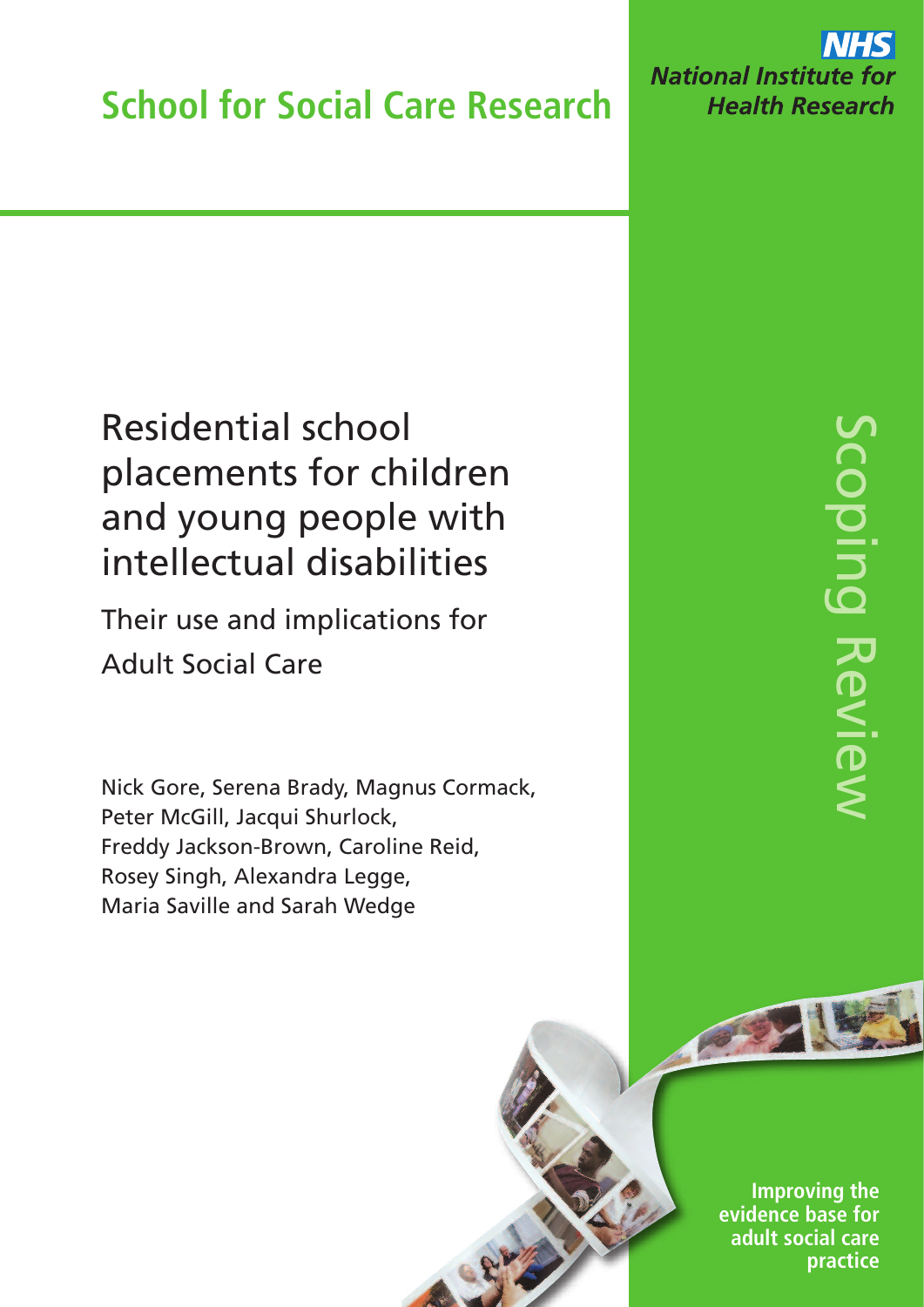School for Social Care Research

NHS
National Institute for Health Research

# Residential school placements for children and young people with intellectual disabilities

## Their use and implications for Adult Social Care

Nick Gore, Serena Brady, Magnus Cormack, Peter McGill, Jacqui Shurlock, Freddy Jackson-Brown, Caroline Reid, Rosey Singh, Alexandra Legge, Maria Saville and Sarah Wedge

Scoping Review

**Improving the evidence base for adult social care practice**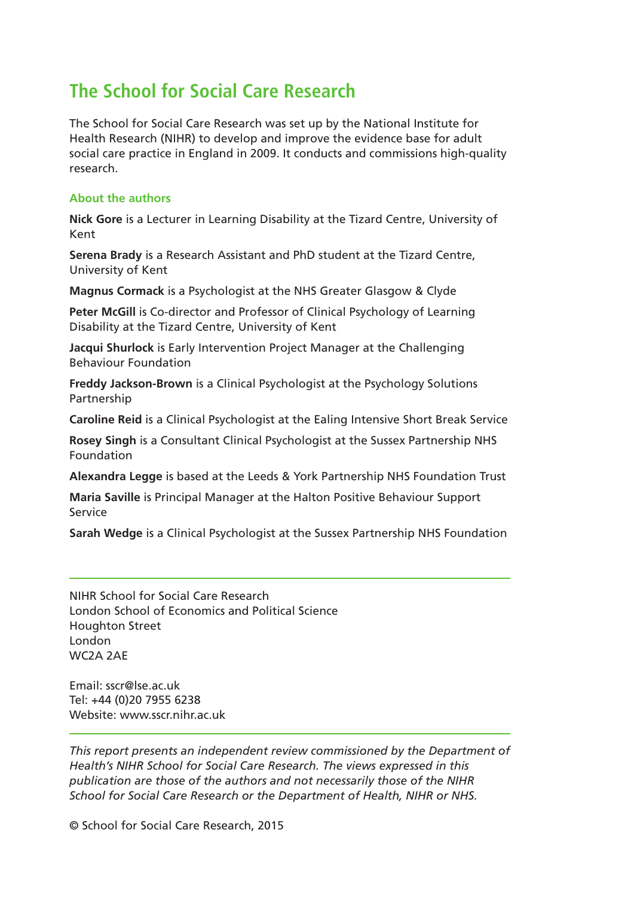# The School for Social Care Research

The School for Social Care Research was set up by the National Institute for Health Research (NIHR) to develop and improve the evidence base for adult social care practice in England in 2009. It conducts and commissions high-quality research.

### About the authors

**Nick Gore** is a Lecturer in Learning Disability at the Tizard Centre, University of Kent

**Serena Brady** is a Research Assistant and PhD student at the Tizard Centre, University of Kent

**Magnus Cormack** is a Psychologist at the NHS Greater Glasgow & Clyde

**Peter McGill** is Co-director and Professor of Clinical Psychology of Learning Disability at the Tizard Centre, University of Kent

**Jacqui Shurlock** is Early Intervention Project Manager at the Challenging Behaviour Foundation

**Freddy Jackson-Brown** is a Clinical Psychologist at the Psychology Solutions Partnership

**Caroline Reid** is a Clinical Psychologist at the Ealing Intensive Short Break Service

**Rosey Singh** is a Consultant Clinical Psychologist at the Sussex Partnership NHS Foundation

**Alexandra Legge** is based at the Leeds & York Partnership NHS Foundation Trust

**Maria Saville** is Principal Manager at the Halton Positive Behaviour Support Service

**Sarah Wedge** is a Clinical Psychologist at the Sussex Partnership NHS Foundation

---

NIHR School for Social Care Research
London School of Economics and Political Science
Houghton Street
London
WC2A 2AE

Email: sscr@lse.ac.uk
Tel: +44 (0)20 7955 6238
Website: www.sscr.nihr.ac.uk

---

*This report presents an independent review commissioned by the Department of Health's NIHR School for Social Care Research. The views expressed in this publication are those of the authors and not necessarily those of the NIHR School for Social Care Research or the Department of Health, NIHR or NHS.*

© School for Social Care Research, 2015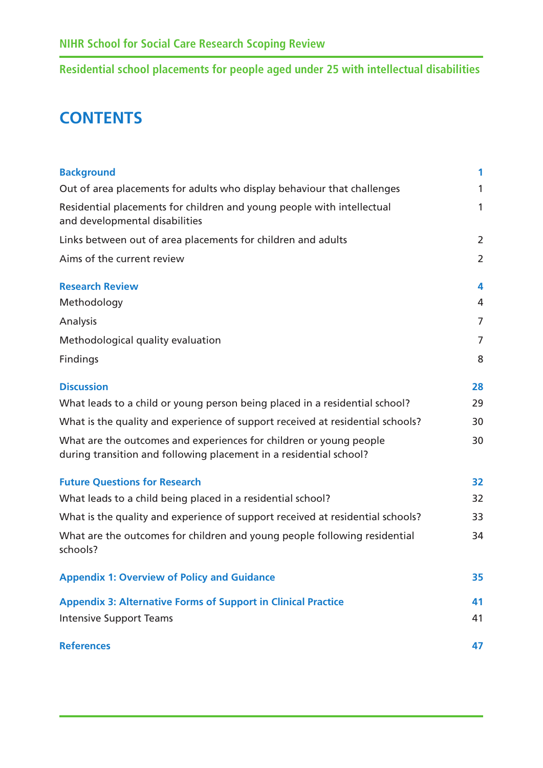# CONTENTS

| | |
|---|---|
| **Background** | **1** |
| Out of area placements for adults who display behaviour that challenges | 1 |
| Residential placements for children and young people with intellectual and developmental disabilities | 1 |
| Links between out of area placements for children and adults | 2 |
| Aims of the current review | 2 |
| **Research Review** | **4** |
| Methodology | 4 |
| Analysis | 7 |
| Methodological quality evaluation | 7 |
| Findings | 8 |
| **Discussion** | **28** |
| What leads to a child or young person being placed in a residential school? | 29 |
| What is the quality and experience of support received at residential schools? | 30 |
| What are the outcomes and experiences for children or young people during transition and following placement in a residential school? | 30 |
| **Future Questions for Research** | **32** |
| What leads to a child being placed in a residential school? | 32 |
| What is the quality and experience of support received at residential schools? | 33 |
| What are the outcomes for children and young people following residential schools? | 34 |
| **Appendix 1: Overview of Policy and Guidance** | **35** |
| **Appendix 3: Alternative Forms of Support in Clinical Practice** | **41** |
| Intensive Support Teams | 41 |
| **References** | **47** |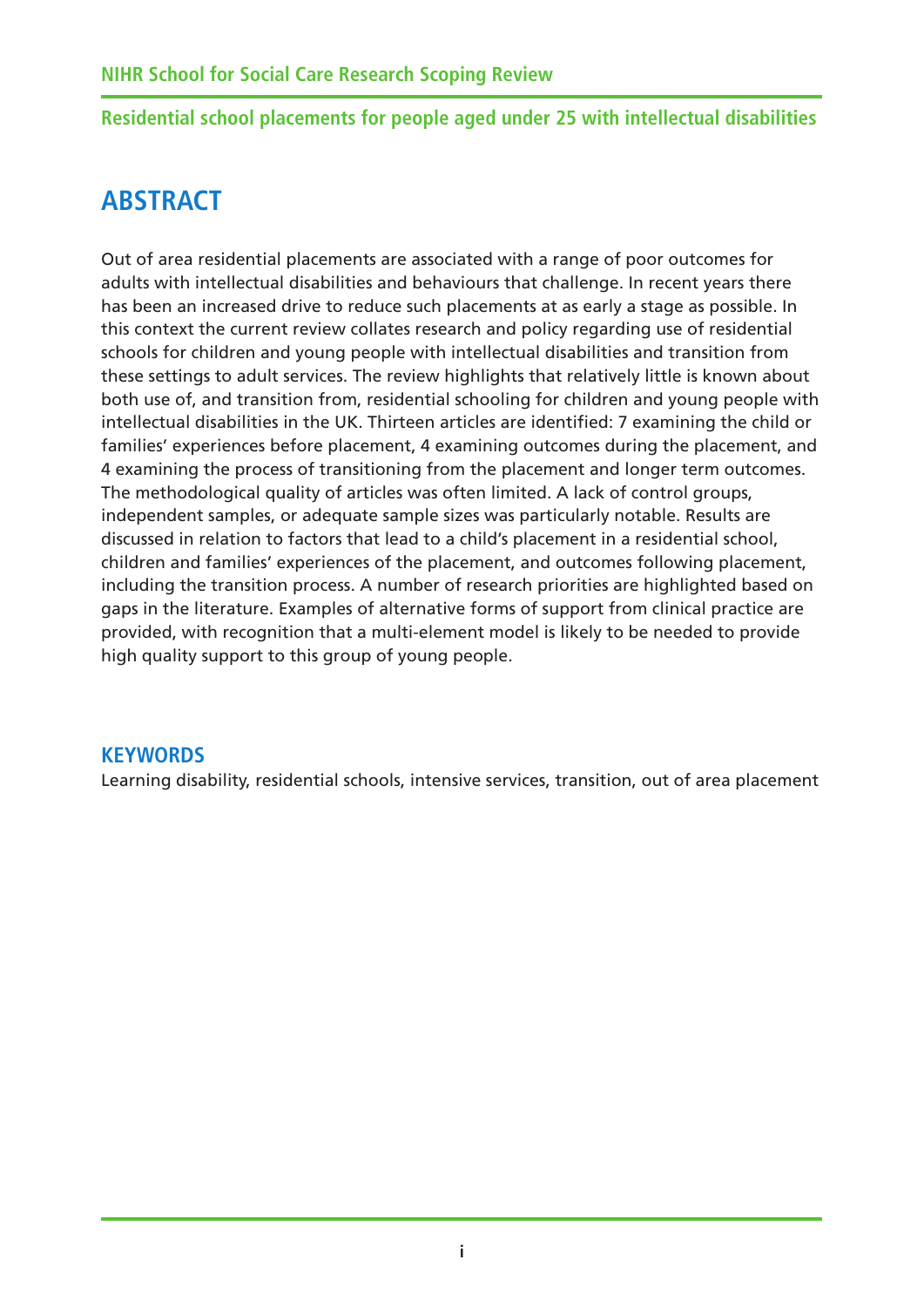## ABSTRACT

Out of area residential placements are associated with a range of poor outcomes for adults with intellectual disabilities and behaviours that challenge. In recent years there has been an increased drive to reduce such placements at as early a stage as possible. In this context the current review collates research and policy regarding use of residential schools for children and young people with intellectual disabilities and transition from these settings to adult services. The review highlights that relatively little is known about both use of, and transition from, residential schooling for children and young people with intellectual disabilities in the UK. Thirteen articles are identified: 7 examining the child or families' experiences before placement, 4 examining outcomes during the placement, and 4 examining the process of transitioning from the placement and longer term outcomes. The methodological quality of articles was often limited. A lack of control groups, independent samples, or adequate sample sizes was particularly notable. Results are discussed in relation to factors that lead to a child's placement in a residential school, children and families' experiences of the placement, and outcomes following placement, including the transition process. A number of research priorities are highlighted based on gaps in the literature. Examples of alternative forms of support from clinical practice are provided, with recognition that a multi-element model is likely to be needed to provide high quality support to this group of young people.

### KEYWORDS

Learning disability, residential schools, intensive services, transition, out of area placement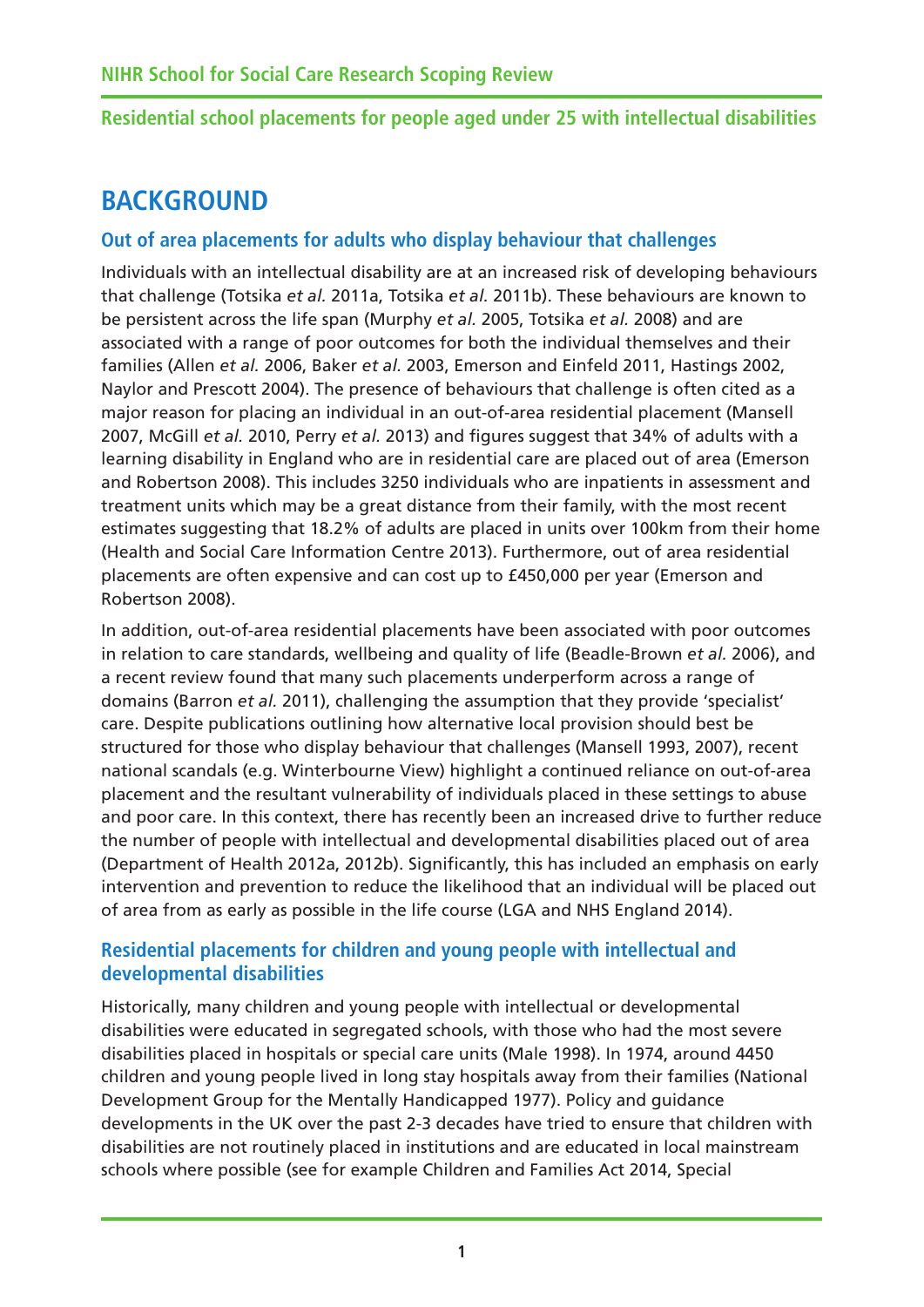# BACKGROUND

## Out of area placements for adults who display behaviour that challenges

Individuals with an intellectual disability are at an increased risk of developing behaviours that challenge (Totsika *et al.* 2011a, Totsika *et al.* 2011b). These behaviours are known to be persistent across the life span (Murphy *et al.* 2005, Totsika *et al.* 2008) and are associated with a range of poor outcomes for both the individual themselves and their families (Allen *et al.* 2006, Baker *et al.* 2003, Emerson and Einfeld 2011, Hastings 2002, Naylor and Prescott 2004). The presence of behaviours that challenge is often cited as a major reason for placing an individual in an out-of-area residential placement (Mansell 2007, McGill *et al.* 2010, Perry *et al.* 2013) and figures suggest that 34% of adults with a learning disability in England who are in residential care are placed out of area (Emerson and Robertson 2008). This includes 3250 individuals who are inpatients in assessment and treatment units which may be a great distance from their family, with the most recent estimates suggesting that 18.2% of adults are placed in units over 100km from their home (Health and Social Care Information Centre 2013). Furthermore, out of area residential placements are often expensive and can cost up to £450,000 per year (Emerson and Robertson 2008).

In addition, out-of-area residential placements have been associated with poor outcomes in relation to care standards, wellbeing and quality of life (Beadle-Brown *et al.* 2006), and a recent review found that many such placements underperform across a range of domains (Barron *et al.* 2011), challenging the assumption that they provide 'specialist' care. Despite publications outlining how alternative local provision should best be structured for those who display behaviour that challenges (Mansell 1993, 2007), recent national scandals (e.g. Winterbourne View) highlight a continued reliance on out-of-area placement and the resultant vulnerability of individuals placed in these settings to abuse and poor care. In this context, there has recently been an increased drive to further reduce the number of people with intellectual and developmental disabilities placed out of area (Department of Health 2012a, 2012b). Significantly, this has included an emphasis on early intervention and prevention to reduce the likelihood that an individual will be placed out of area from as early as possible in the life course (LGA and NHS England 2014).

## Residential placements for children and young people with intellectual and developmental disabilities

Historically, many children and young people with intellectual or developmental disabilities were educated in segregated schools, with those who had the most severe disabilities placed in hospitals or special care units (Male 1998). In 1974, around 4450 children and young people lived in long stay hospitals away from their families (National Development Group for the Mentally Handicapped 1977). Policy and guidance developments in the UK over the past 2-3 decades have tried to ensure that children with disabilities are not routinely placed in institutions and are educated in local mainstream schools where possible (see for example Children and Families Act 2014, Special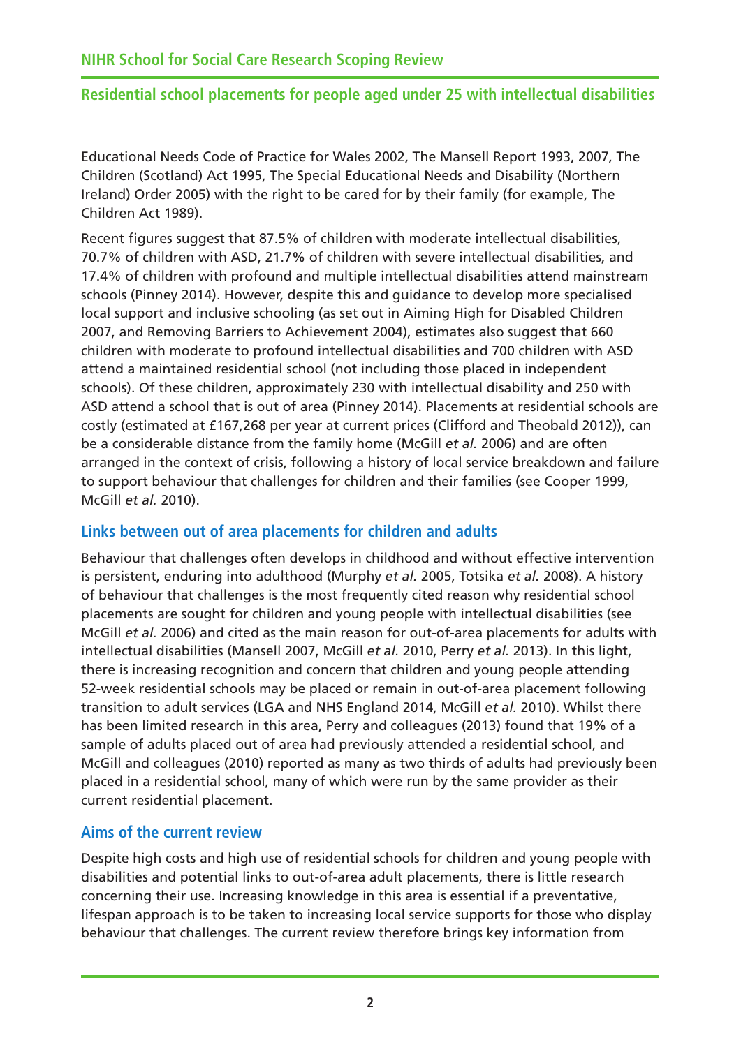Educational Needs Code of Practice for Wales 2002, The Mansell Report 1993, 2007, The Children (Scotland) Act 1995, The Special Educational Needs and Disability (Northern Ireland) Order 2005) with the right to be cared for by their family (for example, The Children Act 1989).

Recent figures suggest that 87.5% of children with moderate intellectual disabilities, 70.7% of children with ASD, 21.7% of children with severe intellectual disabilities, and 17.4% of children with profound and multiple intellectual disabilities attend mainstream schools (Pinney 2014). However, despite this and guidance to develop more specialised local support and inclusive schooling (as set out in Aiming High for Disabled Children 2007, and Removing Barriers to Achievement 2004), estimates also suggest that 660 children with moderate to profound intellectual disabilities and 700 children with ASD attend a maintained residential school (not including those placed in independent schools). Of these children, approximately 230 with intellectual disability and 250 with ASD attend a school that is out of area (Pinney 2014). Placements at residential schools are costly (estimated at £167,268 per year at current prices (Clifford and Theobald 2012)), can be a considerable distance from the family home (McGill *et al.* 2006) and are often arranged in the context of crisis, following a history of local service breakdown and failure to support behaviour that challenges for children and their families (see Cooper 1999, McGill *et al.* 2010).

### Links between out of area placements for children and adults

Behaviour that challenges often develops in childhood and without effective intervention is persistent, enduring into adulthood (Murphy *et al.* 2005, Totsika *et al.* 2008). A history of behaviour that challenges is the most frequently cited reason why residential school placements are sought for children and young people with intellectual disabilities (see McGill *et al.* 2006) and cited as the main reason for out-of-area placements for adults with intellectual disabilities (Mansell 2007, McGill *et al.* 2010, Perry *et al.* 2013). In this light, there is increasing recognition and concern that children and young people attending 52-week residential schools may be placed or remain in out-of-area placement following transition to adult services (LGA and NHS England 2014, McGill *et al.* 2010). Whilst there has been limited research in this area, Perry and colleagues (2013) found that 19% of a sample of adults placed out of area had previously attended a residential school, and McGill and colleagues (2010) reported as many as two thirds of adults had previously been placed in a residential school, many of which were run by the same provider as their current residential placement.

### Aims of the current review

Despite high costs and high use of residential schools for children and young people with disabilities and potential links to out-of-area adult placements, there is little research concerning their use. Increasing knowledge in this area is essential if a preventative, lifespan approach is to be taken to increasing local service supports for those who display behaviour that challenges. The current review therefore brings key information from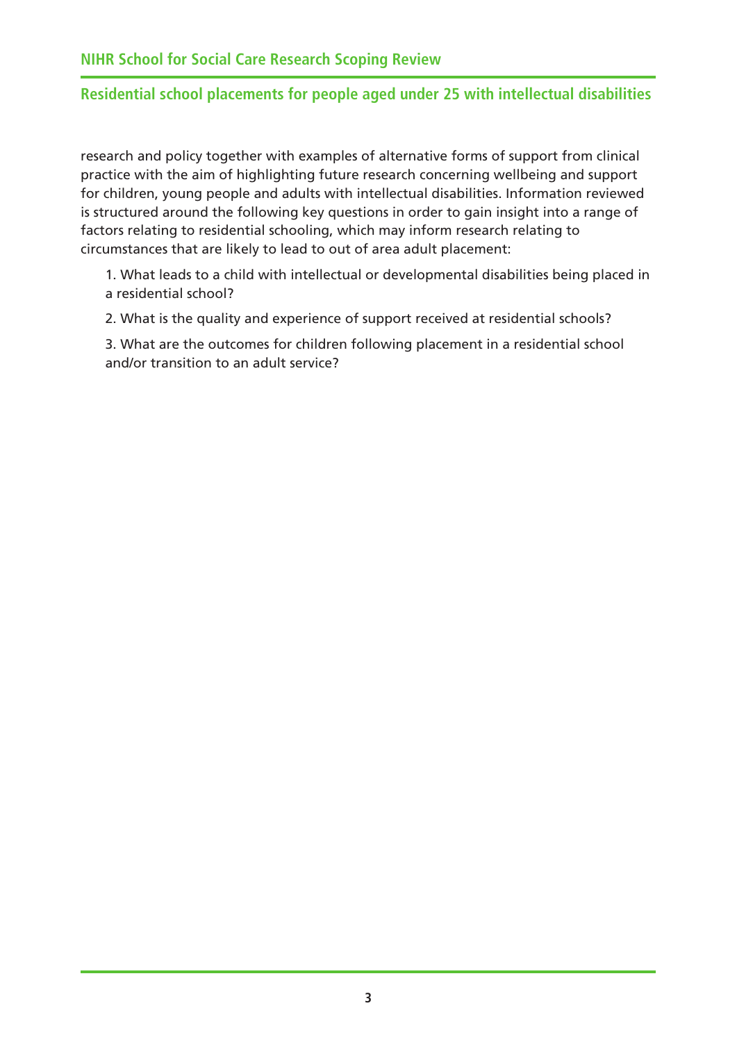research and policy together with examples of alternative forms of support from clinical practice with the aim of highlighting future research concerning wellbeing and support for children, young people and adults with intellectual disabilities. Information reviewed is structured around the following key questions in order to gain insight into a range of factors relating to residential schooling, which may inform research relating to circumstances that are likely to lead to out of area adult placement:

1. What leads to a child with intellectual or developmental disabilities being placed in a residential school?
2. What is the quality and experience of support received at residential schools?
3. What are the outcomes for children following placement in a residential school and/or transition to an adult service?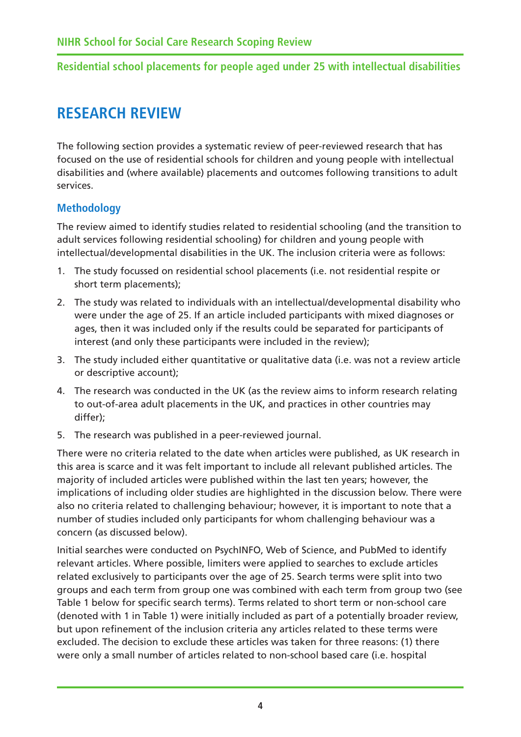# RESEARCH REVIEW

The following section provides a systematic review of peer-reviewed research that has focused on the use of residential schools for children and young people with intellectual disabilities and (where available) placements and outcomes following transitions to adult services.

## Methodology

The review aimed to identify studies related to residential schooling (and the transition to adult services following residential schooling) for children and young people with intellectual/developmental disabilities in the UK. The inclusion criteria were as follows:

1. The study focussed on residential school placements (i.e. not residential respite or short term placements);
2. The study was related to individuals with an intellectual/developmental disability who were under the age of 25. If an article included participants with mixed diagnoses or ages, then it was included only if the results could be separated for participants of interest (and only these participants were included in the review);
3. The study included either quantitative or qualitative data (i.e. was not a review article or descriptive account);
4. The research was conducted in the UK (as the review aims to inform research relating to out-of-area adult placements in the UK, and practices in other countries may differ);
5. The research was published in a peer-reviewed journal.

There were no criteria related to the date when articles were published, as UK research in this area is scarce and it was felt important to include all relevant published articles. The majority of included articles were published within the last ten years; however, the implications of including older studies are highlighted in the discussion below. There were also no criteria related to challenging behaviour; however, it is important to note that a number of studies included only participants for whom challenging behaviour was a concern (as discussed below).

Initial searches were conducted on PsychINFO, Web of Science, and PubMed to identify relevant articles. Where possible, limiters were applied to searches to exclude articles related exclusively to participants over the age of 25. Search terms were split into two groups and each term from group one was combined with each term from group two (see Table 1 below for specific search terms). Terms related to short term or non-school care (denoted with 1 in Table 1) were initially included as part of a potentially broader review, but upon refinement of the inclusion criteria any articles related to these terms were excluded. The decision to exclude these articles was taken for three reasons: (1) there were only a small number of articles related to non-school based care (i.e. hospital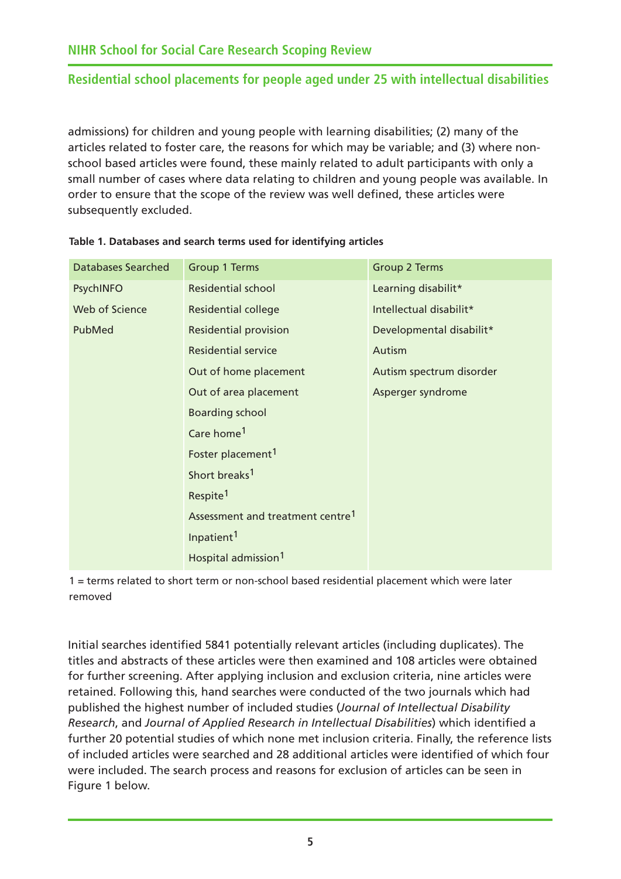admissions) for children and young people with learning disabilities; (2) many of the articles related to foster care, the reasons for which may be variable; and (3) where non-school based articles were found, these mainly related to adult participants with only a small number of cases where data relating to children and young people was available. In order to ensure that the scope of the review was well defined, these articles were subsequently excluded.

**Table 1. Databases and search terms used for identifying articles**

| Databases Searched | Group 1 Terms | Group 2 Terms |
|---|---|---|
| PsychINFO | Residential school | Learning disabilit* |
| Web of Science | Residential college | Intellectual disabilit* |
| PubMed | Residential provision | Developmental disabilit* |
| | Residential service | Autism |
| | Out of home placement | Autism spectrum disorder |
| | Out of area placement | Asperger syndrome |
| | Boarding school | |
| | Care home[1] | |
| | Foster placement[1] | |
| | Short breaks[1] | |
| | Respite[1] | |
| | Assessment and treatment centre[1] | |
| | Inpatient[1] | |
| | Hospital admission[1] | |

1 = terms related to short term or non-school based residential placement which were later removed

Initial searches identified 5841 potentially relevant articles (including duplicates). The titles and abstracts of these articles were then examined and 108 articles were obtained for further screening. After applying inclusion and exclusion criteria, nine articles were retained. Following this, hand searches were conducted of the two journals which had published the highest number of included studies (*Journal of Intellectual Disability Research*, and *Journal of Applied Research in Intellectual Disabilities*) which identified a further 20 potential studies of which none met inclusion criteria. Finally, the reference lists of included articles were searched and 28 additional articles were identified of which four were included. The search process and reasons for exclusion of articles can be seen in Figure 1 below.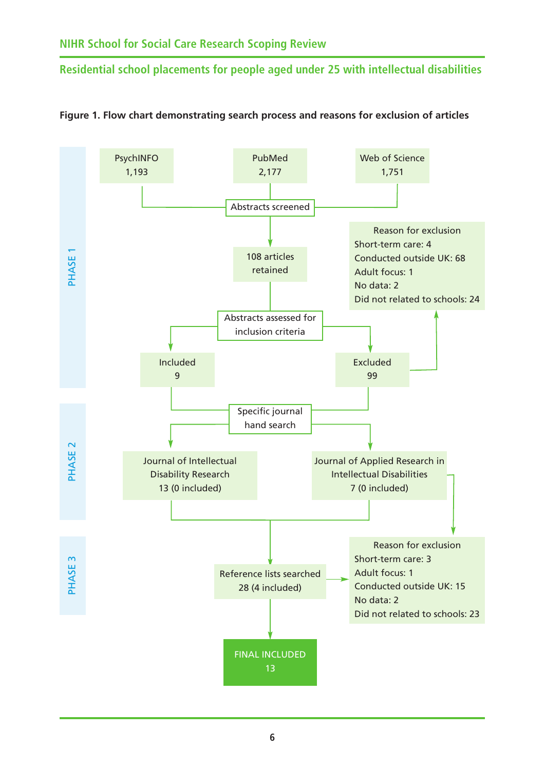**Figure 1. Flow chart demonstrating search process and reasons for exclusion of articles**

**PHASE 1**

- PsychINFO 1,193
- PubMed 2,177
- Web of Science 1,751

Abstracts screened

108 articles retained

Abstracts assessed for inclusion criteria

- Included 9
- Excluded 99

Reason for exclusion
Short-term care: 4
Conducted outside UK: 68
Adult focus: 1
No data: 2
Did not related to schools: 24

**PHASE 2**

Specific journal hand search

- Journal of Intellectual Disability Research 13 (0 included)
- Journal of Applied Research in Intellectual Disabilities 7 (0 included)

**PHASE 3**

Reference lists searched 28 (4 included)

Reason for exclusion
Short-term care: 3
Adult focus: 1
Conducted outside UK: 15
No data: 2
Did not related to schools: 23

FINAL INCLUDED 13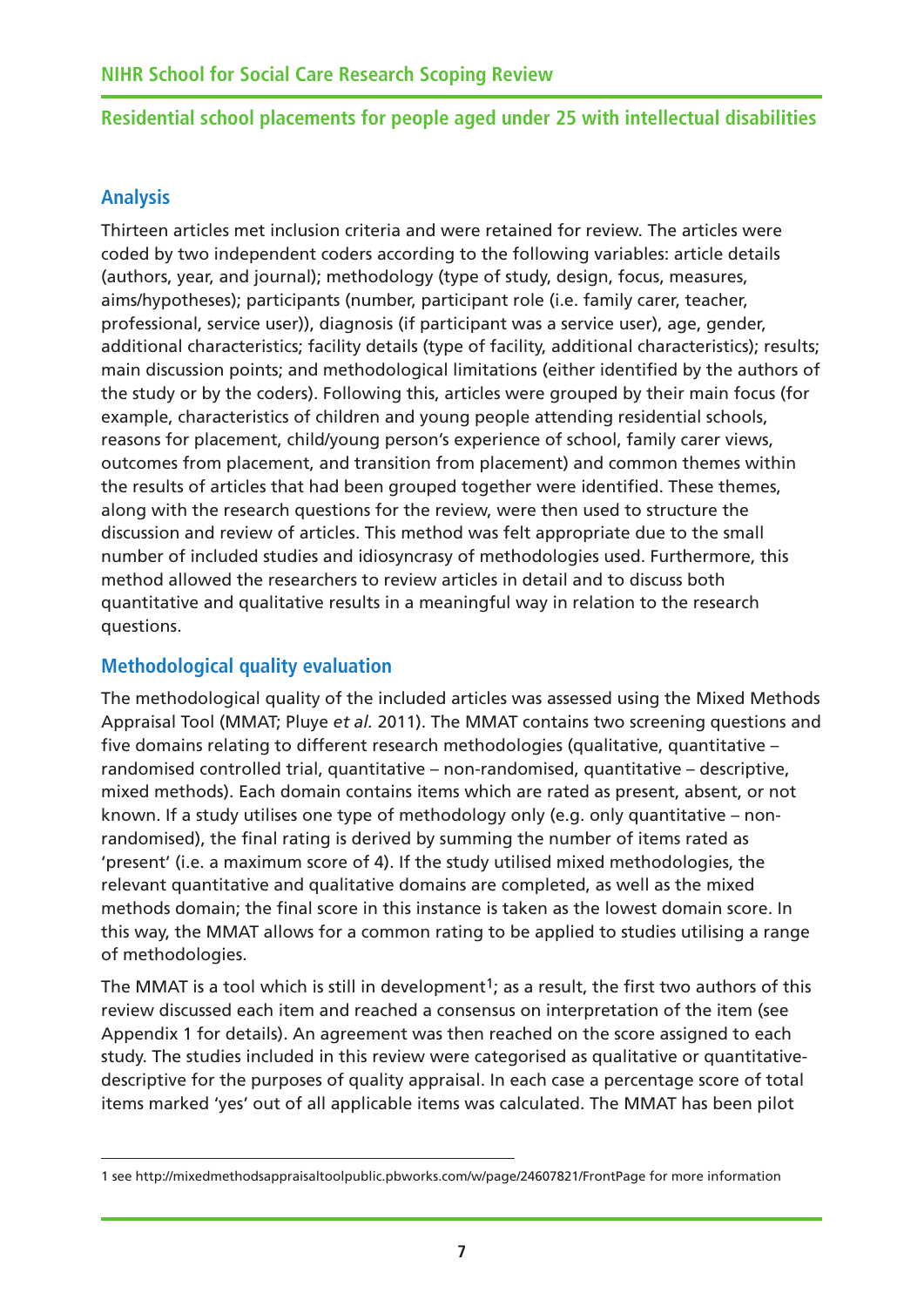## Analysis

Thirteen articles met inclusion criteria and were retained for review. The articles were coded by two independent coders according to the following variables: article details (authors, year, and journal); methodology (type of study, design, focus, measures, aims/hypotheses); participants (number, participant role (i.e. family carer, teacher, professional, service user)), diagnosis (if participant was a service user), age, gender, additional characteristics; facility details (type of facility, additional characteristics); results; main discussion points; and methodological limitations (either identified by the authors of the study or by the coders). Following this, articles were grouped by their main focus (for example, characteristics of children and young people attending residential schools, reasons for placement, child/young person's experience of school, family carer views, outcomes from placement, and transition from placement) and common themes within the results of articles that had been grouped together were identified. These themes, along with the research questions for the review, were then used to structure the discussion and review of articles. This method was felt appropriate due to the small number of included studies and idiosyncrasy of methodologies used. Furthermore, this method allowed the researchers to review articles in detail and to discuss both quantitative and qualitative results in a meaningful way in relation to the research questions.

## Methodological quality evaluation

The methodological quality of the included articles was assessed using the Mixed Methods Appraisal Tool (MMAT; Pluye *et al.* 2011). The MMAT contains two screening questions and five domains relating to different research methodologies (qualitative, quantitative – randomised controlled trial, quantitative – non-randomised, quantitative – descriptive, mixed methods). Each domain contains items which are rated as present, absent, or not known. If a study utilises one type of methodology only (e.g. only quantitative – non-randomised), the final rating is derived by summing the number of items rated as 'present' (i.e. a maximum score of 4). If the study utilised mixed methodologies, the relevant quantitative and qualitative domains are completed, as well as the mixed methods domain; the final score in this instance is taken as the lowest domain score. In this way, the MMAT allows for a common rating to be applied to studies utilising a range of methodologies.

The MMAT is a tool which is still in development[1]; as a result, the first two authors of this review discussed each item and reached a consensus on interpretation of the item (see Appendix 1 for details). An agreement was then reached on the score assigned to each study. The studies included in this review were categorised as qualitative or quantitative-descriptive for the purposes of quality appraisal. In each case a percentage score of total items marked 'yes' out of all applicable items was calculated. The MMAT has been pilot

1 see http://mixedmethodsappraisaltoolpublic.pbworks.com/w/page/24607821/FrontPage for more information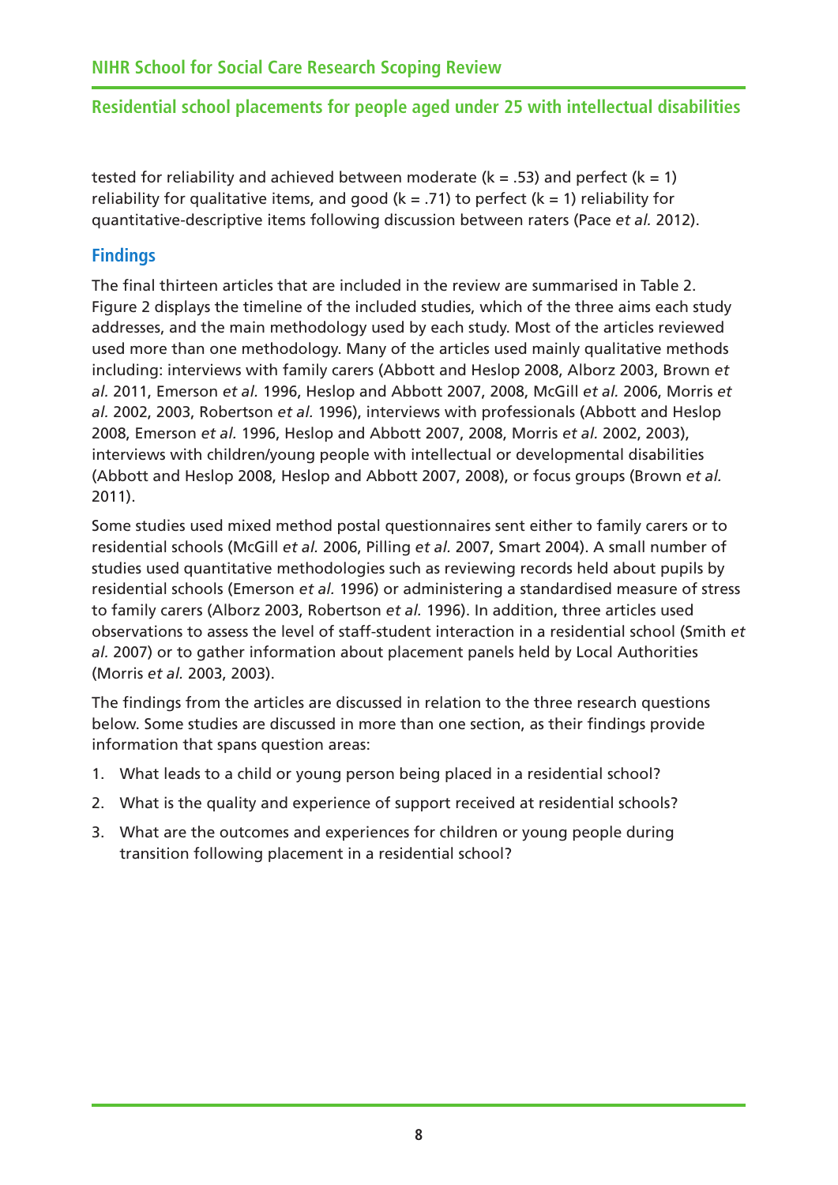tested for reliability and achieved between moderate (k = .53) and perfect (k = 1) reliability for qualitative items, and good (k = .71) to perfect (k = 1) reliability for quantitative-descriptive items following discussion between raters (Pace *et al.* 2012).

## Findings

The final thirteen articles that are included in the review are summarised in Table 2. Figure 2 displays the timeline of the included studies, which of the three aims each study addresses, and the main methodology used by each study. Most of the articles reviewed used more than one methodology. Many of the articles used mainly qualitative methods including: interviews with family carers (Abbott and Heslop 2008, Alborz 2003, Brown *et al.* 2011, Emerson *et al.* 1996, Heslop and Abbott 2007, 2008, McGill *et al.* 2006, Morris *et al.* 2002, 2003, Robertson *et al.* 1996), interviews with professionals (Abbott and Heslop 2008, Emerson *et al.* 1996, Heslop and Abbott 2007, 2008, Morris *et al.* 2002, 2003), interviews with children/young people with intellectual or developmental disabilities (Abbott and Heslop 2008, Heslop and Abbott 2007, 2008), or focus groups (Brown *et al.* 2011).

Some studies used mixed method postal questionnaires sent either to family carers or to residential schools (McGill *et al.* 2006, Pilling *et al.* 2007, Smart 2004). A small number of studies used quantitative methodologies such as reviewing records held about pupils by residential schools (Emerson *et al.* 1996) or administering a standardised measure of stress to family carers (Alborz 2003, Robertson *et al.* 1996). In addition, three articles used observations to assess the level of staff-student interaction in a residential school (Smith *et al.* 2007) or to gather information about placement panels held by Local Authorities (Morris *et al.* 2003, 2003).

The findings from the articles are discussed in relation to the three research questions below. Some studies are discussed in more than one section, as their findings provide information that spans question areas:

1. What leads to a child or young person being placed in a residential school?
2. What is the quality and experience of support received at residential schools?
3. What are the outcomes and experiences for children or young people during transition following placement in a residential school?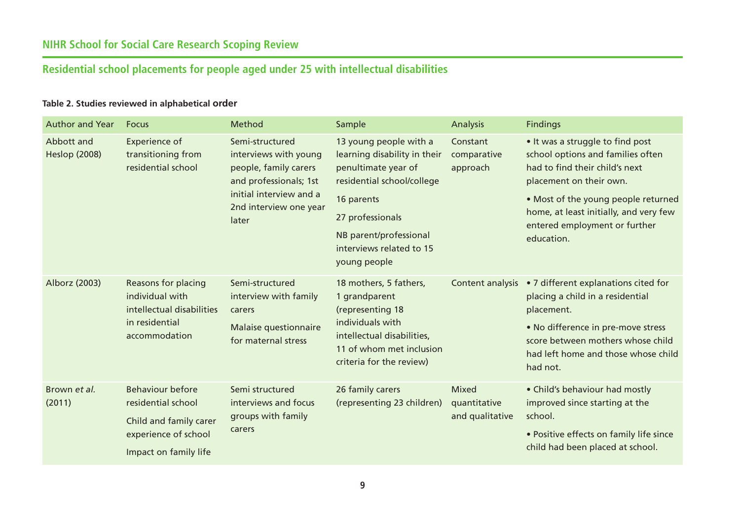**Table 2. Studies reviewed in alphabetical order**

| Author and Year | Focus | Method | Sample | Analysis | Findings |
|---|---|---|---|---|---|
| Abbott and Heslop (2008) | Experience of transitioning from residential school | Semi-structured interviews with young people, family carers and professionals; 1st initial interview and a 2nd interview one year later | 13 young people with a learning disability in their penultimate year of residential school/college<br>16 parents<br>27 professionals<br>NB parent/professional interviews related to 15 young people | Constant comparative approach | • It was a struggle to find post school options and families often had to find their child's next placement on their own.<br>• Most of the young people returned home, at least initially, and very few entered employment or further education. |
| Alborz (2003) | Reasons for placing individual with intellectual disabilities in residential accommodation | Semi-structured interview with family carers<br>Malaise questionnaire for maternal stress | 18 mothers, 5 fathers, 1 grandparent (representing 18 individuals with intellectual disabilities, 11 of whom met inclusion criteria for the review) | Content analysis | • 7 different explanations cited for placing a child in a residential placement.<br>• No difference in pre-move stress score between mothers whose child had left home and those whose child had not. |
| Brown *et al.* (2011) | Behaviour before residential school<br>Child and family carer experience of school<br>Impact on family life | Semi structured interviews and focus groups with family carers | 26 family carers (representing 23 children) | Mixed quantitative and qualitative | • Child's behaviour had mostly improved since starting at the school.<br>• Positive effects on family life since child had been placed at school. |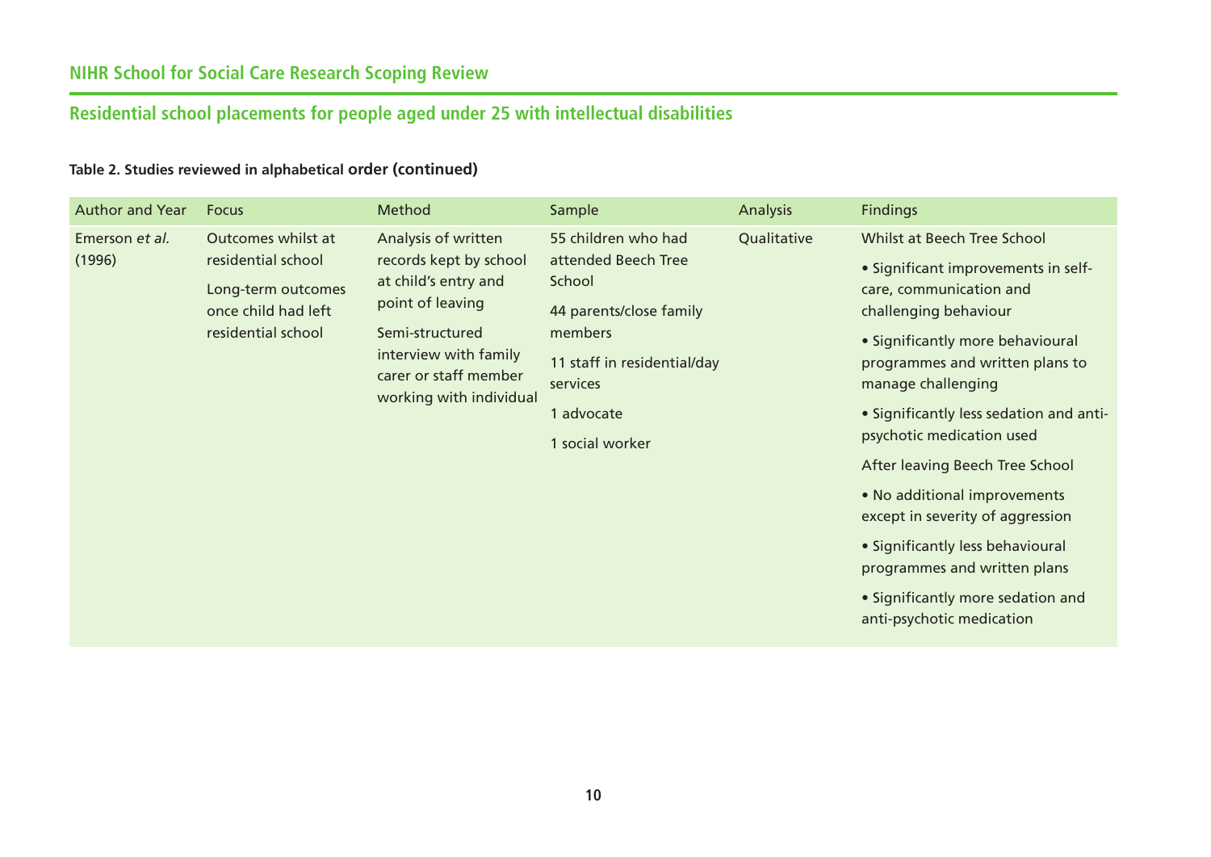**Table 2. Studies reviewed in alphabetical order (continued)**

| Author and Year | Focus | Method | Sample | Analysis | Findings |
|---|---|---|---|---|---|
| Emerson *et al.* (1996) | Outcomes whilst at residential school<br><br>Long-term outcomes once child had left residential school | Analysis of written records kept by school at child's entry and point of leaving<br><br>Semi-structured interview with family carer or staff member working with individual | 55 children who had attended Beech Tree School<br><br>44 parents/close family members<br><br>11 staff in residential/day services<br><br>1 advocate<br><br>1 social worker | Qualitative | Whilst at Beech Tree School<br><br>• Significant improvements in self-care, communication and challenging behaviour<br><br>• Significantly more behavioural programmes and written plans to manage challenging<br><br>• Significantly less sedation and anti-psychotic medication used<br><br>After leaving Beech Tree School<br><br>• No additional improvements except in severity of aggression<br><br>• Significantly less behavioural programmes and written plans<br><br>• Significantly more sedation and anti-psychotic medication |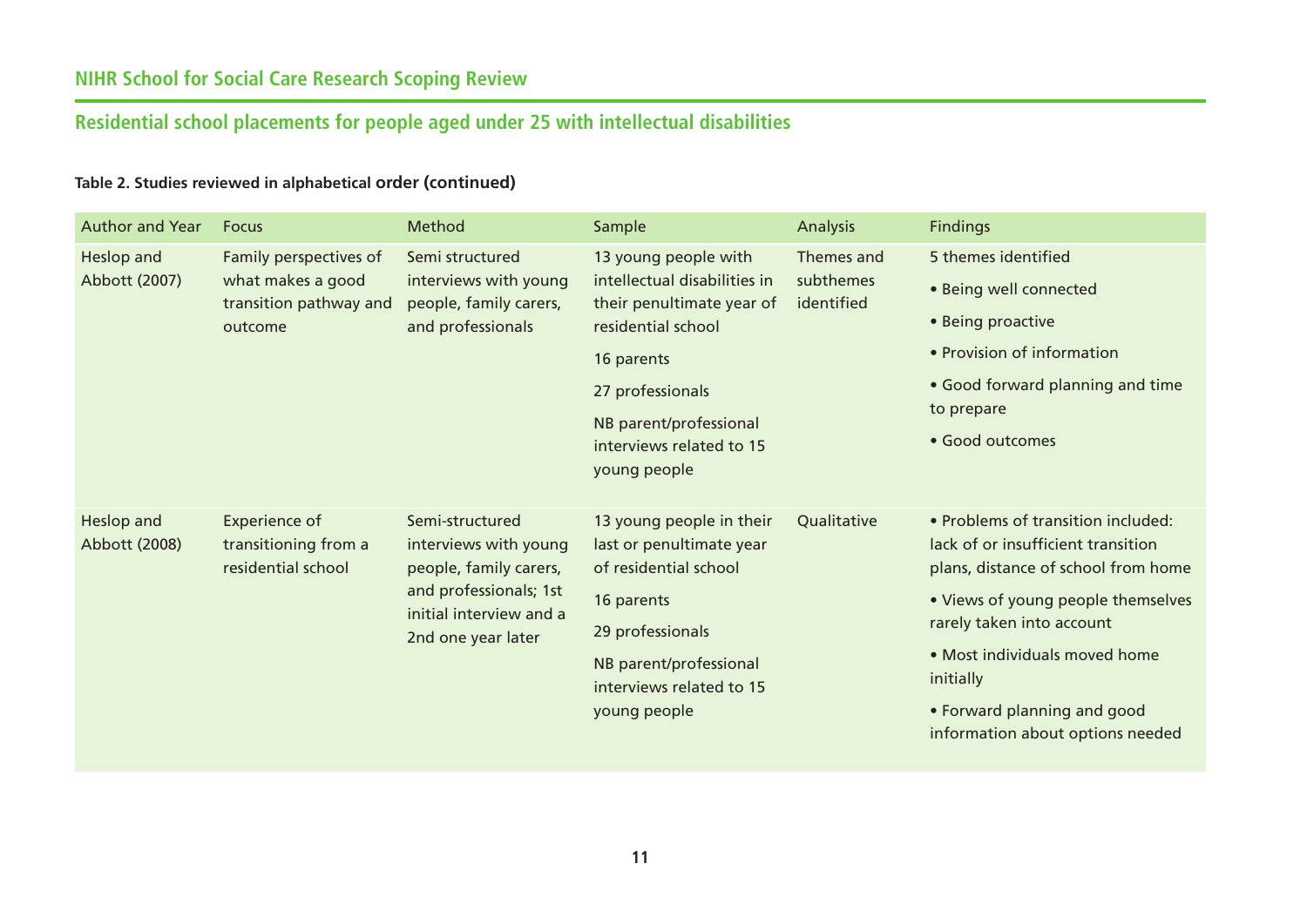**Table 2. Studies reviewed in alphabetical order (continued)**

| Author and Year | Focus | Method | Sample | Analysis | Findings |
|---|---|---|---|---|---|
| Heslop and Abbott (2007) | Family perspectives of what makes a good transition pathway and outcome | Semi structured interviews with young people, family carers, and professionals | 13 young people with intellectual disabilities in their penultimate year of residential school<br><br>16 parents<br><br>27 professionals<br><br>NB parent/professional interviews related to 15 young people | Themes and subthemes identified | 5 themes identified<br><br>• Being well connected<br><br>• Being proactive<br><br>• Provision of information<br><br>• Good forward planning and time to prepare<br><br>• Good outcomes |
| Heslop and Abbott (2008) | Experience of transitioning from a residential school | Semi-structured interviews with young people, family carers, and professionals; 1st initial interview and a 2nd one year later | 13 young people in their last or penultimate year of residential school<br><br>16 parents<br><br>29 professionals<br><br>NB parent/professional interviews related to 15 young people | Qualitative | • Problems of transition included: lack of or insufficient transition plans, distance of school from home<br><br>• Views of young people themselves rarely taken into account<br><br>• Most individuals moved home initially<br><br>• Forward planning and good information about options needed |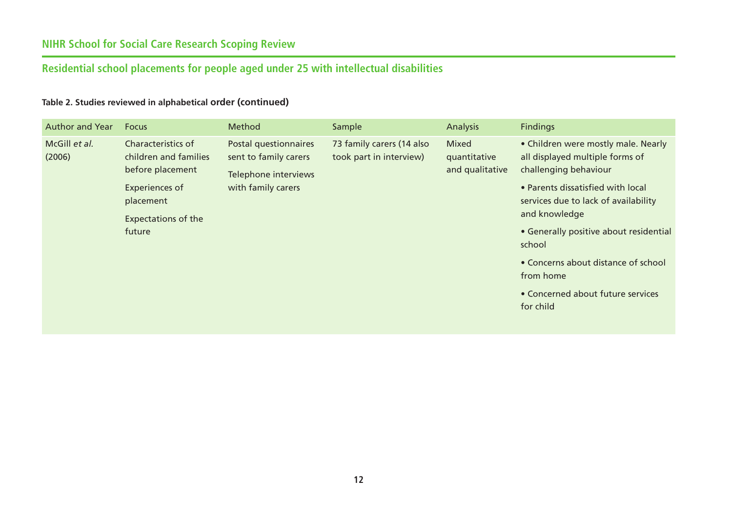Table 2. Studies reviewed in alphabetical order (continued)

| Author and Year | Focus | Method | Sample | Analysis | Findings |
|---|---|---|---|---|---|
| McGill *et al.* (2006) | Characteristics of children and families before placement<br><br>Experiences of placement<br><br>Expectations of the future | Postal questionnaires sent to family carers<br><br>Telephone interviews with family carers | 73 family carers (14 also took part in interview) | Mixed quantitative and qualitative | • Children were mostly male. Nearly all displayed multiple forms of challenging behaviour<br><br>• Parents dissatisfied with local services due to lack of availability and knowledge<br><br>• Generally positive about residential school<br><br>• Concerns about distance of school from home<br><br>• Concerned about future services for child |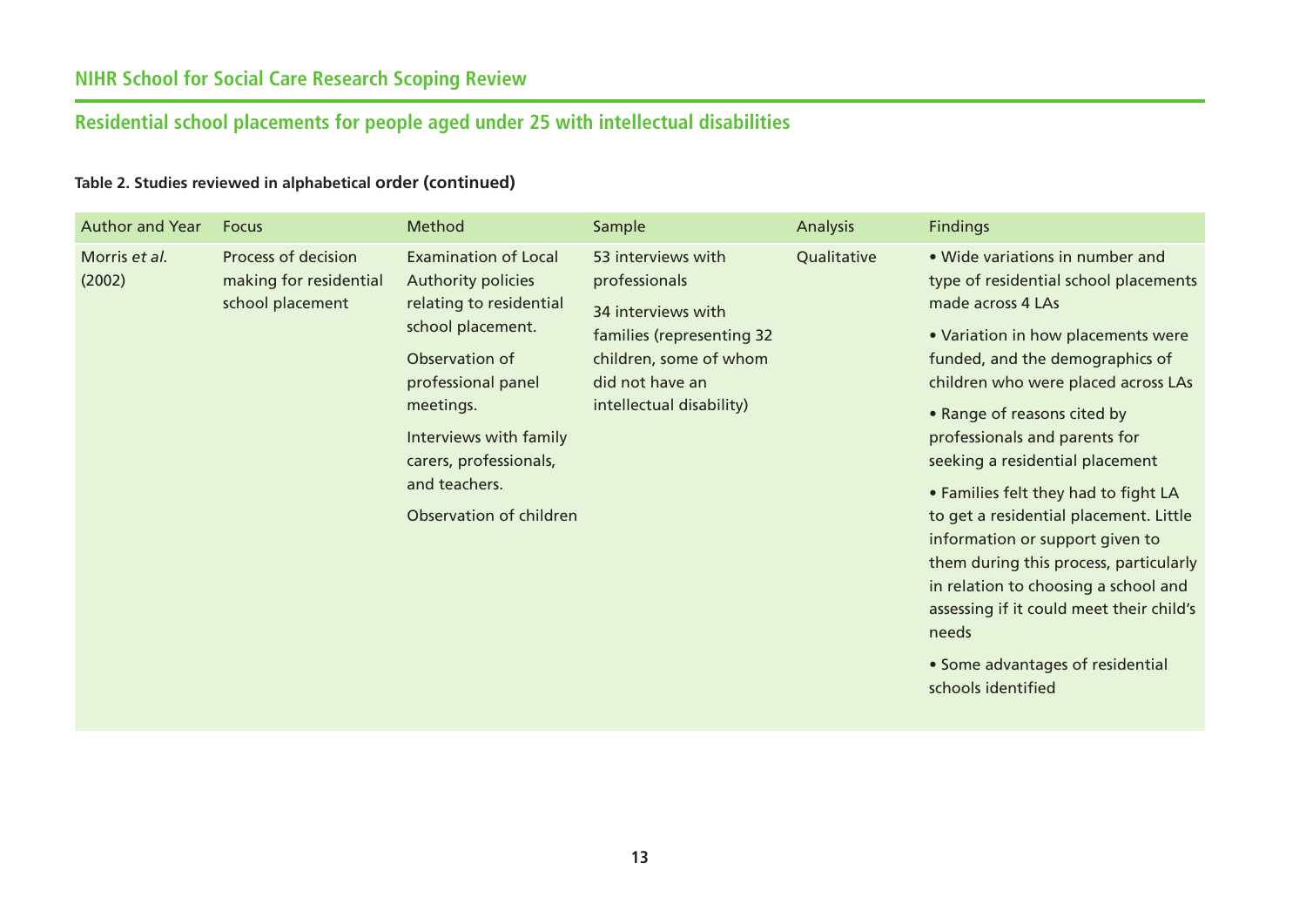**Table 2. Studies reviewed in alphabetical order (continued)**

| Author and Year | Focus | Method | Sample | Analysis | Findings |
|---|---|---|---|---|---|
| Morris *et al.* (2002) | Process of decision making for residential school placement | Examination of Local Authority policies relating to residential school placement.<br><br>Observation of professional panel meetings.<br><br>Interviews with family carers, professionals, and teachers.<br><br>Observation of children | 53 interviews with professionals<br><br>34 interviews with families (representing 32 children, some of whom did not have an intellectual disability) | Qualitative | • Wide variations in number and type of residential school placements made across 4 LAs<br><br>• Variation in how placements were funded, and the demographics of children who were placed across LAs<br><br>• Range of reasons cited by professionals and parents for seeking a residential placement<br><br>• Families felt they had to fight LA to get a residential placement. Little information or support given to them during this process, particularly in relation to choosing a school and assessing if it could meet their child's needs<br><br>• Some advantages of residential schools identified |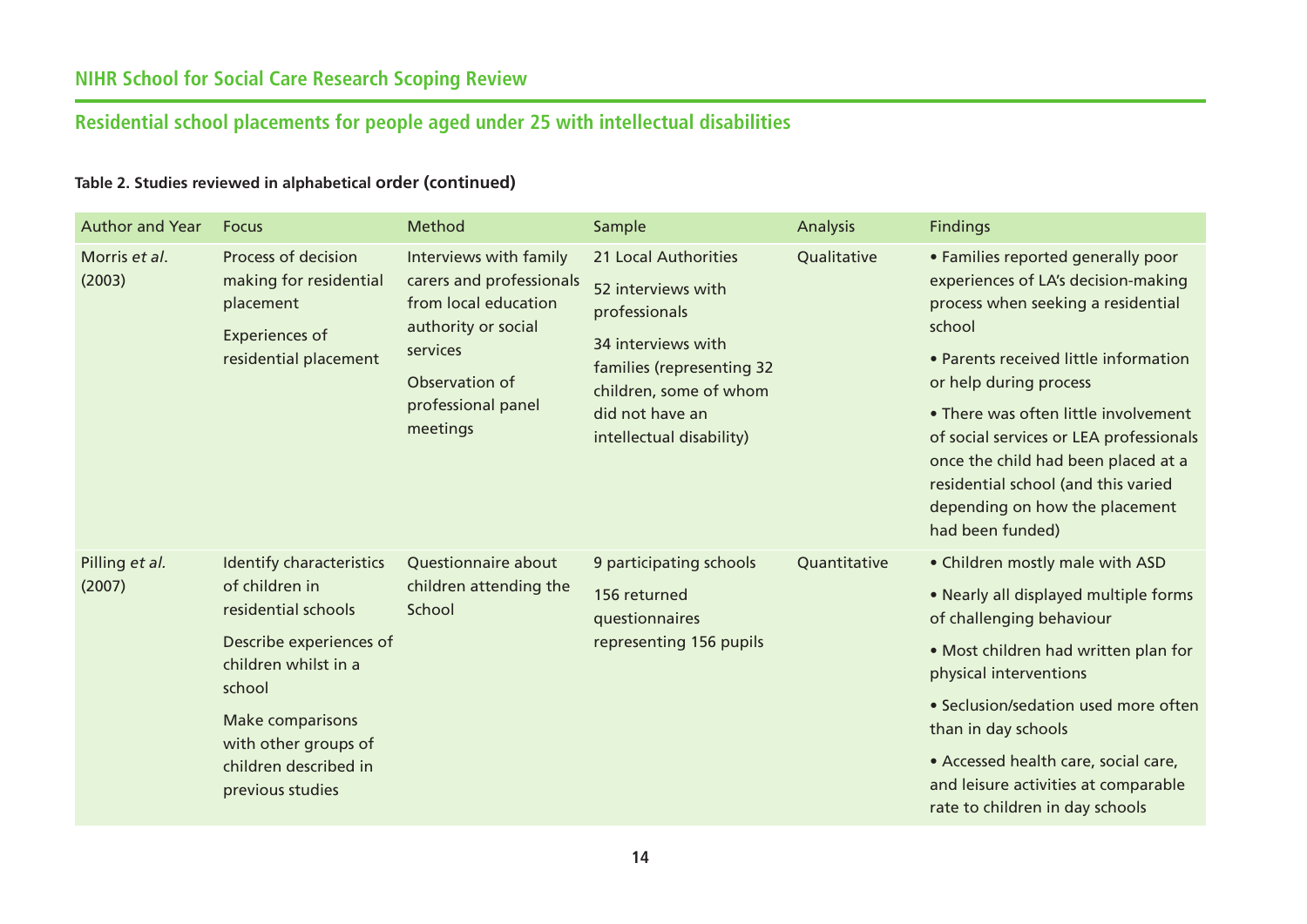**Table 2. Studies reviewed in alphabetical order (continued)**

| Author and Year | Focus | Method | Sample | Analysis | Findings |
|---|---|---|---|---|---|
| Morris *et al*. (2003) | Process of decision making for residential placement<br><br>Experiences of residential placement | Interviews with family carers and professionals from local education authority or social services<br><br>Observation of professional panel meetings | 21 Local Authorities<br><br>52 interviews with professionals<br><br>34 interviews with families (representing 32 children, some of whom did not have an intellectual disability) | Qualitative | • Families reported generally poor experiences of LA's decision-making process when seeking a residential school<br><br>• Parents received little information or help during process<br><br>• There was often little involvement of social services or LEA professionals once the child had been placed at a residential school (and this varied depending on how the placement had been funded) |
| Pilling *et al*. (2007) | Identify characteristics of children in residential schools<br><br>Describe experiences of children whilst in a school<br><br>Make comparisons with other groups of children described in previous studies | Questionnaire about children attending the School | 9 participating schools<br><br>156 returned questionnaires representing 156 pupils | Quantitative | • Children mostly male with ASD<br><br>• Nearly all displayed multiple forms of challenging behaviour<br><br>• Most children had written plan for physical interventions<br><br>• Seclusion/sedation used more often than in day schools<br><br>• Accessed health care, social care, and leisure activities at comparable rate to children in day schools |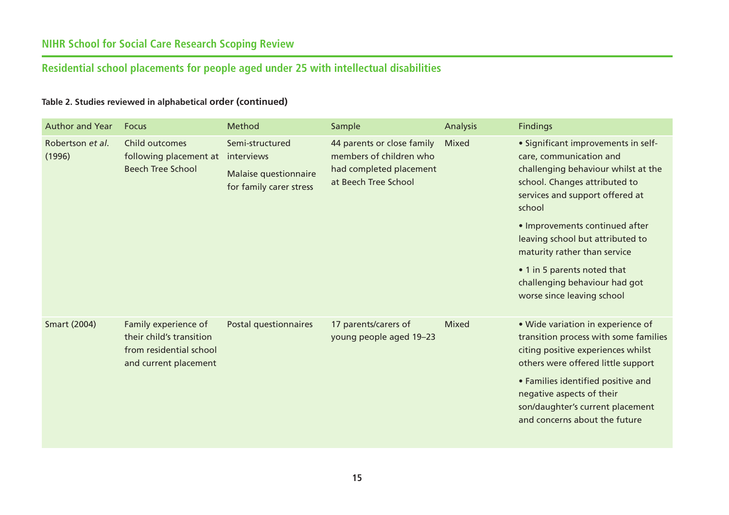**Table 2. Studies reviewed in alphabetical order (continued)**

| Author and Year | Focus | Method | Sample | Analysis | Findings |
|---|---|---|---|---|---|
| Robertson *et al*. (1996) | Child outcomes following placement at Beech Tree School | Semi-structured interviews<br><br>Malaise questionnaire for family carer stress | 44 parents or close family members of children who had completed placement at Beech Tree School | Mixed | • Significant improvements in self-care, communication and challenging behaviour whilst at the school. Changes attributed to services and support offered at school<br><br>• Improvements continued after leaving school but attributed to maturity rather than service<br><br>• 1 in 5 parents noted that challenging behaviour had got worse since leaving school |
| Smart (2004) | Family experience of their child's transition from residential school and current placement | Postal questionnaires | 17 parents/carers of young people aged 19–23 | Mixed | • Wide variation in experience of transition process with some families citing positive experiences whilst others were offered little support<br><br>• Families identified positive and negative aspects of their son/daughter's current placement and concerns about the future |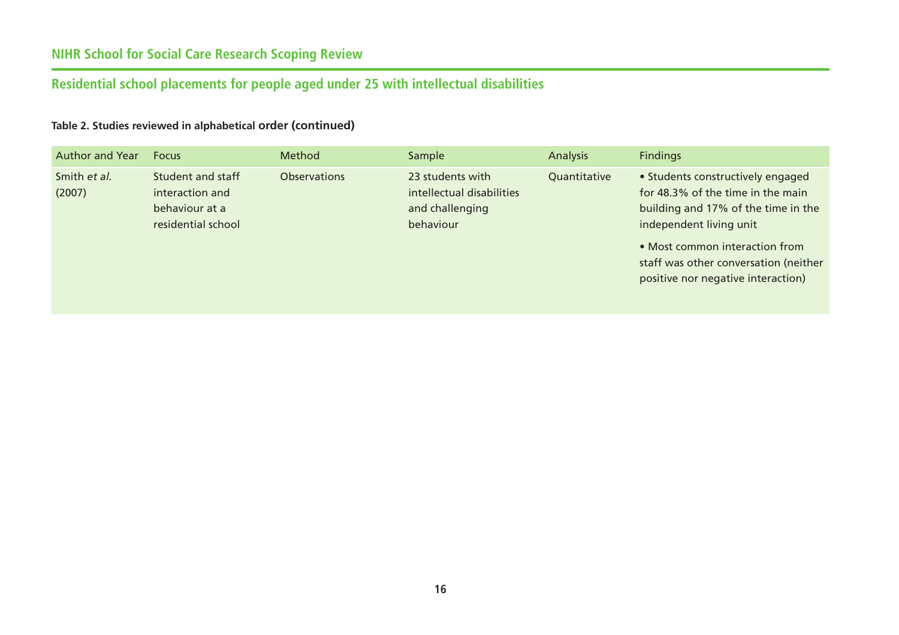**Table 2. Studies reviewed in alphabetical order (continued)**

| Author and Year | Focus | Method | Sample | Analysis | Findings |
|---|---|---|---|---|---|
| Smith *et al.* (2007) | Student and staff interaction and behaviour at a residential school | Observations | 23 students with intellectual disabilities and challenging behaviour | Quantitative | • Students constructively engaged for 48.3% of the time in the main building and 17% of the time in the independent living unit<br>• Most common interaction from staff was other conversation (neither positive nor negative interaction) |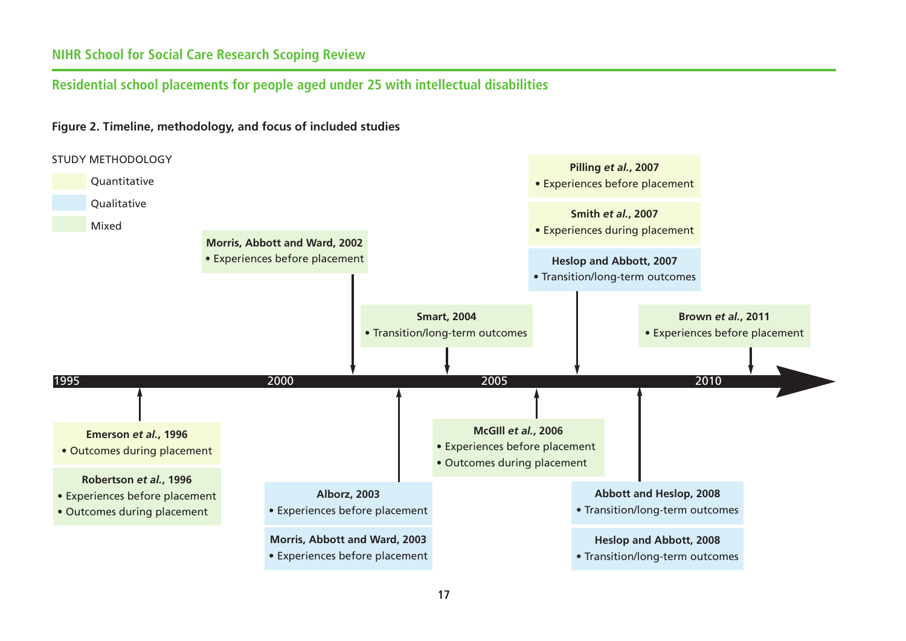## Residential school placements for people aged under 25 with intellectual disabilities

**Figure 2. Timeline, methodology, and focus of included studies**

STUDY METHODOLOGY

- Quantitative
- Qualitative
- Mixed

| Study | Methodology | Focus |
|---|---|---|
| Emerson *et al.*, 1996 | Quantitative | Outcomes during placement |
| Robertson *et al.*, 1996 | Mixed | Experiences before placement; Outcomes during placement |
| Morris, Abbott and Ward, 2002 | Mixed | Experiences before placement |
| Alborz, 2003 | Qualitative | Experiences before placement |
| Morris, Abbott and Ward, 2003 | Qualitative | Experiences before placement |
| Smart, 2004 | Mixed | Transition/long-term outcomes |
| McGill *et al.*, 2006 | Mixed | Experiences before placement; Outcomes during placement |
| Pilling *et al.*, 2007 | Quantitative | Experiences before placement |
| Smith *et al.*, 2007 | Quantitative | Experiences during placement |
| Heslop and Abbott, 2007 | Qualitative | Transition/long-term outcomes |
| Abbott and Heslop, 2008 | Qualitative | Transition/long-term outcomes |
| Heslop and Abbott, 2008 | Qualitative | Transition/long-term outcomes |
| Brown *et al.*, 2011 | Mixed | Experiences before placement |

Timeline: 1995 – 2000 – 2005 – 2010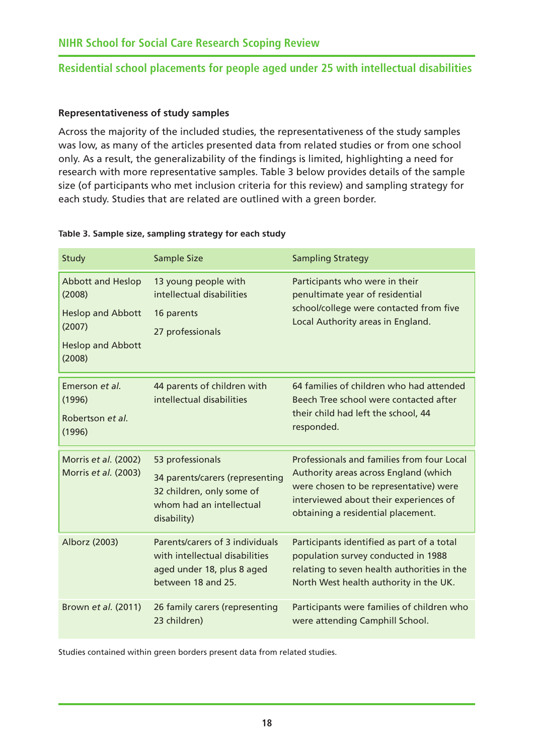### Representativeness of study samples

Across the majority of the included studies, the representativeness of the study samples was low, as many of the articles presented data from related studies or from one school only. As a result, the generalizability of the findings is limited, highlighting a need for research with more representative samples. Table 3 below provides details of the sample size (of participants who met inclusion criteria for this review) and sampling strategy for each study. Studies that are related are outlined with a green border.

**Table 3. Sample size, sampling strategy for each study**

| Study | Sample Size | Sampling Strategy |
|---|---|---|
| Abbott and Heslop (2008)<br>Heslop and Abbott (2007)<br>Heslop and Abbott (2008) | 13 young people with intellectual disabilities<br>16 parents<br>27 professionals | Participants who were in their penultimate year of residential school/college were contacted from five Local Authority areas in England. |
| Emerson *et al.* (1996)<br>Robertson *et al.* (1996) | 44 parents of children with intellectual disabilities | 64 families of children who had attended Beech Tree school were contacted after their child had left the school, 44 responded. |
| Morris *et al.* (2002)<br>Morris *et al.* (2003) | 53 professionals<br>34 parents/carers (representing 32 children, only some of whom had an intellectual disability) | Professionals and families from four Local Authority areas across England (which were chosen to be representative) were interviewed about their experiences of obtaining a residential placement. |
| Alborz (2003) | Parents/carers of 3 individuals with intellectual disabilities aged under 18, plus 8 aged between 18 and 25. | Participants identified as part of a total population survey conducted in 1988 relating to seven health authorities in the North West health authority in the UK. |
| Brown *et al.* (2011) | 26 family carers (representing 23 children) | Participants were families of children who were attending Camphill School. |

Studies contained within green borders present data from related studies.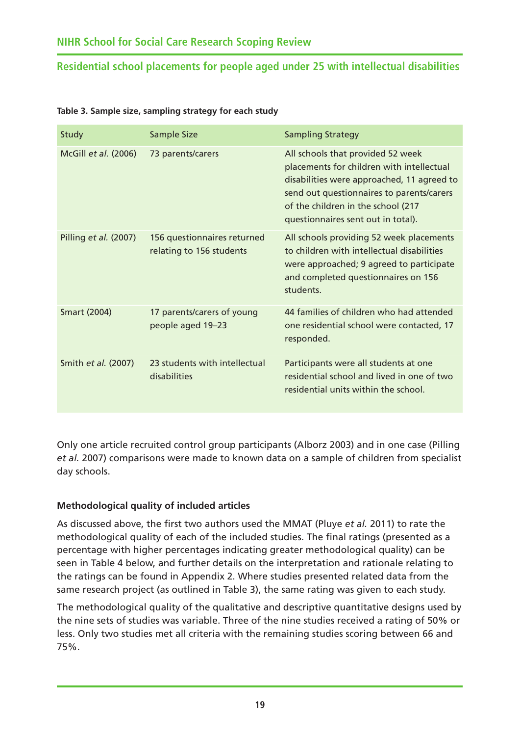**Table 3. Sample size, sampling strategy for each study**

| Study | Sample Size | Sampling Strategy |
|---|---|---|
| McGill *et al.* (2006) | 73 parents/carers | All schools that provided 52 week placements for children with intellectual disabilities were approached, 11 agreed to send out questionnaires to parents/carers of the children in the school (217 questionnaires sent out in total). |
| Pilling *et al.* (2007) | 156 questionnaires returned relating to 156 students | All schools providing 52 week placements to children with intellectual disabilities were approached; 9 agreed to participate and completed questionnaires on 156 students. |
| Smart (2004) | 17 parents/carers of young people aged 19–23 | 44 families of children who had attended one residential school were contacted, 17 responded. |
| Smith *et al.* (2007) | 23 students with intellectual disabilities | Participants were all students at one residential school and lived in one of two residential units within the school. |

Only one article recruited control group participants (Alborz 2003) and in one case (Pilling *et al.* 2007) comparisons were made to known data on a sample of children from specialist day schools.

### Methodological quality of included articles

As discussed above, the first two authors used the MMAT (Pluye *et al.* 2011) to rate the methodological quality of each of the included studies. The final ratings (presented as a percentage with higher percentages indicating greater methodological quality) can be seen in Table 4 below, and further details on the interpretation and rationale relating to the ratings can be found in Appendix 2. Where studies presented related data from the same research project (as outlined in Table 3), the same rating was given to each study.

The methodological quality of the qualitative and descriptive quantitative designs used by the nine sets of studies was variable. Three of the nine studies received a rating of 50% or less. Only two studies met all criteria with the remaining studies scoring between 66 and 75%.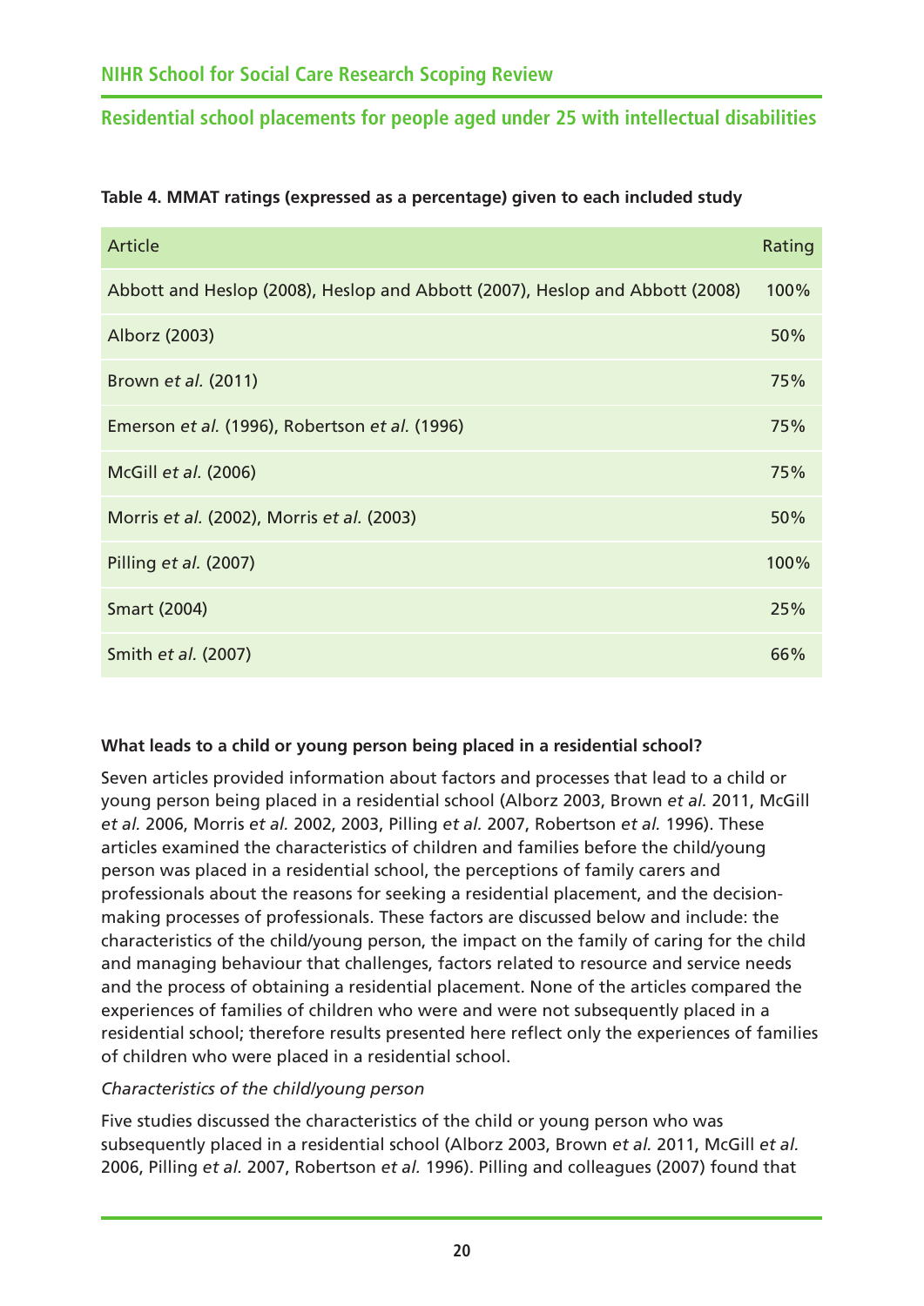**Table 4. MMAT ratings (expressed as a percentage) given to each included study**

| Article | Rating |
|---|---|
| Abbott and Heslop (2008), Heslop and Abbott (2007), Heslop and Abbott (2008) | 100% |
| Alborz (2003) | 50% |
| Brown *et al.* (2011) | 75% |
| Emerson *et al.* (1996), Robertson *et al.* (1996) | 75% |
| McGill *et al.* (2006) | 75% |
| Morris *et al.* (2002), Morris *et al.* (2003) | 50% |
| Pilling *et al.* (2007) | 100% |
| Smart (2004) | 25% |
| Smith *et al.* (2007) | 66% |

**What leads to a child or young person being placed in a residential school?**

Seven articles provided information about factors and processes that lead to a child or young person being placed in a residential school (Alborz 2003, Brown *et al.* 2011, McGill *et al.* 2006, Morris *et al.* 2002, 2003, Pilling *et al.* 2007, Robertson *et al.* 1996). These articles examined the characteristics of children and families before the child/young person was placed in a residential school, the perceptions of family carers and professionals about the reasons for seeking a residential placement, and the decision-making processes of professionals. These factors are discussed below and include: the characteristics of the child/young person, the impact on the family of caring for the child and managing behaviour that challenges, factors related to resource and service needs and the process of obtaining a residential placement. None of the articles compared the experiences of families of children who were and were not subsequently placed in a residential school; therefore results presented here reflect only the experiences of families of children who were placed in a residential school.

*Characteristics of the child/young person*

Five studies discussed the characteristics of the child or young person who was subsequently placed in a residential school (Alborz 2003, Brown *et al.* 2011, McGill *et al.* 2006, Pilling *et al.* 2007, Robertson *et al.* 1996). Pilling and colleagues (2007) found that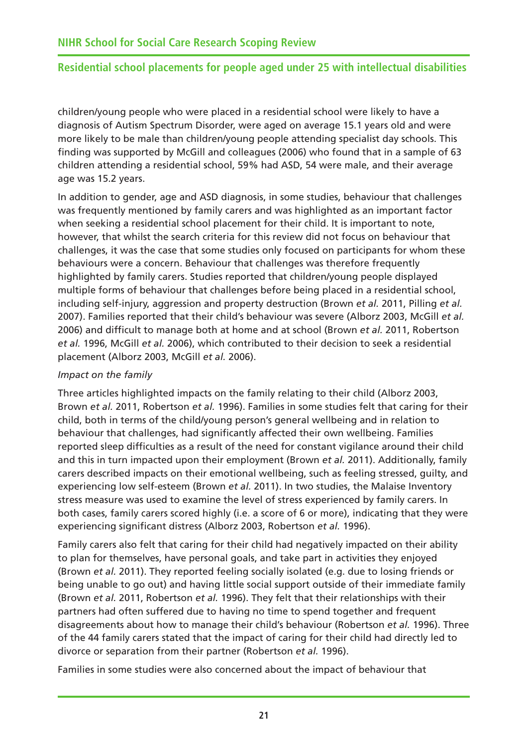children/young people who were placed in a residential school were likely to have a diagnosis of Autism Spectrum Disorder, were aged on average 15.1 years old and were more likely to be male than children/young people attending specialist day schools. This finding was supported by McGill and colleagues (2006) who found that in a sample of 63 children attending a residential school, 59% had ASD, 54 were male, and their average age was 15.2 years.

In addition to gender, age and ASD diagnosis, in some studies, behaviour that challenges was frequently mentioned by family carers and was highlighted as an important factor when seeking a residential school placement for their child. It is important to note, however, that whilst the search criteria for this review did not focus on behaviour that challenges, it was the case that some studies only focused on participants for whom these behaviours were a concern. Behaviour that challenges was therefore frequently highlighted by family carers. Studies reported that children/young people displayed multiple forms of behaviour that challenges before being placed in a residential school, including self-injury, aggression and property destruction (Brown *et al.* 2011, Pilling *et al.* 2007). Families reported that their child's behaviour was severe (Alborz 2003, McGill *et al.* 2006) and difficult to manage both at home and at school (Brown *et al.* 2011, Robertson *et al.* 1996, McGill *et al.* 2006), which contributed to their decision to seek a residential placement (Alborz 2003, McGill *et al.* 2006).

*Impact on the family*

Three articles highlighted impacts on the family relating to their child (Alborz 2003, Brown *et al.* 2011, Robertson *et al.* 1996). Families in some studies felt that caring for their child, both in terms of the child/young person's general wellbeing and in relation to behaviour that challenges, had significantly affected their own wellbeing. Families reported sleep difficulties as a result of the need for constant vigilance around their child and this in turn impacted upon their employment (Brown *et al.* 2011). Additionally, family carers described impacts on their emotional wellbeing, such as feeling stressed, guilty, and experiencing low self-esteem (Brown *et al.* 2011). In two studies, the Malaise Inventory stress measure was used to examine the level of stress experienced by family carers. In both cases, family carers scored highly (i.e. a score of 6 or more), indicating that they were experiencing significant distress (Alborz 2003, Robertson *et al.* 1996).

Family carers also felt that caring for their child had negatively impacted on their ability to plan for themselves, have personal goals, and take part in activities they enjoyed (Brown *et al.* 2011). They reported feeling socially isolated (e.g. due to losing friends or being unable to go out) and having little social support outside of their immediate family (Brown *et al.* 2011, Robertson *et al.* 1996). They felt that their relationships with their partners had often suffered due to having no time to spend together and frequent disagreements about how to manage their child's behaviour (Robertson *et al.* 1996). Three of the 44 family carers stated that the impact of caring for their child had directly led to divorce or separation from their partner (Robertson *et al.* 1996).

Families in some studies were also concerned about the impact of behaviour that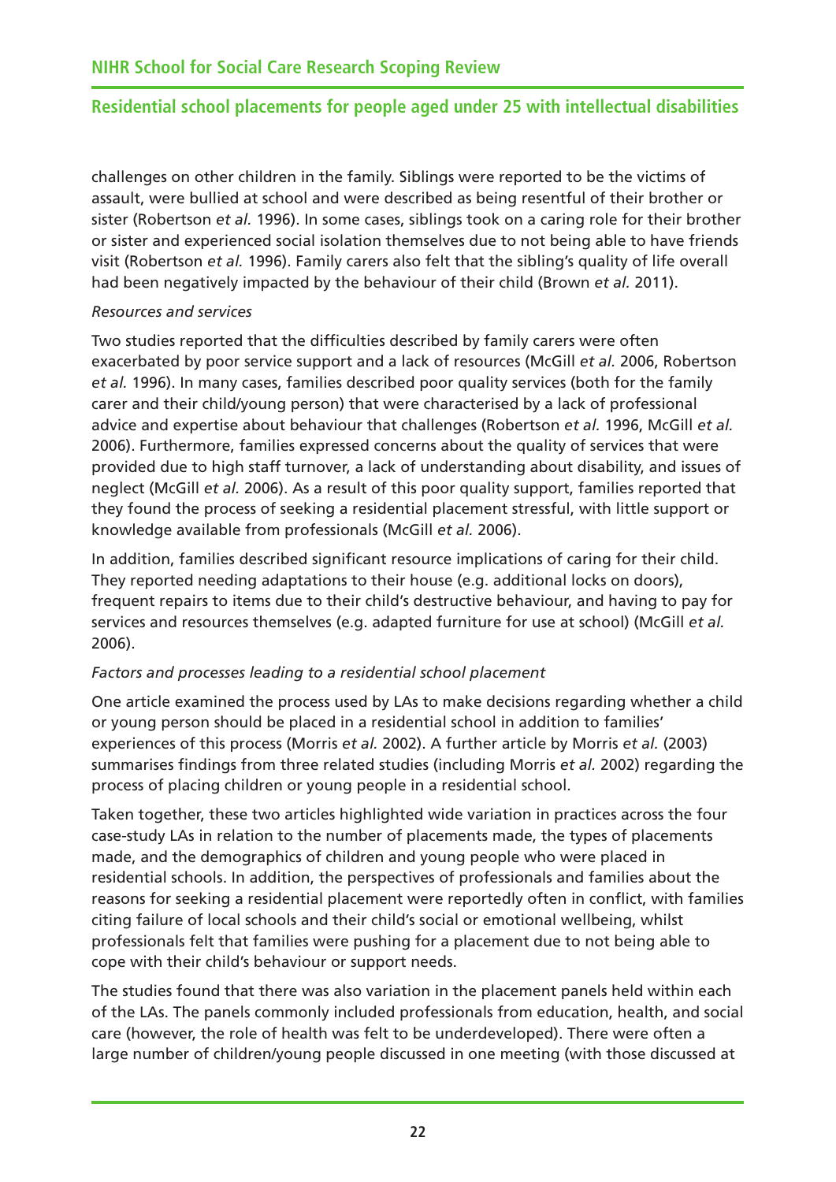challenges on other children in the family. Siblings were reported to be the victims of assault, were bullied at school and were described as being resentful of their brother or sister (Robertson *et al.* 1996). In some cases, siblings took on a caring role for their brother or sister and experienced social isolation themselves due to not being able to have friends visit (Robertson *et al.* 1996). Family carers also felt that the sibling's quality of life overall had been negatively impacted by the behaviour of their child (Brown *et al.* 2011).

*Resources and services*

Two studies reported that the difficulties described by family carers were often exacerbated by poor service support and a lack of resources (McGill *et al.* 2006, Robertson *et al.* 1996). In many cases, families described poor quality services (both for the family carer and their child/young person) that were characterised by a lack of professional advice and expertise about behaviour that challenges (Robertson *et al.* 1996, McGill *et al.* 2006). Furthermore, families expressed concerns about the quality of services that were provided due to high staff turnover, a lack of understanding about disability, and issues of neglect (McGill *et al.* 2006). As a result of this poor quality support, families reported that they found the process of seeking a residential placement stressful, with little support or knowledge available from professionals (McGill *et al.* 2006).

In addition, families described significant resource implications of caring for their child. They reported needing adaptations to their house (e.g. additional locks on doors), frequent repairs to items due to their child's destructive behaviour, and having to pay for services and resources themselves (e.g. adapted furniture for use at school) (McGill *et al.* 2006).

*Factors and processes leading to a residential school placement*

One article examined the process used by LAs to make decisions regarding whether a child or young person should be placed in a residential school in addition to families' experiences of this process (Morris *et al.* 2002). A further article by Morris *et al.* (2003) summarises findings from three related studies (including Morris *et al.* 2002) regarding the process of placing children or young people in a residential school.

Taken together, these two articles highlighted wide variation in practices across the four case-study LAs in relation to the number of placements made, the types of placements made, and the demographics of children and young people who were placed in residential schools. In addition, the perspectives of professionals and families about the reasons for seeking a residential placement were reportedly often in conflict, with families citing failure of local schools and their child's social or emotional wellbeing, whilst professionals felt that families were pushing for a placement due to not being able to cope with their child's behaviour or support needs.

The studies found that there was also variation in the placement panels held within each of the LAs. The panels commonly included professionals from education, health, and social care (however, the role of health was felt to be underdeveloped). There were often a large number of children/young people discussed in one meeting (with those discussed at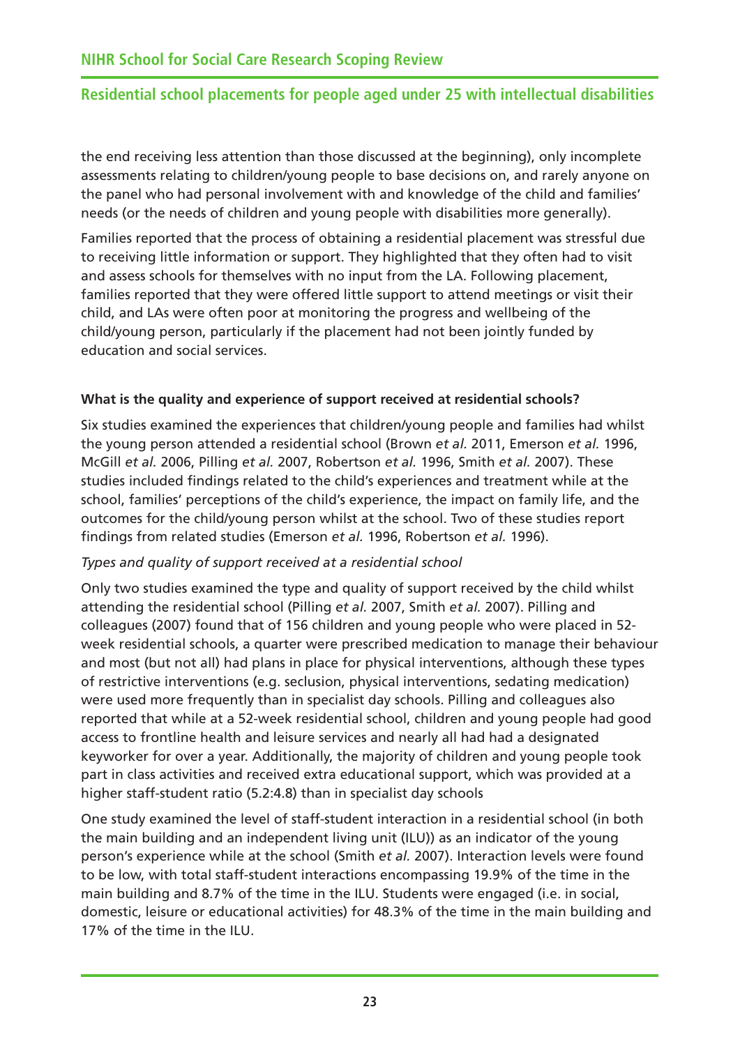the end receiving less attention than those discussed at the beginning), only incomplete assessments relating to children/young people to base decisions on, and rarely anyone on the panel who had personal involvement with and knowledge of the child and families' needs (or the needs of children and young people with disabilities more generally).

Families reported that the process of obtaining a residential placement was stressful due to receiving little information or support. They highlighted that they often had to visit and assess schools for themselves with no input from the LA. Following placement, families reported that they were offered little support to attend meetings or visit their child, and LAs were often poor at monitoring the progress and wellbeing of the child/young person, particularly if the placement had not been jointly funded by education and social services.

**What is the quality and experience of support received at residential schools?**

Six studies examined the experiences that children/young people and families had whilst the young person attended a residential school (Brown *et al.* 2011, Emerson *et al.* 1996, McGill *et al.* 2006, Pilling *et al.* 2007, Robertson *et al.* 1996, Smith *et al.* 2007). These studies included findings related to the child's experiences and treatment while at the school, families' perceptions of the child's experience, the impact on family life, and the outcomes for the child/young person whilst at the school. Two of these studies report findings from related studies (Emerson *et al.* 1996, Robertson *et al.* 1996).

*Types and quality of support received at a residential school*

Only two studies examined the type and quality of support received by the child whilst attending the residential school (Pilling *et al.* 2007, Smith *et al.* 2007). Pilling and colleagues (2007) found that of 156 children and young people who were placed in 52-week residential schools, a quarter were prescribed medication to manage their behaviour and most (but not all) had plans in place for physical interventions, although these types of restrictive interventions (e.g. seclusion, physical interventions, sedating medication) were used more frequently than in specialist day schools. Pilling and colleagues also reported that while at a 52-week residential school, children and young people had good access to frontline health and leisure services and nearly all had had a designated keyworker for over a year. Additionally, the majority of children and young people took part in class activities and received extra educational support, which was provided at a higher staff-student ratio (5.2:4.8) than in specialist day schools

One study examined the level of staff-student interaction in a residential school (in both the main building and an independent living unit (ILU)) as an indicator of the young person's experience while at the school (Smith *et al.* 2007). Interaction levels were found to be low, with total staff-student interactions encompassing 19.9% of the time in the main building and 8.7% of the time in the ILU. Students were engaged (i.e. in social, domestic, leisure or educational activities) for 48.3% of the time in the main building and 17% of the time in the ILU.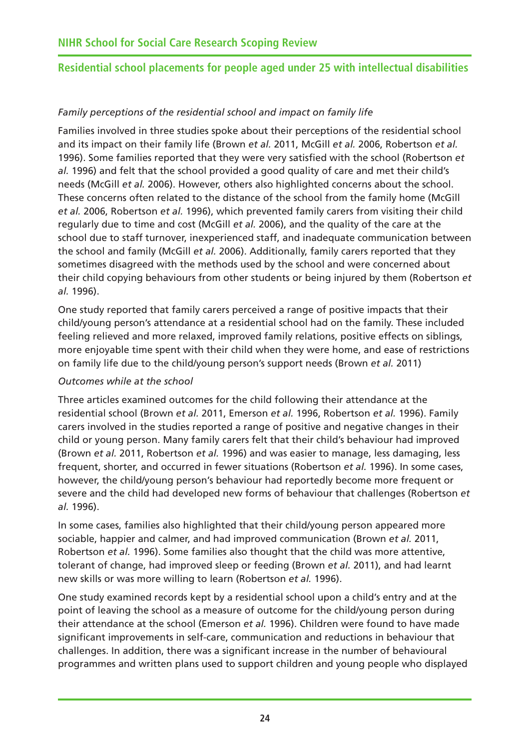*Family perceptions of the residential school and impact on family life*

Families involved in three studies spoke about their perceptions of the residential school and its impact on their family life (Brown *et al.* 2011, McGill *et al.* 2006, Robertson *et al.* 1996). Some families reported that they were very satisfied with the school (Robertson *et al.* 1996) and felt that the school provided a good quality of care and met their child's needs (McGill *et al.* 2006). However, others also highlighted concerns about the school. These concerns often related to the distance of the school from the family home (McGill *et al.* 2006, Robertson *et al.* 1996), which prevented family carers from visiting their child regularly due to time and cost (McGill *et al.* 2006), and the quality of the care at the school due to staff turnover, inexperienced staff, and inadequate communication between the school and family (McGill *et al.* 2006). Additionally, family carers reported that they sometimes disagreed with the methods used by the school and were concerned about their child copying behaviours from other students or being injured by them (Robertson *et al.* 1996).

One study reported that family carers perceived a range of positive impacts that their child/young person's attendance at a residential school had on the family. These included feeling relieved and more relaxed, improved family relations, positive effects on siblings, more enjoyable time spent with their child when they were home, and ease of restrictions on family life due to the child/young person's support needs (Brown *et al.* 2011)

*Outcomes while at the school*

Three articles examined outcomes for the child following their attendance at the residential school (Brown *et al.* 2011, Emerson *et al.* 1996, Robertson *et al.* 1996). Family carers involved in the studies reported a range of positive and negative changes in their child or young person. Many family carers felt that their child's behaviour had improved (Brown *et al.* 2011, Robertson *et al.* 1996) and was easier to manage, less damaging, less frequent, shorter, and occurred in fewer situations (Robertson *et al.* 1996). In some cases, however, the child/young person's behaviour had reportedly become more frequent or severe and the child had developed new forms of behaviour that challenges (Robertson *et al.* 1996).

In some cases, families also highlighted that their child/young person appeared more sociable, happier and calmer, and had improved communication (Brown *et al.* 2011, Robertson *et al.* 1996). Some families also thought that the child was more attentive, tolerant of change, had improved sleep or feeding (Brown *et al.* 2011), and had learnt new skills or was more willing to learn (Robertson *et al.* 1996).

One study examined records kept by a residential school upon a child's entry and at the point of leaving the school as a measure of outcome for the child/young person during their attendance at the school (Emerson *et al.* 1996). Children were found to have made significant improvements in self-care, communication and reductions in behaviour that challenges. In addition, there was a significant increase in the number of behavioural programmes and written plans used to support children and young people who displayed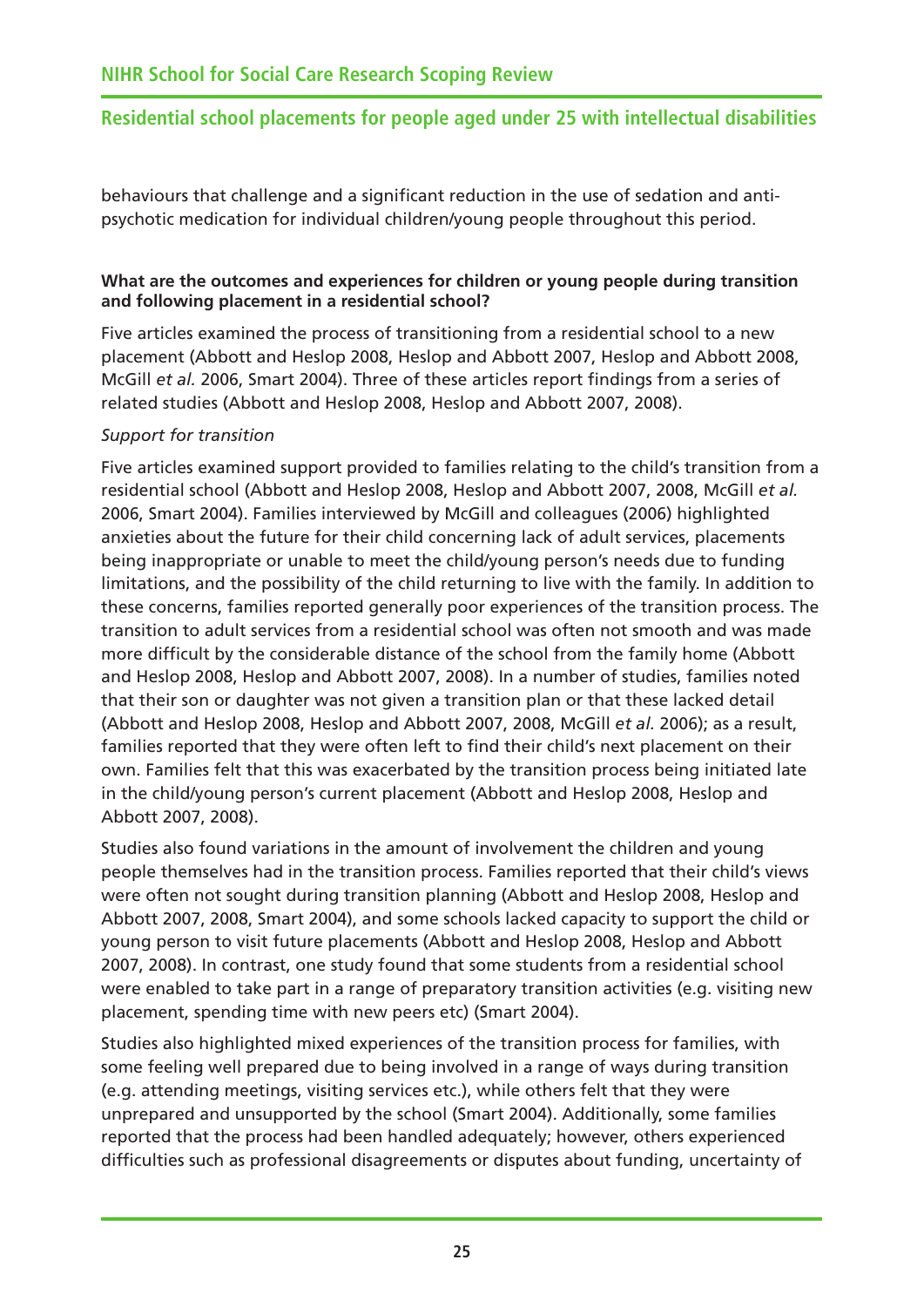behaviours that challenge and a significant reduction in the use of sedation and anti-psychotic medication for individual children/young people throughout this period.

**What are the outcomes and experiences for children or young people during transition and following placement in a residential school?**

Five articles examined the process of transitioning from a residential school to a new placement (Abbott and Heslop 2008, Heslop and Abbott 2007, Heslop and Abbott 2008, McGill *et al.* 2006, Smart 2004). Three of these articles report findings from a series of related studies (Abbott and Heslop 2008, Heslop and Abbott 2007, 2008).

*Support for transition*

Five articles examined support provided to families relating to the child's transition from a residential school (Abbott and Heslop 2008, Heslop and Abbott 2007, 2008, McGill *et al.* 2006, Smart 2004). Families interviewed by McGill and colleagues (2006) highlighted anxieties about the future for their child concerning lack of adult services, placements being inappropriate or unable to meet the child/young person's needs due to funding limitations, and the possibility of the child returning to live with the family. In addition to these concerns, families reported generally poor experiences of the transition process. The transition to adult services from a residential school was often not smooth and was made more difficult by the considerable distance of the school from the family home (Abbott and Heslop 2008, Heslop and Abbott 2007, 2008). In a number of studies, families noted that their son or daughter was not given a transition plan or that these lacked detail (Abbott and Heslop 2008, Heslop and Abbott 2007, 2008, McGill *et al.* 2006); as a result, families reported that they were often left to find their child's next placement on their own. Families felt that this was exacerbated by the transition process being initiated late in the child/young person's current placement (Abbott and Heslop 2008, Heslop and Abbott 2007, 2008).

Studies also found variations in the amount of involvement the children and young people themselves had in the transition process. Families reported that their child's views were often not sought during transition planning (Abbott and Heslop 2008, Heslop and Abbott 2007, 2008, Smart 2004), and some schools lacked capacity to support the child or young person to visit future placements (Abbott and Heslop 2008, Heslop and Abbott 2007, 2008). In contrast, one study found that some students from a residential school were enabled to take part in a range of preparatory transition activities (e.g. visiting new placement, spending time with new peers etc) (Smart 2004).

Studies also highlighted mixed experiences of the transition process for families, with some feeling well prepared due to being involved in a range of ways during transition (e.g. attending meetings, visiting services etc.), while others felt that they were unprepared and unsupported by the school (Smart 2004). Additionally, some families reported that the process had been handled adequately; however, others experienced difficulties such as professional disagreements or disputes about funding, uncertainty of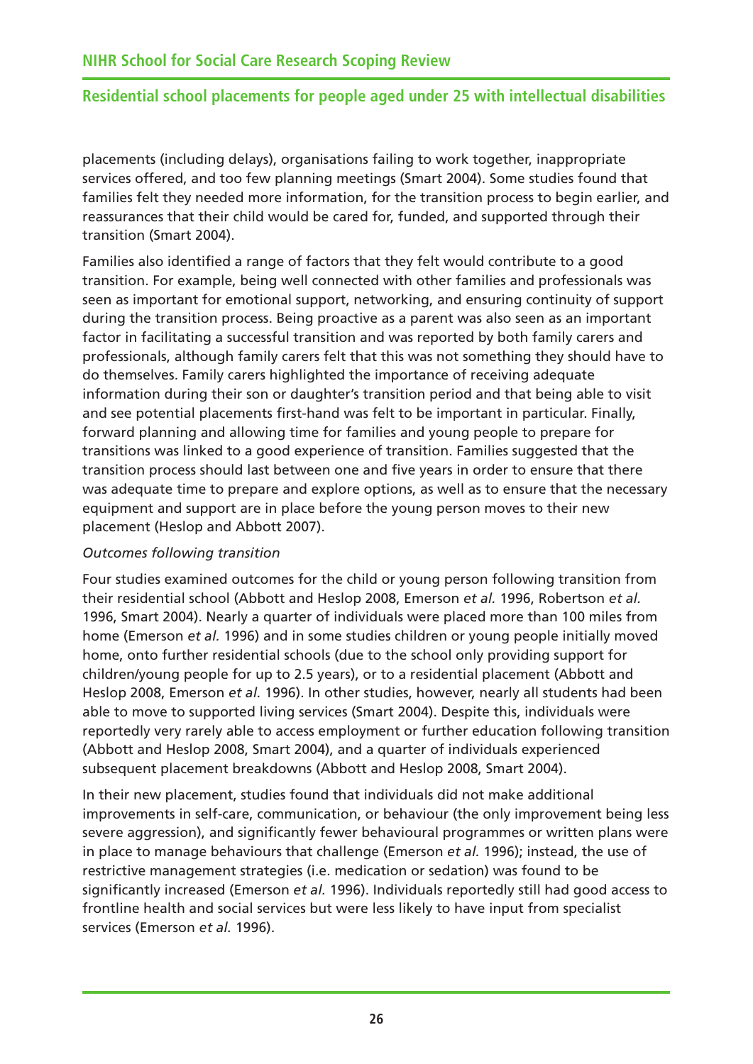placements (including delays), organisations failing to work together, inappropriate services offered, and too few planning meetings (Smart 2004). Some studies found that families felt they needed more information, for the transition process to begin earlier, and reassurances that their child would be cared for, funded, and supported through their transition (Smart 2004).

Families also identified a range of factors that they felt would contribute to a good transition. For example, being well connected with other families and professionals was seen as important for emotional support, networking, and ensuring continuity of support during the transition process. Being proactive as a parent was also seen as an important factor in facilitating a successful transition and was reported by both family carers and professionals, although family carers felt that this was not something they should have to do themselves. Family carers highlighted the importance of receiving adequate information during their son or daughter's transition period and that being able to visit and see potential placements first-hand was felt to be important in particular. Finally, forward planning and allowing time for families and young people to prepare for transitions was linked to a good experience of transition. Families suggested that the transition process should last between one and five years in order to ensure that there was adequate time to prepare and explore options, as well as to ensure that the necessary equipment and support are in place before the young person moves to their new placement (Heslop and Abbott 2007).

*Outcomes following transition*

Four studies examined outcomes for the child or young person following transition from their residential school (Abbott and Heslop 2008, Emerson *et al.* 1996, Robertson *et al.* 1996, Smart 2004). Nearly a quarter of individuals were placed more than 100 miles from home (Emerson *et al.* 1996) and in some studies children or young people initially moved home, onto further residential schools (due to the school only providing support for children/young people for up to 2.5 years), or to a residential placement (Abbott and Heslop 2008, Emerson *et al.* 1996). In other studies, however, nearly all students had been able to move to supported living services (Smart 2004). Despite this, individuals were reportedly very rarely able to access employment or further education following transition (Abbott and Heslop 2008, Smart 2004), and a quarter of individuals experienced subsequent placement breakdowns (Abbott and Heslop 2008, Smart 2004).

In their new placement, studies found that individuals did not make additional improvements in self-care, communication, or behaviour (the only improvement being less severe aggression), and significantly fewer behavioural programmes or written plans were in place to manage behaviours that challenge (Emerson *et al.* 1996); instead, the use of restrictive management strategies (i.e. medication or sedation) was found to be significantly increased (Emerson *et al.* 1996). Individuals reportedly still had good access to frontline health and social services but were less likely to have input from specialist services (Emerson *et al.* 1996).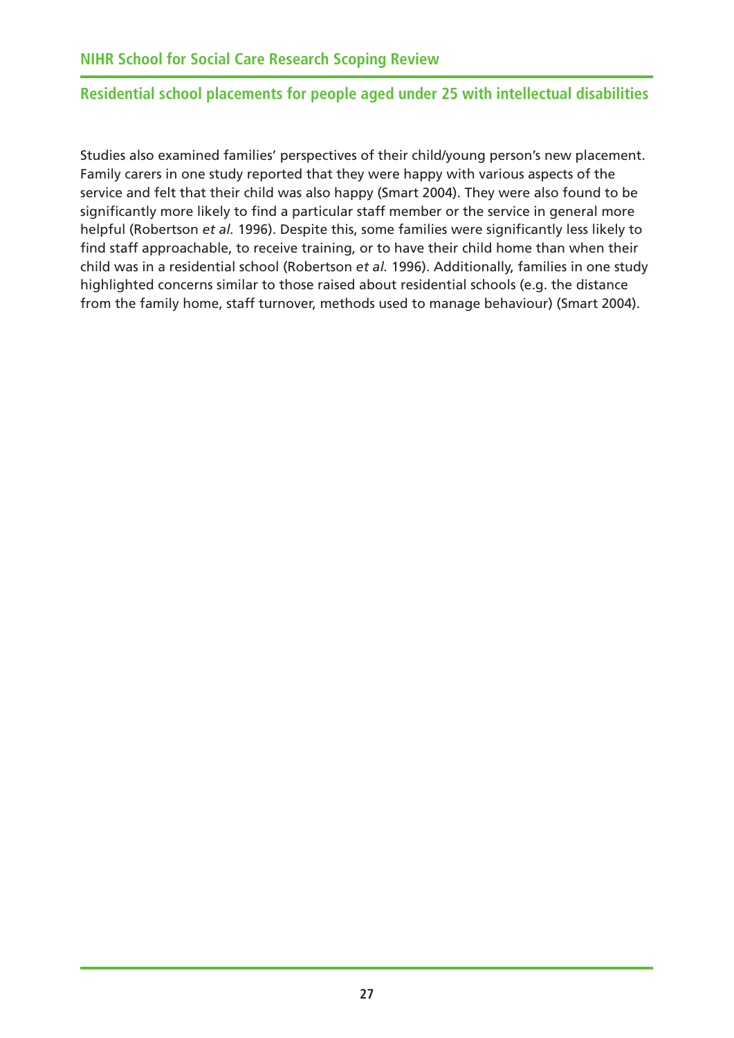Studies also examined families' perspectives of their child/young person's new placement. Family carers in one study reported that they were happy with various aspects of the service and felt that their child was also happy (Smart 2004). They were also found to be significantly more likely to find a particular staff member or the service in general more helpful (Robertson *et al.* 1996). Despite this, some families were significantly less likely to find staff approachable, to receive training, or to have their child home than when their child was in a residential school (Robertson *et al.* 1996). Additionally, families in one study highlighted concerns similar to those raised about residential schools (e.g. the distance from the family home, staff turnover, methods used to manage behaviour) (Smart 2004).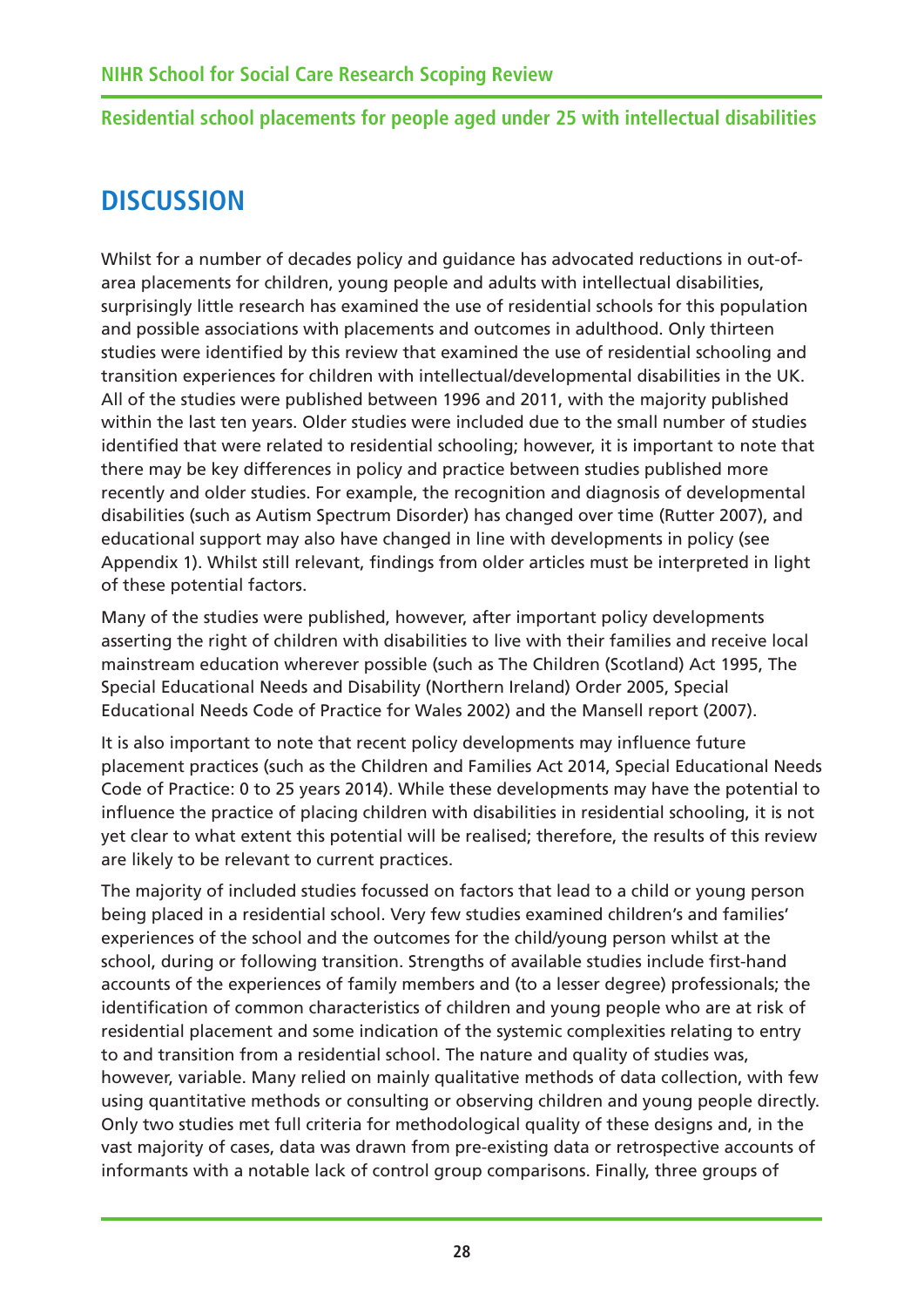## DISCUSSION

Whilst for a number of decades policy and guidance has advocated reductions in out-of-area placements for children, young people and adults with intellectual disabilities, surprisingly little research has examined the use of residential schools for this population and possible associations with placements and outcomes in adulthood. Only thirteen studies were identified by this review that examined the use of residential schooling and transition experiences for children with intellectual/developmental disabilities in the UK. All of the studies were published between 1996 and 2011, with the majority published within the last ten years. Older studies were included due to the small number of studies identified that were related to residential schooling; however, it is important to note that there may be key differences in policy and practice between studies published more recently and older studies. For example, the recognition and diagnosis of developmental disabilities (such as Autism Spectrum Disorder) has changed over time (Rutter 2007), and educational support may also have changed in line with developments in policy (see Appendix 1). Whilst still relevant, findings from older articles must be interpreted in light of these potential factors.

Many of the studies were published, however, after important policy developments asserting the right of children with disabilities to live with their families and receive local mainstream education wherever possible (such as The Children (Scotland) Act 1995, The Special Educational Needs and Disability (Northern Ireland) Order 2005, Special Educational Needs Code of Practice for Wales 2002) and the Mansell report (2007).

It is also important to note that recent policy developments may influence future placement practices (such as the Children and Families Act 2014, Special Educational Needs Code of Practice: 0 to 25 years 2014). While these developments may have the potential to influence the practice of placing children with disabilities in residential schooling, it is not yet clear to what extent this potential will be realised; therefore, the results of this review are likely to be relevant to current practices.

The majority of included studies focussed on factors that lead to a child or young person being placed in a residential school. Very few studies examined children's and families' experiences of the school and the outcomes for the child/young person whilst at the school, during or following transition. Strengths of available studies include first-hand accounts of the experiences of family members and (to a lesser degree) professionals; the identification of common characteristics of children and young people who are at risk of residential placement and some indication of the systemic complexities relating to entry to and transition from a residential school. The nature and quality of studies was, however, variable. Many relied on mainly qualitative methods of data collection, with few using quantitative methods or consulting or observing children and young people directly. Only two studies met full criteria for methodological quality of these designs and, in the vast majority of cases, data was drawn from pre-existing data or retrospective accounts of informants with a notable lack of control group comparisons. Finally, three groups of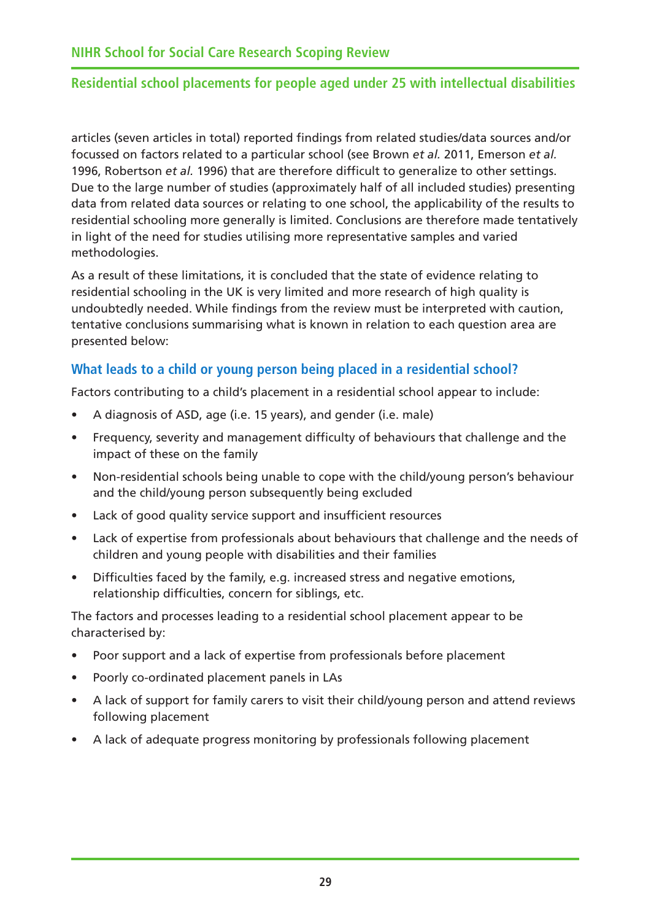articles (seven articles in total) reported findings from related studies/data sources and/or focussed on factors related to a particular school (see Brown *et al.* 2011, Emerson *et al.* 1996, Robertson *et al.* 1996) that are therefore difficult to generalize to other settings. Due to the large number of studies (approximately half of all included studies) presenting data from related data sources or relating to one school, the applicability of the results to residential schooling more generally is limited. Conclusions are therefore made tentatively in light of the need for studies utilising more representative samples and varied methodologies.

As a result of these limitations, it is concluded that the state of evidence relating to residential schooling in the UK is very limited and more research of high quality is undoubtedly needed. While findings from the review must be interpreted with caution, tentative conclusions summarising what is known in relation to each question area are presented below:

### What leads to a child or young person being placed in a residential school?

Factors contributing to a child's placement in a residential school appear to include:

- A diagnosis of ASD, age (i.e. 15 years), and gender (i.e. male)
- Frequency, severity and management difficulty of behaviours that challenge and the impact of these on the family
- Non-residential schools being unable to cope with the child/young person's behaviour and the child/young person subsequently being excluded
- Lack of good quality service support and insufficient resources
- Lack of expertise from professionals about behaviours that challenge and the needs of children and young people with disabilities and their families
- Difficulties faced by the family, e.g. increased stress and negative emotions, relationship difficulties, concern for siblings, etc.

The factors and processes leading to a residential school placement appear to be characterised by:

- Poor support and a lack of expertise from professionals before placement
- Poorly co-ordinated placement panels in LAs
- A lack of support for family carers to visit their child/young person and attend reviews following placement
- A lack of adequate progress monitoring by professionals following placement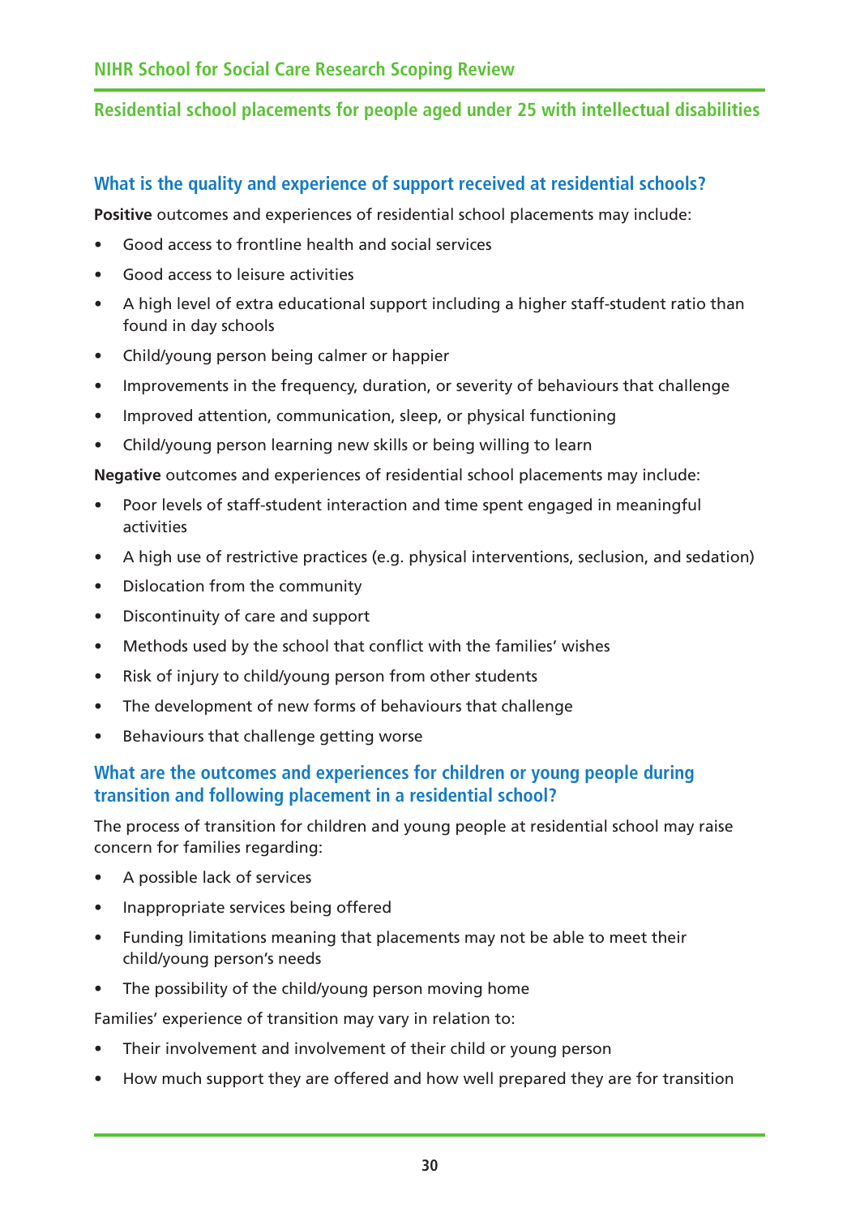## What is the quality and experience of support received at residential schools?

**Positive** outcomes and experiences of residential school placements may include:

- Good access to frontline health and social services
- Good access to leisure activities
- A high level of extra educational support including a higher staff-student ratio than found in day schools
- Child/young person being calmer or happier
- Improvements in the frequency, duration, or severity of behaviours that challenge
- Improved attention, communication, sleep, or physical functioning
- Child/young person learning new skills or being willing to learn

**Negative** outcomes and experiences of residential school placements may include:

- Poor levels of staff-student interaction and time spent engaged in meaningful activities
- A high use of restrictive practices (e.g. physical interventions, seclusion, and sedation)
- Dislocation from the community
- Discontinuity of care and support
- Methods used by the school that conflict with the families' wishes
- Risk of injury to child/young person from other students
- The development of new forms of behaviours that challenge
- Behaviours that challenge getting worse

## What are the outcomes and experiences for children or young people during transition and following placement in a residential school?

The process of transition for children and young people at residential school may raise concern for families regarding:

- A possible lack of services
- Inappropriate services being offered
- Funding limitations meaning that placements may not be able to meet their child/young person's needs
- The possibility of the child/young person moving home

Families' experience of transition may vary in relation to:

- Their involvement and involvement of their child or young person
- How much support they are offered and how well prepared they are for transition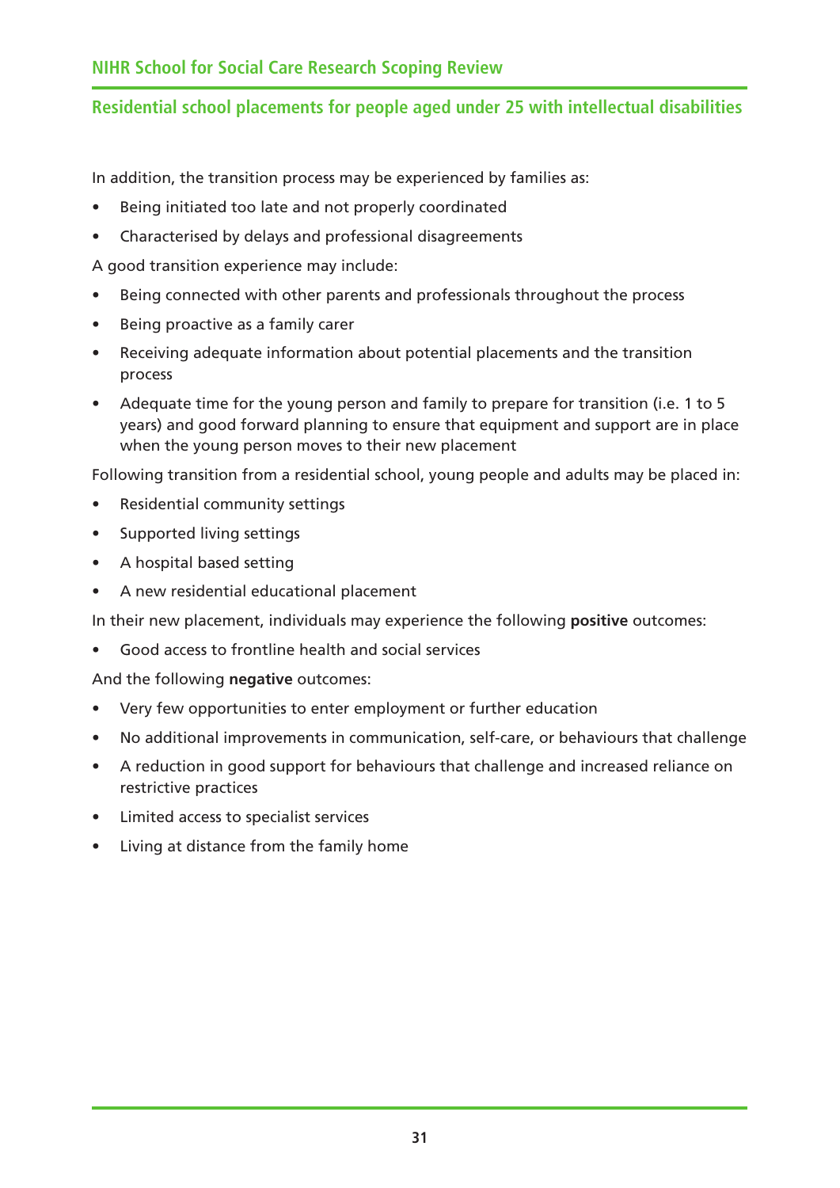In addition, the transition process may be experienced by families as:

- Being initiated too late and not properly coordinated
- Characterised by delays and professional disagreements

A good transition experience may include:

- Being connected with other parents and professionals throughout the process
- Being proactive as a family carer
- Receiving adequate information about potential placements and the transition process
- Adequate time for the young person and family to prepare for transition (i.e. 1 to 5 years) and good forward planning to ensure that equipment and support are in place when the young person moves to their new placement

Following transition from a residential school, young people and adults may be placed in:

- Residential community settings
- Supported living settings
- A hospital based setting
- A new residential educational placement

In their new placement, individuals may experience the following **positive** outcomes:

- Good access to frontline health and social services

And the following **negative** outcomes:

- Very few opportunities to enter employment or further education
- No additional improvements in communication, self-care, or behaviours that challenge
- A reduction in good support for behaviours that challenge and increased reliance on restrictive practices
- Limited access to specialist services
- Living at distance from the family home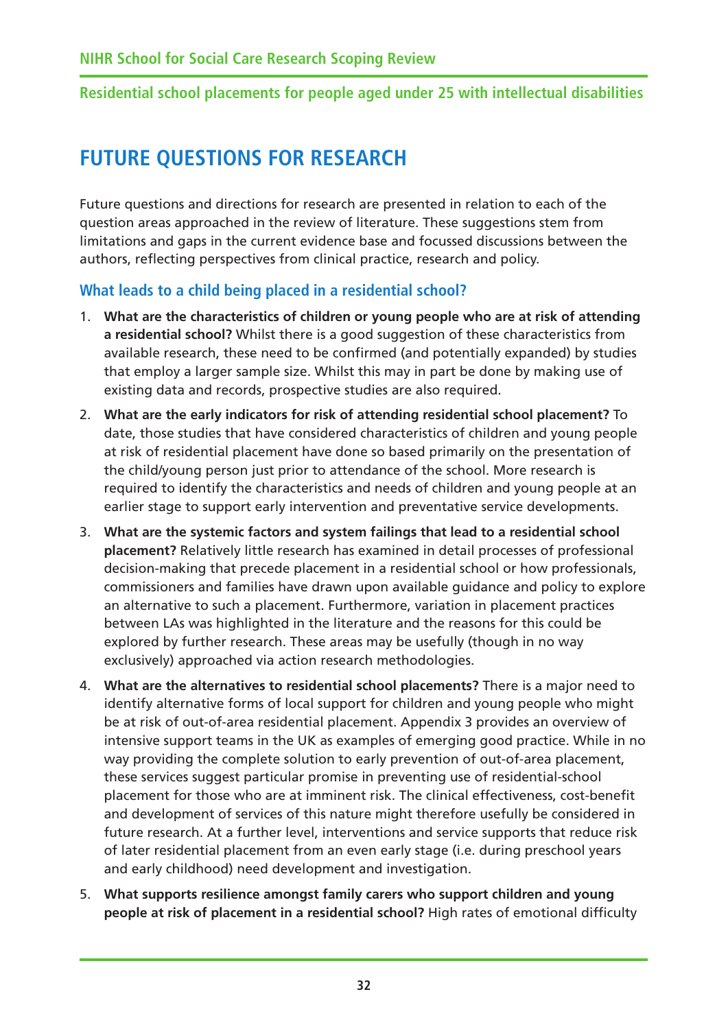# FUTURE QUESTIONS FOR RESEARCH

Future questions and directions for research are presented in relation to each of the question areas approached in the review of literature. These suggestions stem from limitations and gaps in the current evidence base and focussed discussions between the authors, reflecting perspectives from clinical practice, research and policy.

## What leads to a child being placed in a residential school?

1. **What are the characteristics of children or young people who are at risk of attending a residential school?** Whilst there is a good suggestion of these characteristics from available research, these need to be confirmed (and potentially expanded) by studies that employ a larger sample size. Whilst this may in part be done by making use of existing data and records, prospective studies are also required.
2. **What are the early indicators for risk of attending residential school placement?** To date, those studies that have considered characteristics of children and young people at risk of residential placement have done so based primarily on the presentation of the child/young person just prior to attendance of the school. More research is required to identify the characteristics and needs of children and young people at an earlier stage to support early intervention and preventative service developments.
3. **What are the systemic factors and system failings that lead to a residential school placement?** Relatively little research has examined in detail processes of professional decision-making that precede placement in a residential school or how professionals, commissioners and families have drawn upon available guidance and policy to explore an alternative to such a placement. Furthermore, variation in placement practices between LAs was highlighted in the literature and the reasons for this could be explored by further research. These areas may be usefully (though in no way exclusively) approached via action research methodologies.
4. **What are the alternatives to residential school placements?** There is a major need to identify alternative forms of local support for children and young people who might be at risk of out-of-area residential placement. Appendix 3 provides an overview of intensive support teams in the UK as examples of emerging good practice. While in no way providing the complete solution to early prevention of out-of-area placement, these services suggest particular promise in preventing use of residential-school placement for those who are at imminent risk. The clinical effectiveness, cost-benefit and development of services of this nature might therefore usefully be considered in future research. At a further level, interventions and service supports that reduce risk of later residential placement from an even early stage (i.e. during preschool years and early childhood) need development and investigation.
5. **What supports resilience amongst family carers who support children and young people at risk of placement in a residential school?** High rates of emotional difficulty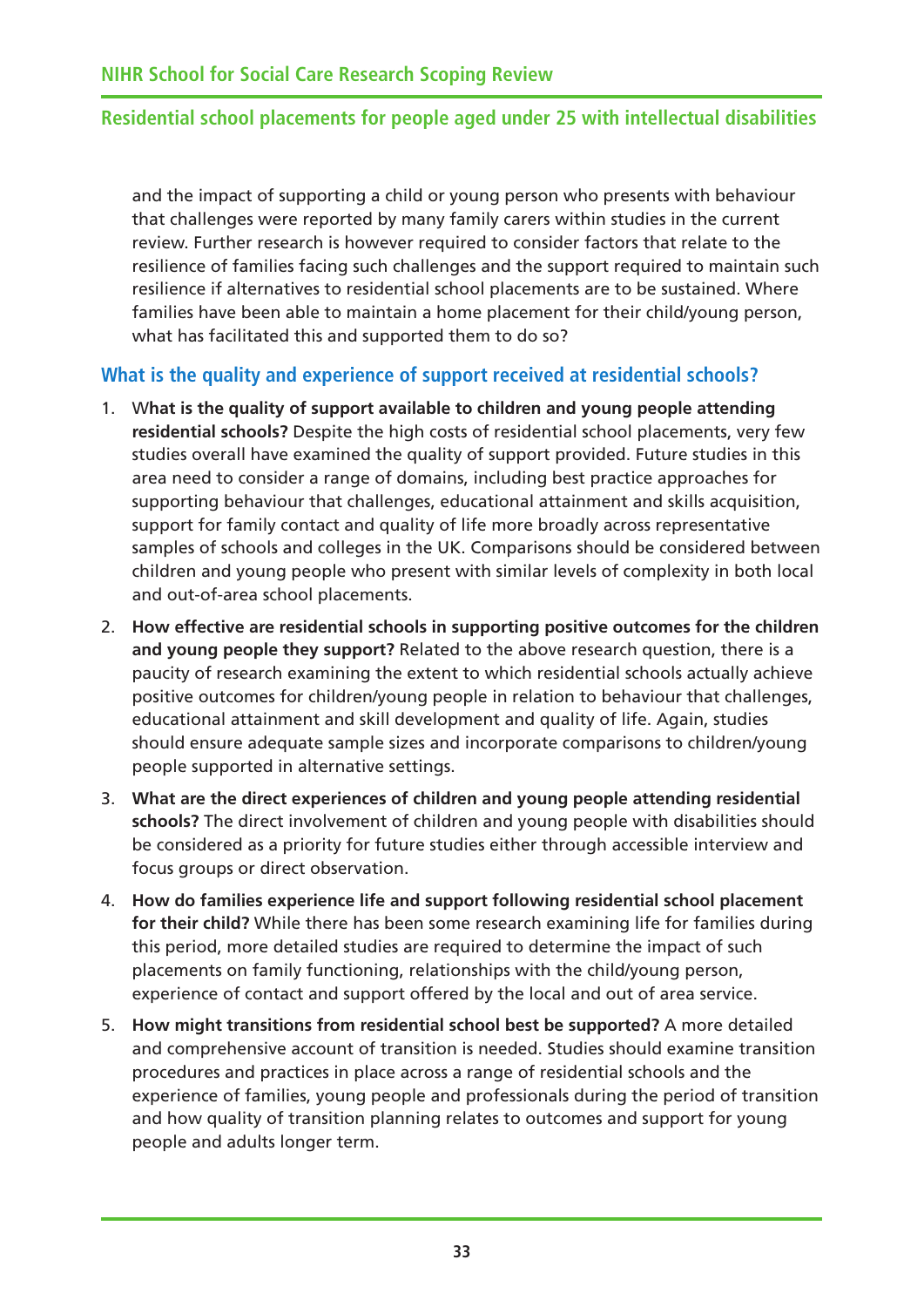and the impact of supporting a child or young person who presents with behaviour that challenges were reported by many family carers within studies in the current review. Further research is however required to consider factors that relate to the resilience of families facing such challenges and the support required to maintain such resilience if alternatives to residential school placements are to be sustained. Where families have been able to maintain a home placement for their child/young person, what has facilitated this and supported them to do so?

### What is the quality and experience of support received at residential schools?

1. **What is the quality of support available to children and young people attending residential schools?** Despite the high costs of residential school placements, very few studies overall have examined the quality of support provided. Future studies in this area need to consider a range of domains, including best practice approaches for supporting behaviour that challenges, educational attainment and skills acquisition, support for family contact and quality of life more broadly across representative samples of schools and colleges in the UK. Comparisons should be considered between children and young people who present with similar levels of complexity in both local and out-of-area school placements.
2. **How effective are residential schools in supporting positive outcomes for the children and young people they support?** Related to the above research question, there is a paucity of research examining the extent to which residential schools actually achieve positive outcomes for children/young people in relation to behaviour that challenges, educational attainment and skill development and quality of life. Again, studies should ensure adequate sample sizes and incorporate comparisons to children/young people supported in alternative settings.
3. **What are the direct experiences of children and young people attending residential schools?** The direct involvement of children and young people with disabilities should be considered as a priority for future studies either through accessible interview and focus groups or direct observation.
4. **How do families experience life and support following residential school placement for their child?** While there has been some research examining life for families during this period, more detailed studies are required to determine the impact of such placements on family functioning, relationships with the child/young person, experience of contact and support offered by the local and out of area service.
5. **How might transitions from residential school best be supported?** A more detailed and comprehensive account of transition is needed. Studies should examine transition procedures and practices in place across a range of residential schools and the experience of families, young people and professionals during the period of transition and how quality of transition planning relates to outcomes and support for young people and adults longer term.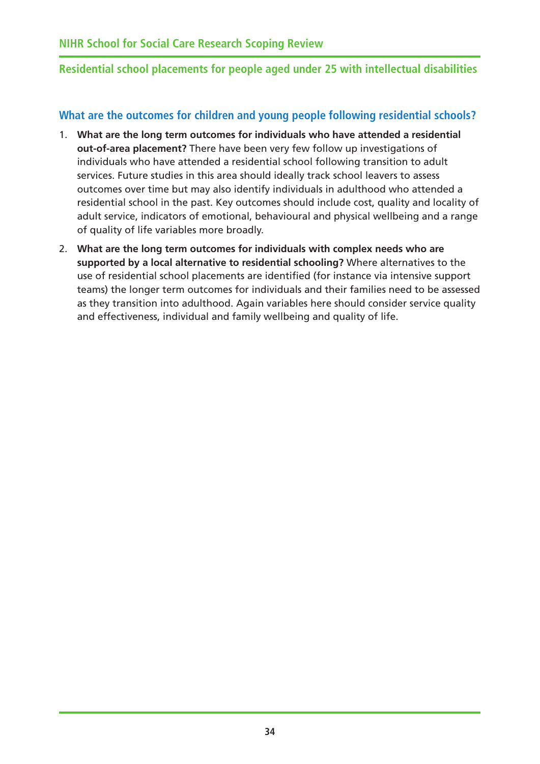## What are the outcomes for children and young people following residential schools?

1. **What are the long term outcomes for individuals who have attended a residential out-of-area placement?** There have been very few follow up investigations of individuals who have attended a residential school following transition to adult services. Future studies in this area should ideally track school leavers to assess outcomes over time but may also identify individuals in adulthood who attended a residential school in the past. Key outcomes should include cost, quality and locality of adult service, indicators of emotional, behavioural and physical wellbeing and a range of quality of life variables more broadly.
2. **What are the long term outcomes for individuals with complex needs who are supported by a local alternative to residential schooling?** Where alternatives to the use of residential school placements are identified (for instance via intensive support teams) the longer term outcomes for individuals and their families need to be assessed as they transition into adulthood. Again variables here should consider service quality and effectiveness, individual and family wellbeing and quality of life.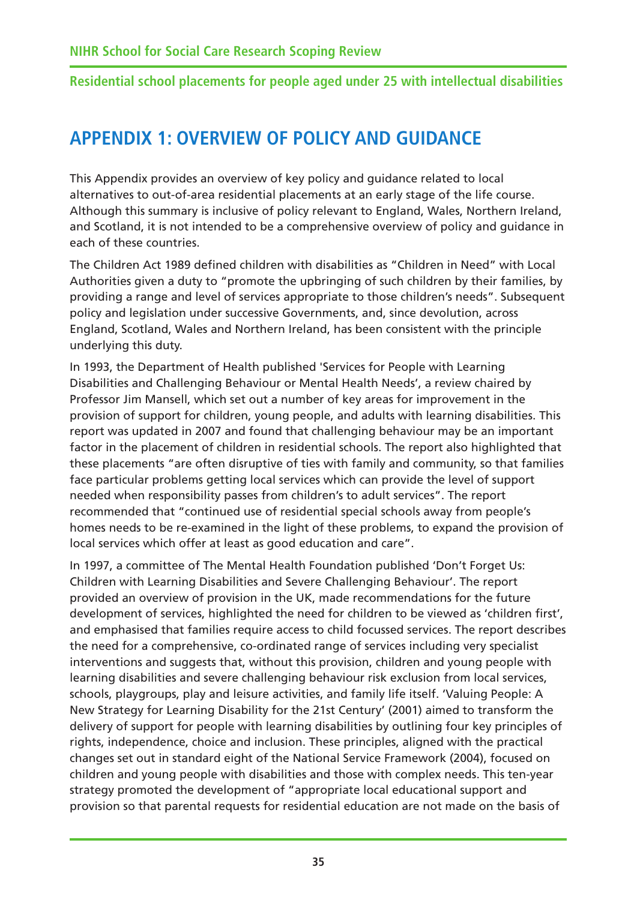# APPENDIX 1: OVERVIEW OF POLICY AND GUIDANCE

This Appendix provides an overview of key policy and guidance related to local alternatives to out-of-area residential placements at an early stage of the life course. Although this summary is inclusive of policy relevant to England, Wales, Northern Ireland, and Scotland, it is not intended to be a comprehensive overview of policy and guidance in each of these countries.

The Children Act 1989 defined children with disabilities as "Children in Need" with Local Authorities given a duty to "promote the upbringing of such children by their families, by providing a range and level of services appropriate to those children's needs". Subsequent policy and legislation under successive Governments, and, since devolution, across England, Scotland, Wales and Northern Ireland, has been consistent with the principle underlying this duty.

In 1993, the Department of Health published 'Services for People with Learning Disabilities and Challenging Behaviour or Mental Health Needs', a review chaired by Professor Jim Mansell, which set out a number of key areas for improvement in the provision of support for children, young people, and adults with learning disabilities. This report was updated in 2007 and found that challenging behaviour may be an important factor in the placement of children in residential schools. The report also highlighted that these placements "are often disruptive of ties with family and community, so that families face particular problems getting local services which can provide the level of support needed when responsibility passes from children's to adult services". The report recommended that "continued use of residential special schools away from people's homes needs to be re-examined in the light of these problems, to expand the provision of local services which offer at least as good education and care".

In 1997, a committee of The Mental Health Foundation published 'Don't Forget Us: Children with Learning Disabilities and Severe Challenging Behaviour'. The report provided an overview of provision in the UK, made recommendations for the future development of services, highlighted the need for children to be viewed as 'children first', and emphasised that families require access to child focussed services. The report describes the need for a comprehensive, co-ordinated range of services including very specialist interventions and suggests that, without this provision, children and young people with learning disabilities and severe challenging behaviour risk exclusion from local services, schools, playgroups, play and leisure activities, and family life itself. 'Valuing People: A New Strategy for Learning Disability for the 21st Century' (2001) aimed to transform the delivery of support for people with learning disabilities by outlining four key principles of rights, independence, choice and inclusion. These principles, aligned with the practical changes set out in standard eight of the National Service Framework (2004), focused on children and young people with disabilities and those with complex needs. This ten-year strategy promoted the development of "appropriate local educational support and provision so that parental requests for residential education are not made on the basis of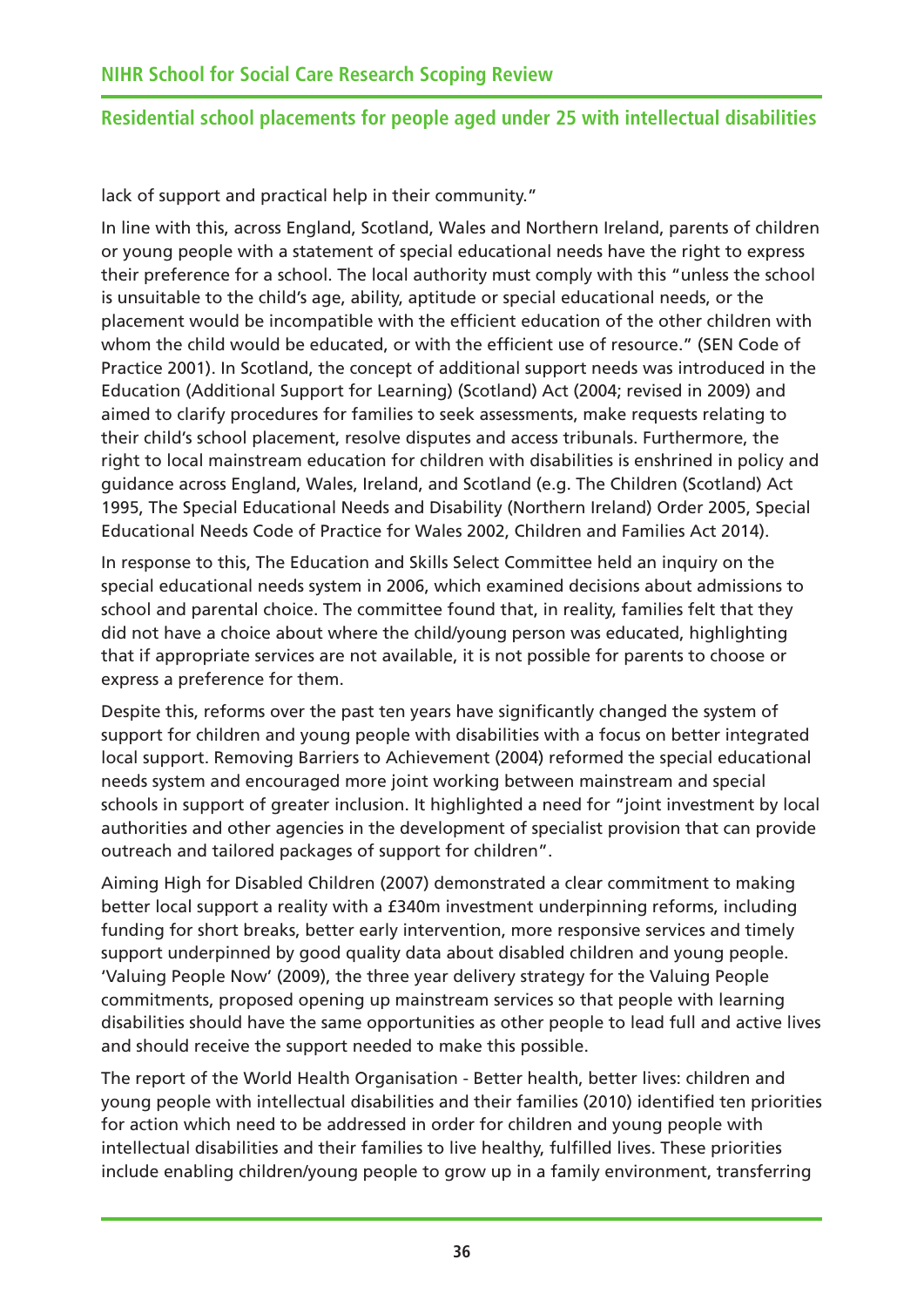lack of support and practical help in their community."

In line with this, across England, Scotland, Wales and Northern Ireland, parents of children or young people with a statement of special educational needs have the right to express their preference for a school. The local authority must comply with this "unless the school is unsuitable to the child's age, ability, aptitude or special educational needs, or the placement would be incompatible with the efficient education of the other children with whom the child would be educated, or with the efficient use of resource." (SEN Code of Practice 2001). In Scotland, the concept of additional support needs was introduced in the Education (Additional Support for Learning) (Scotland) Act (2004; revised in 2009) and aimed to clarify procedures for families to seek assessments, make requests relating to their child's school placement, resolve disputes and access tribunals. Furthermore, the right to local mainstream education for children with disabilities is enshrined in policy and guidance across England, Wales, Ireland, and Scotland (e.g. The Children (Scotland) Act 1995, The Special Educational Needs and Disability (Northern Ireland) Order 2005, Special Educational Needs Code of Practice for Wales 2002, Children and Families Act 2014).

In response to this, The Education and Skills Select Committee held an inquiry on the special educational needs system in 2006, which examined decisions about admissions to school and parental choice. The committee found that, in reality, families felt that they did not have a choice about where the child/young person was educated, highlighting that if appropriate services are not available, it is not possible for parents to choose or express a preference for them.

Despite this, reforms over the past ten years have significantly changed the system of support for children and young people with disabilities with a focus on better integrated local support. Removing Barriers to Achievement (2004) reformed the special educational needs system and encouraged more joint working between mainstream and special schools in support of greater inclusion. It highlighted a need for "joint investment by local authorities and other agencies in the development of specialist provision that can provide outreach and tailored packages of support for children".

Aiming High for Disabled Children (2007) demonstrated a clear commitment to making better local support a reality with a £340m investment underpinning reforms, including funding for short breaks, better early intervention, more responsive services and timely support underpinned by good quality data about disabled children and young people. 'Valuing People Now' (2009), the three year delivery strategy for the Valuing People commitments, proposed opening up mainstream services so that people with learning disabilities should have the same opportunities as other people to lead full and active lives and should receive the support needed to make this possible.

The report of the World Health Organisation - Better health, better lives: children and young people with intellectual disabilities and their families (2010) identified ten priorities for action which need to be addressed in order for children and young people with intellectual disabilities and their families to live healthy, fulfilled lives. These priorities include enabling children/young people to grow up in a family environment, transferring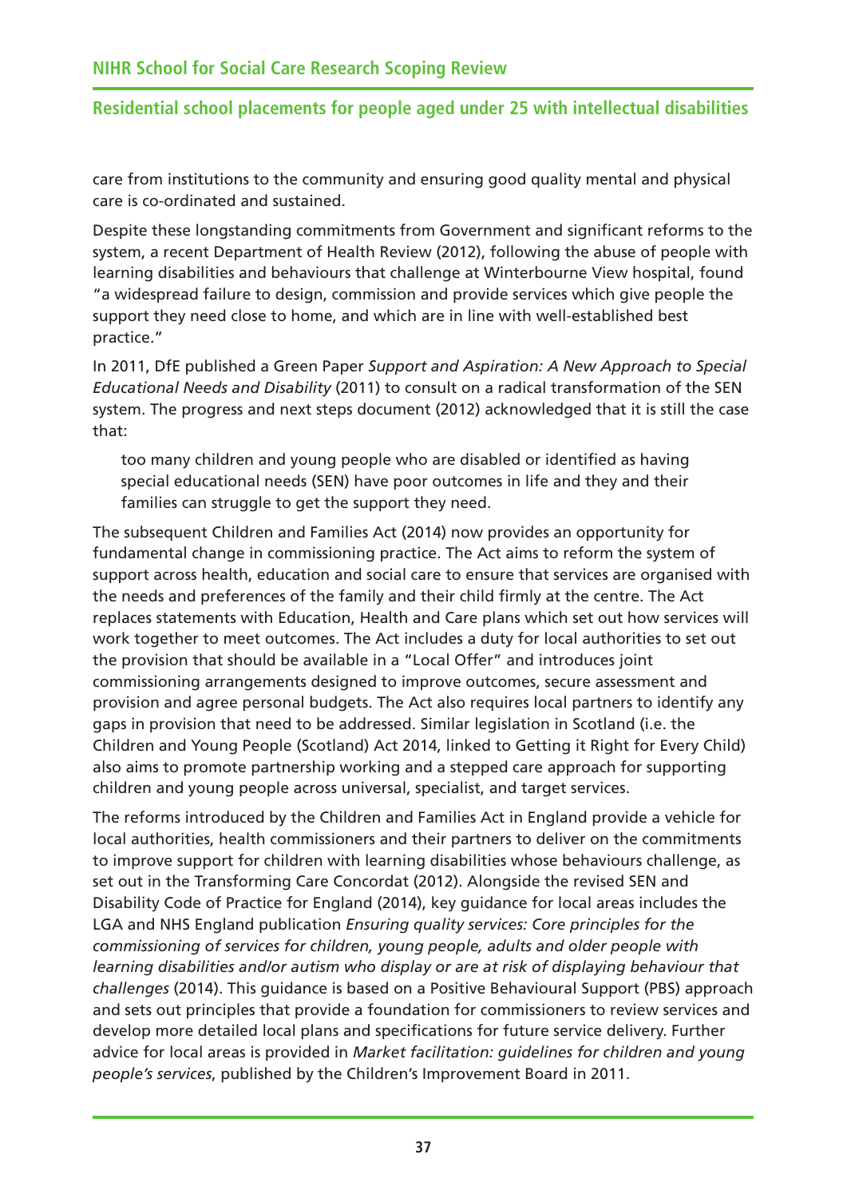care from institutions to the community and ensuring good quality mental and physical care is co-ordinated and sustained.

Despite these longstanding commitments from Government and significant reforms to the system, a recent Department of Health Review (2012), following the abuse of people with learning disabilities and behaviours that challenge at Winterbourne View hospital, found "a widespread failure to design, commission and provide services which give people the support they need close to home, and which are in line with well-established best practice."

In 2011, DfE published a Green Paper *Support and Aspiration: A New Approach to Special Educational Needs and Disability* (2011) to consult on a radical transformation of the SEN system. The progress and next steps document (2012) acknowledged that it is still the case that:

> too many children and young people who are disabled or identified as having special educational needs (SEN) have poor outcomes in life and they and their families can struggle to get the support they need.

The subsequent Children and Families Act (2014) now provides an opportunity for fundamental change in commissioning practice. The Act aims to reform the system of support across health, education and social care to ensure that services are organised with the needs and preferences of the family and their child firmly at the centre. The Act replaces statements with Education, Health and Care plans which set out how services will work together to meet outcomes. The Act includes a duty for local authorities to set out the provision that should be available in a "Local Offer" and introduces joint commissioning arrangements designed to improve outcomes, secure assessment and provision and agree personal budgets. The Act also requires local partners to identify any gaps in provision that need to be addressed. Similar legislation in Scotland (i.e. the Children and Young People (Scotland) Act 2014, linked to Getting it Right for Every Child) also aims to promote partnership working and a stepped care approach for supporting children and young people across universal, specialist, and target services.

The reforms introduced by the Children and Families Act in England provide a vehicle for local authorities, health commissioners and their partners to deliver on the commitments to improve support for children with learning disabilities whose behaviours challenge, as set out in the Transforming Care Concordat (2012). Alongside the revised SEN and Disability Code of Practice for England (2014), key guidance for local areas includes the LGA and NHS England publication *Ensuring quality services: Core principles for the commissioning of services for children, young people, adults and older people with learning disabilities and/or autism who display or are at risk of displaying behaviour that challenges* (2014). This guidance is based on a Positive Behavioural Support (PBS) approach and sets out principles that provide a foundation for commissioners to review services and develop more detailed local plans and specifications for future service delivery. Further advice for local areas is provided in *Market facilitation: guidelines for children and young people's services*, published by the Children's Improvement Board in 2011.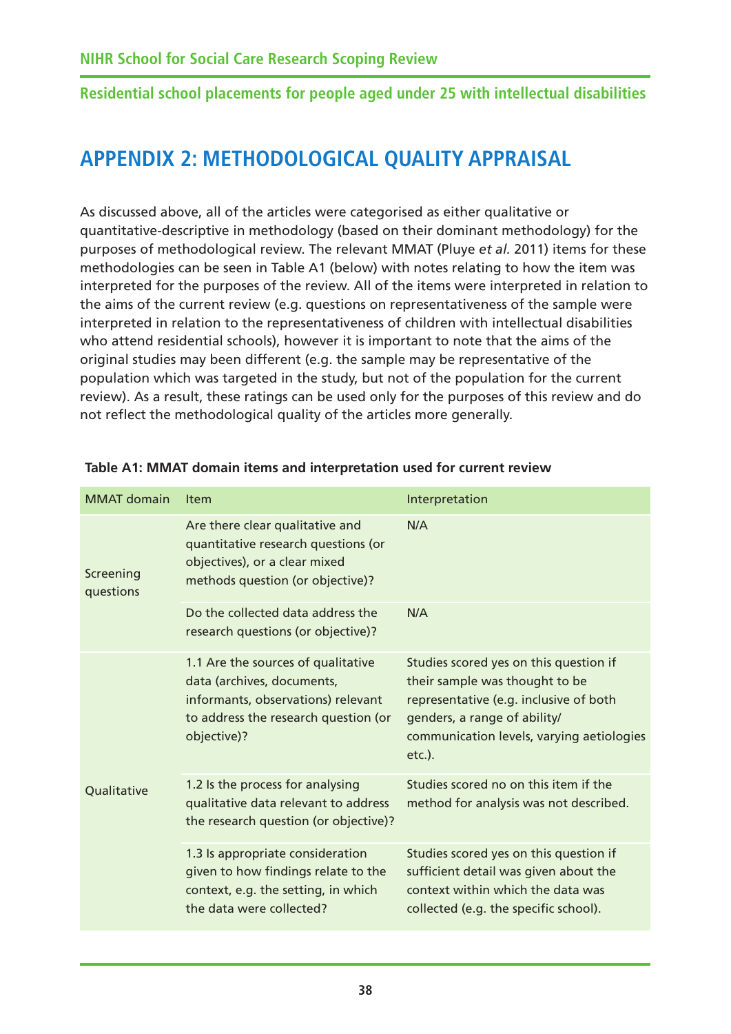## APPENDIX 2: METHODOLOGICAL QUALITY APPRAISAL

As discussed above, all of the articles were categorised as either qualitative or quantitative-descriptive in methodology (based on their dominant methodology) for the purposes of methodological review. The relevant MMAT (Pluye *et al.* 2011) items for these methodologies can be seen in Table A1 (below) with notes relating to how the item was interpreted for the purposes of the review. All of the items were interpreted in relation to the aims of the current review (e.g. questions on representativeness of the sample were interpreted in relation to the representativeness of children with intellectual disabilities who attend residential schools), however it is important to note that the aims of the original studies may been different (e.g. the sample may be representative of the population which was targeted in the study, but not of the population for the current review). As a result, these ratings can be used only for the purposes of this review and do not reflect the methodological quality of the articles more generally.

**Table A1: MMAT domain items and interpretation used for current review**

| MMAT domain | Item | Interpretation |
|---|---|---|
| Screening questions | Are there clear qualitative and quantitative research questions (or objectives), or a clear mixed methods question (or objective)? | N/A |
| | Do the collected data address the research questions (or objective)? | N/A |
| Qualitative | 1.1 Are the sources of qualitative data (archives, documents, informants, observations) relevant to address the research question (or objective)? | Studies scored yes on this question if their sample was thought to be representative (e.g. inclusive of both genders, a range of ability/ communication levels, varying aetiologies etc.). |
| | 1.2 Is the process for analysing qualitative data relevant to address the research question (or objective)? | Studies scored no on this item if the method for analysis was not described. |
| | 1.3 Is appropriate consideration given to how findings relate to the context, e.g. the setting, in which the data were collected? | Studies scored yes on this question if sufficient detail was given about the context within which the data was collected (e.g. the specific school). |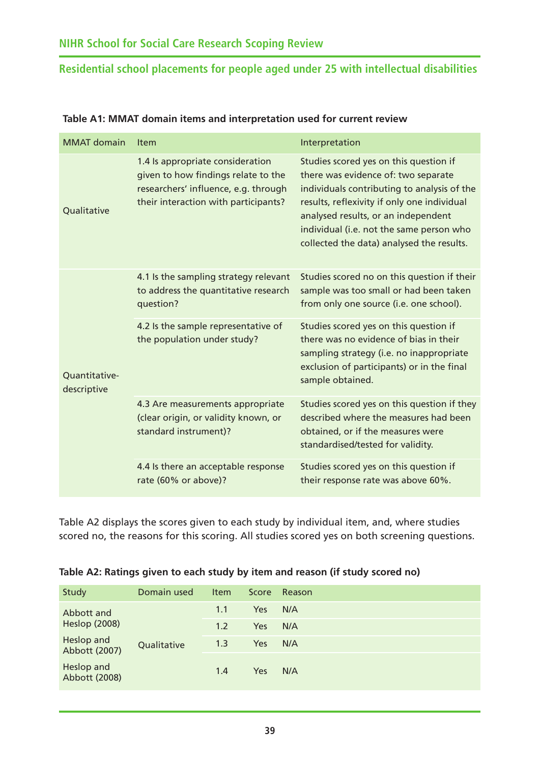**Table A1: MMAT domain items and interpretation used for current review**

| MMAT domain | Item | Interpretation |
|---|---|---|
| Qualitative | 1.4 Is appropriate consideration given to how findings relate to the researchers' influence, e.g. through their interaction with participants? | Studies scored yes on this question if there was evidence of: two separate individuals contributing to analysis of the results, reflexivity if only one individual analysed results, or an independent individual (i.e. not the same person who collected the data) analysed the results. |
| Quantitative-descriptive | 4.1 Is the sampling strategy relevant to address the quantitative research question? | Studies scored no on this question if their sample was too small or had been taken from only one source (i.e. one school). |
| | 4.2 Is the sample representative of the population under study? | Studies scored yes on this question if there was no evidence of bias in their sampling strategy (i.e. no inappropriate exclusion of participants) or in the final sample obtained. |
| | 4.3 Are measurements appropriate (clear origin, or validity known, or standard instrument)? | Studies scored yes on this question if they described where the measures had been obtained, or if the measures were standardised/tested for validity. |
| | 4.4 Is there an acceptable response rate (60% or above)? | Studies scored yes on this question if their response rate was above 60%. |

Table A2 displays the scores given to each study by individual item, and, where studies scored no, the reasons for this scoring. All studies scored yes on both screening questions.

**Table A2: Ratings given to each study by item and reason (if study scored no)**

| Study | Domain used | Item | Score | Reason |
|---|---|---|---|---|
| Abbott and Heslop (2008)<br>Heslop and Abbott (2007)<br>Heslop and Abbott (2008) | Qualitative | 1.1 | Yes | N/A |
| | | 1.2 | Yes | N/A |
| | | 1.3 | Yes | N/A |
| | | 1.4 | Yes | N/A |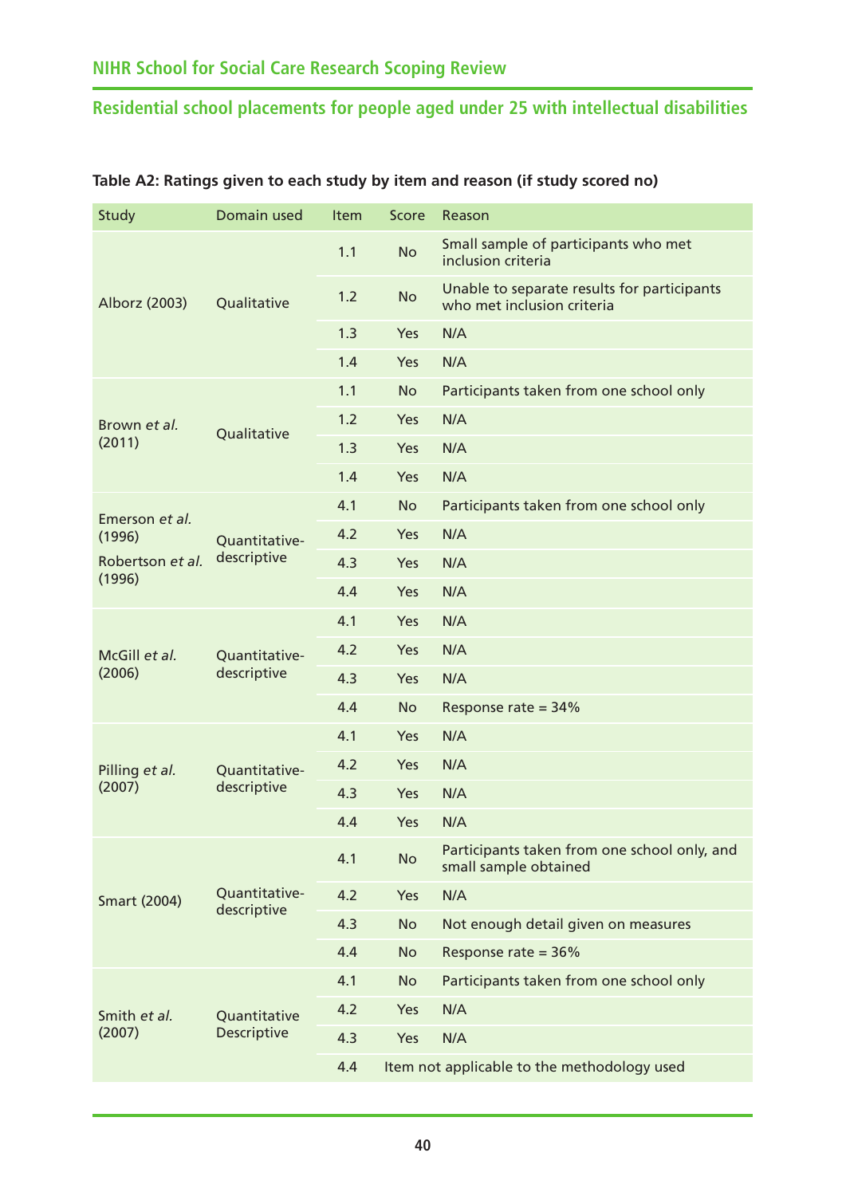**Table A2: Ratings given to each study by item and reason (if study scored no)**

| Study | Domain used | Item | Score | Reason |
|---|---|---|---|---|
| Alborz (2003) | Qualitative | 1.1 | No | Small sample of participants who met inclusion criteria |
| | | 1.2 | No | Unable to separate results for participants who met inclusion criteria |
| | | 1.3 | Yes | N/A |
| | | 1.4 | Yes | N/A |
| Brown *et al.* (2011) | Qualitative | 1.1 | No | Participants taken from one school only |
| | | 1.2 | Yes | N/A |
| | | 1.3 | Yes | N/A |
| | | 1.4 | Yes | N/A |
| Emerson *et al.* (1996) Robertson *et al.* (1996) | Quantitative-descriptive | 4.1 | No | Participants taken from one school only |
| | | 4.2 | Yes | N/A |
| | | 4.3 | Yes | N/A |
| | | 4.4 | Yes | N/A |
| McGill *et al.* (2006) | Quantitative-descriptive | 4.1 | Yes | N/A |
| | | 4.2 | Yes | N/A |
| | | 4.3 | Yes | N/A |
| | | 4.4 | No | Response rate = 34% |
| Pilling *et al.* (2007) | Quantitative-descriptive | 4.1 | Yes | N/A |
| | | 4.2 | Yes | N/A |
| | | 4.3 | Yes | N/A |
| | | 4.4 | Yes | N/A |
| Smart (2004) | Quantitative-descriptive | 4.1 | No | Participants taken from one school only, and small sample obtained |
| | | 4.2 | Yes | N/A |
| | | 4.3 | No | Not enough detail given on measures |
| | | 4.4 | No | Response rate = 36% |
| Smith *et al.* (2007) | Quantitative Descriptive | 4.1 | No | Participants taken from one school only |
| | | 4.2 | Yes | N/A |
| | | 4.3 | Yes | N/A |
| | | 4.4 | Item not applicable to the methodology used | |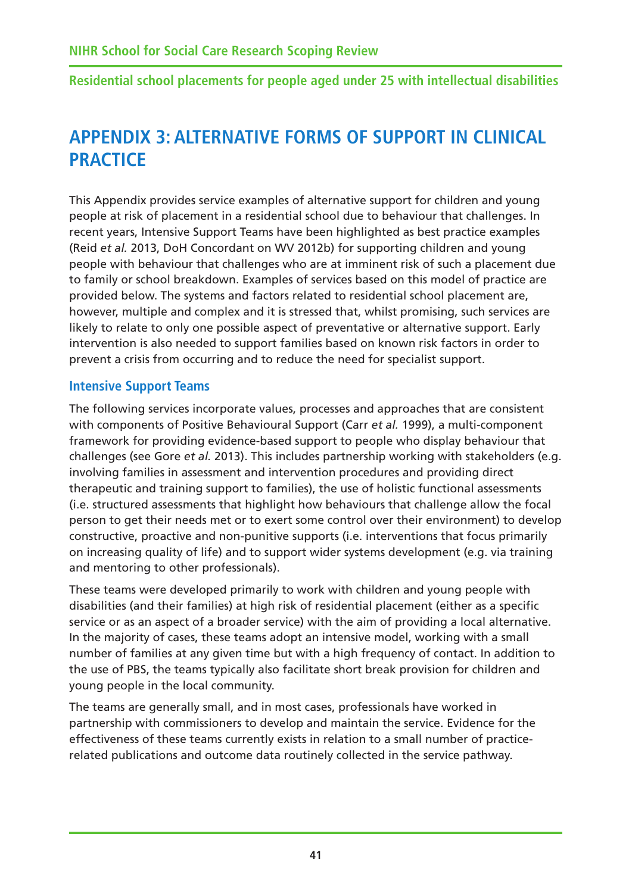# APPENDIX 3: ALTERNATIVE FORMS OF SUPPORT IN CLINICAL PRACTICE

This Appendix provides service examples of alternative support for children and young people at risk of placement in a residential school due to behaviour that challenges. In recent years, Intensive Support Teams have been highlighted as best practice examples (Reid *et al.* 2013, DoH Concordant on WV 2012b) for supporting children and young people with behaviour that challenges who are at imminent risk of such a placement due to family or school breakdown. Examples of services based on this model of practice are provided below. The systems and factors related to residential school placement are, however, multiple and complex and it is stressed that, whilst promising, such services are likely to relate to only one possible aspect of preventative or alternative support. Early intervention is also needed to support families based on known risk factors in order to prevent a crisis from occurring and to reduce the need for specialist support.

## Intensive Support Teams

The following services incorporate values, processes and approaches that are consistent with components of Positive Behavioural Support (Carr *et al.* 1999), a multi-component framework for providing evidence-based support to people who display behaviour that challenges (see Gore *et al.* 2013). This includes partnership working with stakeholders (e.g. involving families in assessment and intervention procedures and providing direct therapeutic and training support to families), the use of holistic functional assessments (i.e. structured assessments that highlight how behaviours that challenge allow the focal person to get their needs met or to exert some control over their environment) to develop constructive, proactive and non-punitive supports (i.e. interventions that focus primarily on increasing quality of life) and to support wider systems development (e.g. via training and mentoring to other professionals).

These teams were developed primarily to work with children and young people with disabilities (and their families) at high risk of residential placement (either as a specific service or as an aspect of a broader service) with the aim of providing a local alternative. In the majority of cases, these teams adopt an intensive model, working with a small number of families at any given time but with a high frequency of contact. In addition to the use of PBS, the teams typically also facilitate short break provision for children and young people in the local community.

The teams are generally small, and in most cases, professionals have worked in partnership with commissioners to develop and maintain the service. Evidence for the effectiveness of these teams currently exists in relation to a small number of practice-related publications and outcome data routinely collected in the service pathway.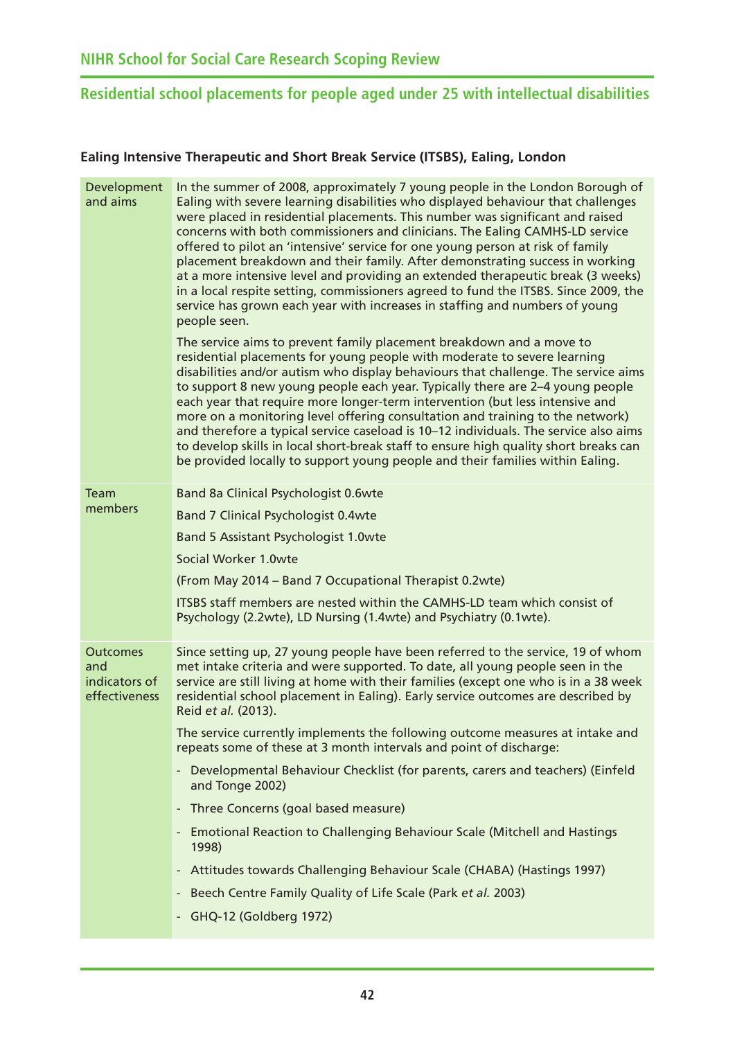**Ealing Intensive Therapeutic and Short Break Service (ITSBS), Ealing, London**

| | |
|---|---|
| Development and aims | In the summer of 2008, approximately 7 young people in the London Borough of Ealing with severe learning disabilities who displayed behaviour that challenges were placed in residential placements. This number was significant and raised concerns with both commissioners and clinicians. The Ealing CAMHS-LD service offered to pilot an 'intensive' service for one young person at risk of family placement breakdown and their family. After demonstrating success in working at a more intensive level and providing an extended therapeutic break (3 weeks) in a local respite setting, commissioners agreed to fund the ITSBS. Since 2009, the service has grown each year with increases in staffing and numbers of young people seen.<br><br>The service aims to prevent family placement breakdown and a move to residential placements for young people with moderate to severe learning disabilities and/or autism who display behaviours that challenge. The service aims to support 8 new young people each year. Typically there are 2–4 young people each year that require more longer-term intervention (but less intensive and more on a monitoring level offering consultation and training to the network) and therefore a typical service caseload is 10–12 individuals. The service also aims to develop skills in local short-break staff to ensure high quality short breaks can be provided locally to support young people and their families within Ealing. |
| Team members | Band 8a Clinical Psychologist 0.6wte<br><br>Band 7 Clinical Psychologist 0.4wte<br><br>Band 5 Assistant Psychologist 1.0wte<br><br>Social Worker 1.0wte<br><br>(From May 2014 – Band 7 Occupational Therapist 0.2wte)<br><br>ITSBS staff members are nested within the CAMHS-LD team which consist of Psychology (2.2wte), LD Nursing (1.4wte) and Psychiatry (0.1wte). |
| Outcomes and indicators of effectiveness | Since setting up, 27 young people have been referred to the service, 19 of whom met intake criteria and were supported. To date, all young people seen in the service are still living at home with their families (except one who is in a 38 week residential school placement in Ealing). Early service outcomes are described by Reid *et al.* (2013).<br><br>The service currently implements the following outcome measures at intake and repeats some of these at 3 month intervals and point of discharge:<br><br>- Developmental Behaviour Checklist (for parents, carers and teachers) (Einfeld and Tonge 2002)<br>- Three Concerns (goal based measure)<br>- Emotional Reaction to Challenging Behaviour Scale (Mitchell and Hastings 1998)<br>- Attitudes towards Challenging Behaviour Scale (CHABA) (Hastings 1997)<br>- Beech Centre Family Quality of Life Scale (Park *et al.* 2003)<br>- GHQ-12 (Goldberg 1972) |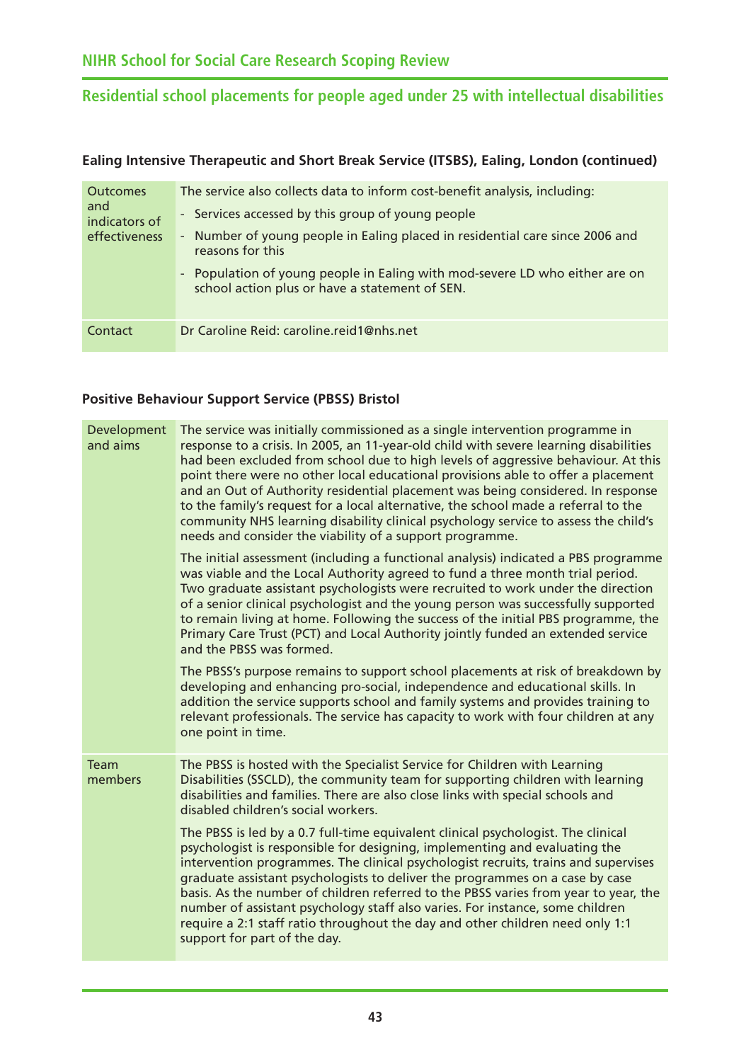**Ealing Intensive Therapeutic and Short Break Service (ITSBS), Ealing, London (continued)**

| | |
|---|---|
| Outcomes and indicators of effectiveness | The service also collects data to inform cost-benefit analysis, including:<br>- Services accessed by this group of young people<br>- Number of young people in Ealing placed in residential care since 2006 and reasons for this<br>- Population of young people in Ealing with mod-severe LD who either are on school action plus or have a statement of SEN. |
| Contact | Dr Caroline Reid: caroline.reid1@nhs.net |

**Positive Behaviour Support Service (PBSS) Bristol**

| | |
|---|---|
| Development and aims | The service was initially commissioned as a single intervention programme in response to a crisis. In 2005, an 11-year-old child with severe learning disabilities had been excluded from school due to high levels of aggressive behaviour. At this point there were no other local educational provisions able to offer a placement and an Out of Authority residential placement was being considered. In response to the family's request for a local alternative, the school made a referral to the community NHS learning disability clinical psychology service to assess the child's needs and consider the viability of a support programme.<br><br>The initial assessment (including a functional analysis) indicated a PBS programme was viable and the Local Authority agreed to fund a three month trial period. Two graduate assistant psychologists were recruited to work under the direction of a senior clinical psychologist and the young person was successfully supported to remain living at home. Following the success of the initial PBS programme, the Primary Care Trust (PCT) and Local Authority jointly funded an extended service and the PBSS was formed.<br><br>The PBSS's purpose remains to support school placements at risk of breakdown by developing and enhancing pro-social, independence and educational skills. In addition the service supports school and family systems and provides training to relevant professionals. The service has capacity to work with four children at any one point in time. |
| Team members | The PBSS is hosted with the Specialist Service for Children with Learning Disabilities (SSCLD), the community team for supporting children with learning disabilities and families. There are also close links with special schools and disabled children's social workers.<br><br>The PBSS is led by a 0.7 full-time equivalent clinical psychologist. The clinical psychologist is responsible for designing, implementing and evaluating the intervention programmes. The clinical psychologist recruits, trains and supervises graduate assistant psychologists to deliver the programmes on a case by case basis. As the number of children referred to the PBSS varies from year to year, the number of assistant psychology staff also varies. For instance, some children require a 2:1 staff ratio throughout the day and other children need only 1:1 support for part of the day. |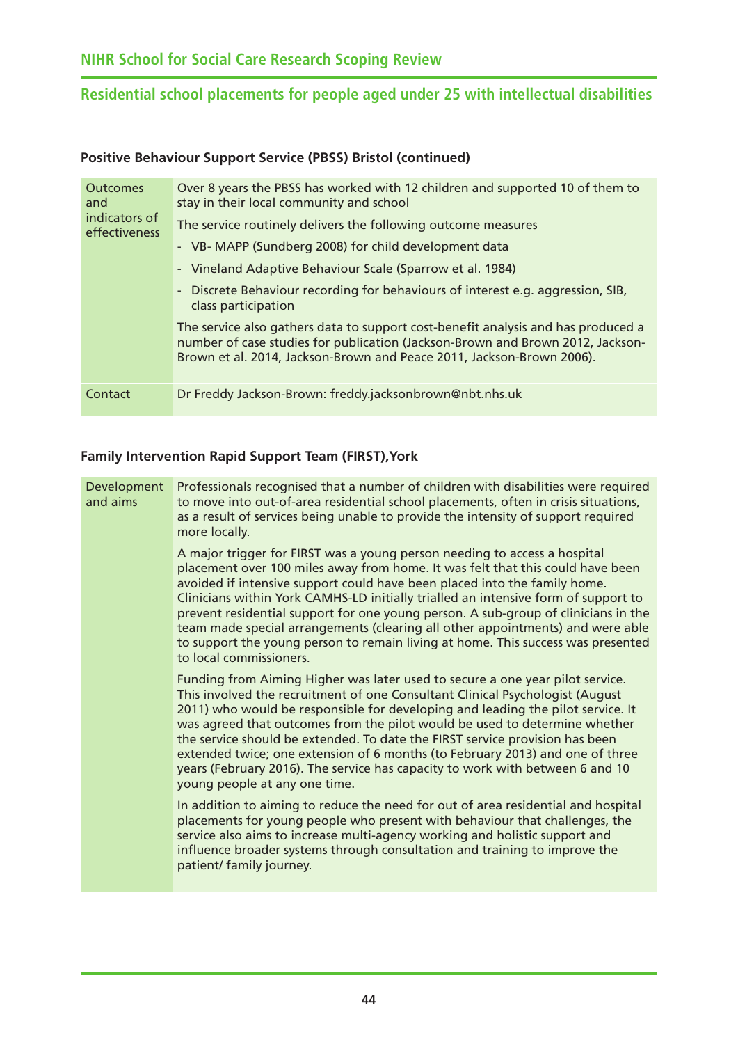**Positive Behaviour Support Service (PBSS) Bristol (continued)**

| | |
|---|---|
| Outcomes and indicators of effectiveness | Over 8 years the PBSS has worked with 12 children and supported 10 of them to stay in their local community and school<br><br>The service routinely delivers the following outcome measures<br>- VB- MAPP (Sundberg 2008) for child development data<br>- Vineland Adaptive Behaviour Scale (Sparrow et al. 1984)<br>- Discrete Behaviour recording for behaviours of interest e.g. aggression, SIB, class participation<br><br>The service also gathers data to support cost-benefit analysis and has produced a number of case studies for publication (Jackson-Brown and Brown 2012, Jackson-Brown et al. 2014, Jackson-Brown and Peace 2011, Jackson-Brown 2006). |
| Contact | Dr Freddy Jackson-Brown: freddy.jacksonbrown@nbt.nhs.uk |

**Family Intervention Rapid Support Team (FIRST),York**

| | |
|---|---|
| Development and aims | Professionals recognised that a number of children with disabilities were required to move into out-of-area residential school placements, often in crisis situations, as a result of services being unable to provide the intensity of support required more locally.<br><br>A major trigger for FIRST was a young person needing to access a hospital placement over 100 miles away from home. It was felt that this could have been avoided if intensive support could have been placed into the family home. Clinicians within York CAMHS-LD initially trialled an intensive form of support to prevent residential support for one young person. A sub-group of clinicians in the team made special arrangements (clearing all other appointments) and were able to support the young person to remain living at home. This success was presented to local commissioners.<br><br>Funding from Aiming Higher was later used to secure a one year pilot service. This involved the recruitment of one Consultant Clinical Psychologist (August 2011) who would be responsible for developing and leading the pilot service. It was agreed that outcomes from the pilot would be used to determine whether the service should be extended. To date the FIRST service provision has been extended twice; one extension of 6 months (to February 2013) and one of three years (February 2016). The service has capacity to work with between 6 and 10 young people at any one time.<br><br>In addition to aiming to reduce the need for out of area residential and hospital placements for young people who present with behaviour that challenges, the service also aims to increase multi-agency working and holistic support and influence broader systems through consultation and training to improve the patient/ family journey. |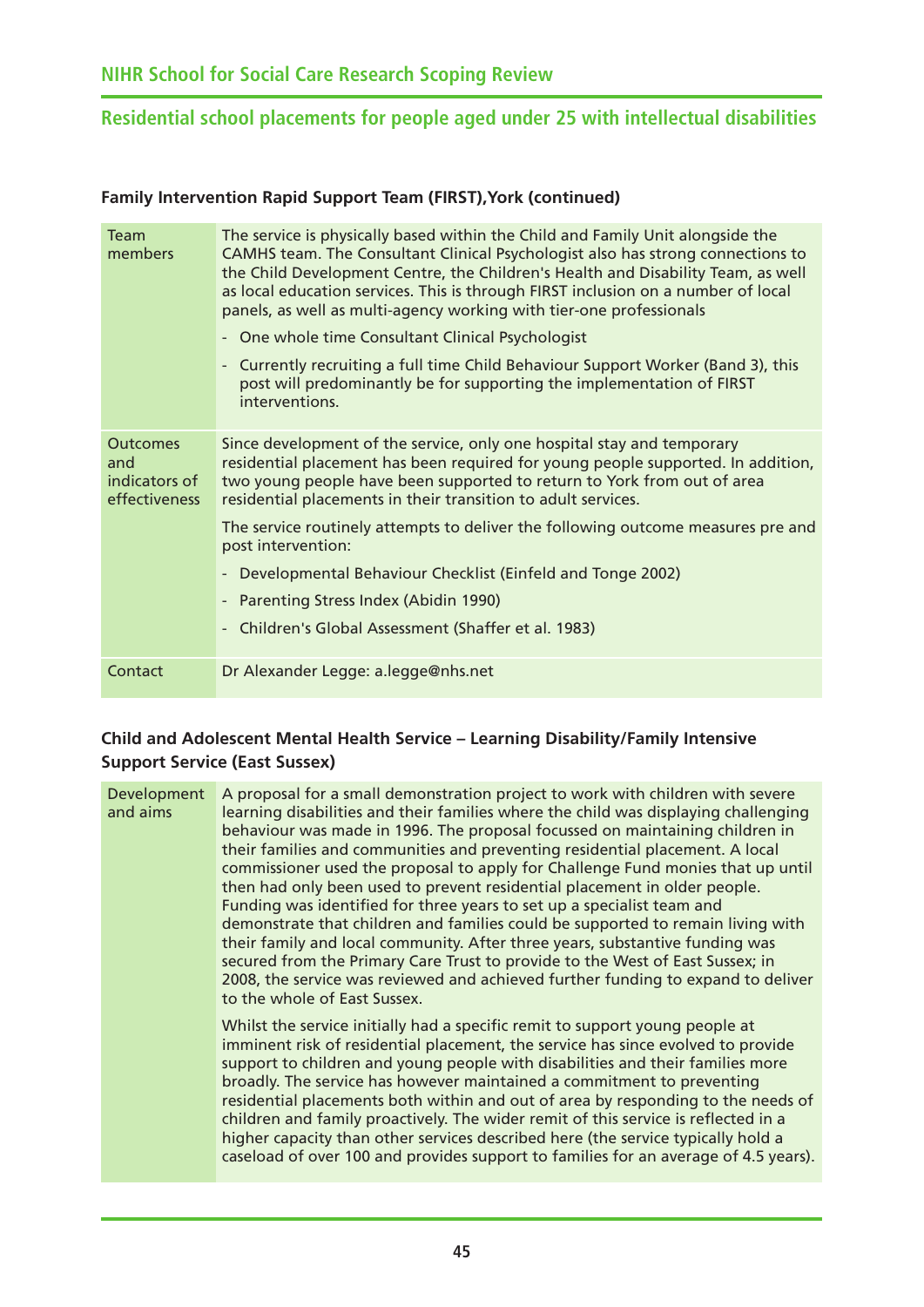**Family Intervention Rapid Support Team (FIRST),York (continued)**

| | |
|---|---|
| Team members | The service is physically based within the Child and Family Unit alongside the CAMHS team. The Consultant Clinical Psychologist also has strong connections to the Child Development Centre, the Children's Health and Disability Team, as well as local education services. This is through FIRST inclusion on a number of local panels, as well as multi-agency working with tier-one professionals<br>- One whole time Consultant Clinical Psychologist<br>- Currently recruiting a full time Child Behaviour Support Worker (Band 3), this post will predominantly be for supporting the implementation of FIRST interventions. |
| Outcomes and indicators of effectiveness | Since development of the service, only one hospital stay and temporary residential placement has been required for young people supported. In addition, two young people have been supported to return to York from out of area residential placements in their transition to adult services.<br>The service routinely attempts to deliver the following outcome measures pre and post intervention:<br>- Developmental Behaviour Checklist (Einfeld and Tonge 2002)<br>- Parenting Stress Index (Abidin 1990)<br>- Children's Global Assessment (Shaffer et al. 1983) |
| Contact | Dr Alexander Legge: a.legge@nhs.net |

**Child and Adolescent Mental Health Service – Learning Disability/Family Intensive Support Service (East Sussex)**

| | |
|---|---|
| Development and aims | A proposal for a small demonstration project to work with children with severe learning disabilities and their families where the child was displaying challenging behaviour was made in 1996. The proposal focussed on maintaining children in their families and communities and preventing residential placement. A local commissioner used the proposal to apply for Challenge Fund monies that up until then had only been used to prevent residential placement in older people. Funding was identified for three years to set up a specialist team and demonstrate that children and families could be supported to remain living with their family and local community. After three years, substantive funding was secured from the Primary Care Trust to provide to the West of East Sussex; in 2008, the service was reviewed and achieved further funding to expand to deliver to the whole of East Sussex.<br>Whilst the service initially had a specific remit to support young people at imminent risk of residential placement, the service has since evolved to provide support to children and young people with disabilities and their families more broadly. The service has however maintained a commitment to preventing residential placements both within and out of area by responding to the needs of children and family proactively. The wider remit of this service is reflected in a higher capacity than other services described here (the service typically hold a caseload of over 100 and provides support to families for an average of 4.5 years). |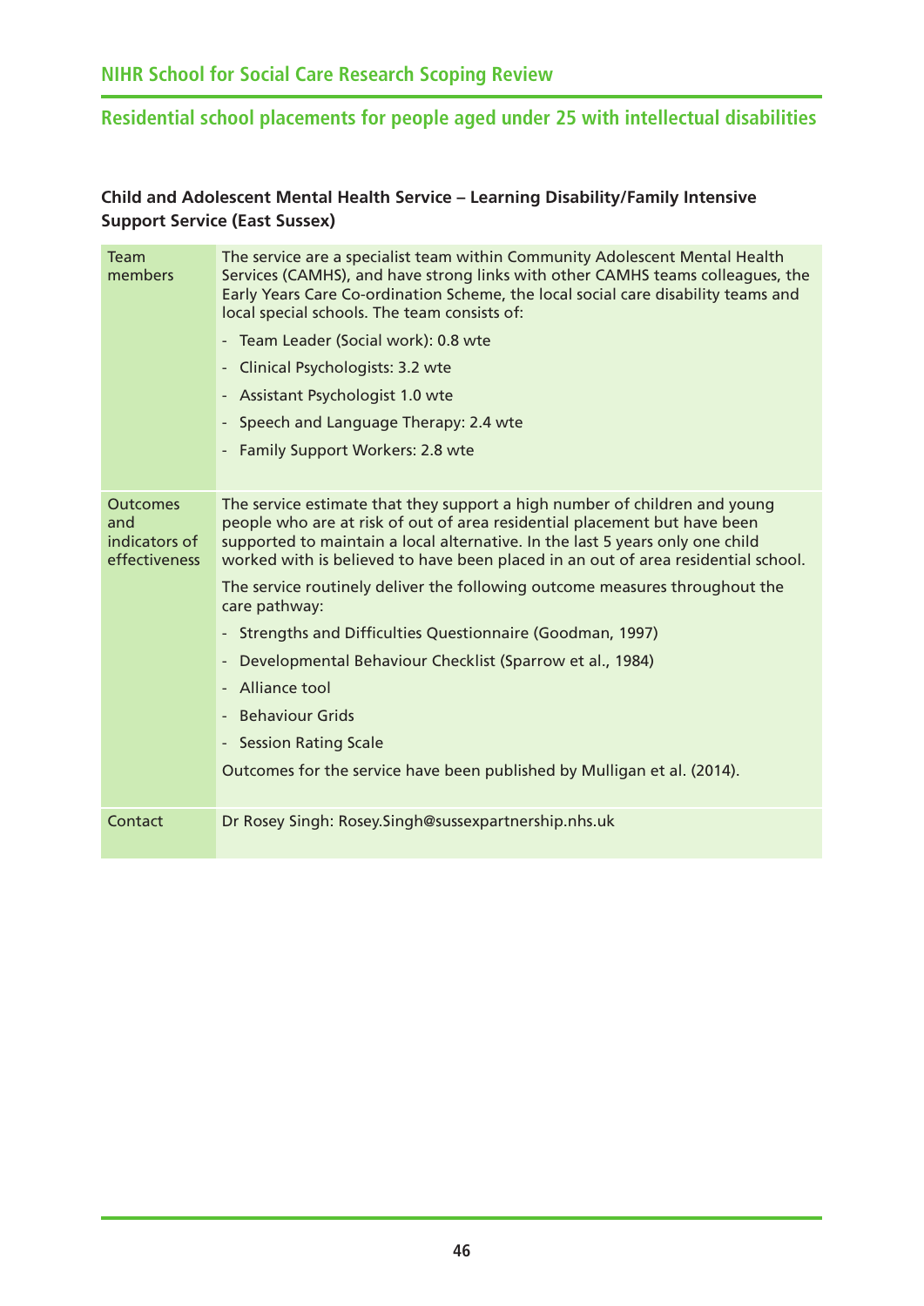### Child and Adolescent Mental Health Service – Learning Disability/Family Intensive Support Service (East Sussex)

| | |
|---|---|
| Team members | The service are a specialist team within Community Adolescent Mental Health Services (CAMHS), and have strong links with other CAMHS teams colleagues, the Early Years Care Co-ordination Scheme, the local social care disability teams and local special schools. The team consists of:<br>- Team Leader (Social work): 0.8 wte<br>- Clinical Psychologists: 3.2 wte<br>- Assistant Psychologist 1.0 wte<br>- Speech and Language Therapy: 2.4 wte<br>- Family Support Workers: 2.8 wte |
| Outcomes and indicators of effectiveness | The service estimate that they support a high number of children and young people who are at risk of out of area residential placement but have been supported to maintain a local alternative. In the last 5 years only one child worked with is believed to have been placed in an out of area residential school.<br>The service routinely deliver the following outcome measures throughout the care pathway:<br>- Strengths and Difficulties Questionnaire (Goodman, 1997)<br>- Developmental Behaviour Checklist (Sparrow et al., 1984)<br>- Alliance tool<br>- Behaviour Grids<br>- Session Rating Scale<br>Outcomes for the service have been published by Mulligan et al. (2014). |
| Contact | Dr Rosey Singh: Rosey.Singh@sussexpartnership.nhs.uk |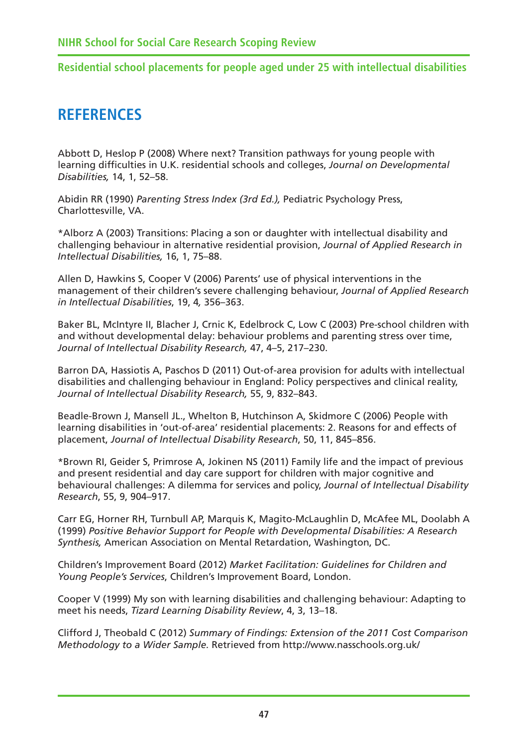# REFERENCES

Abbott D, Heslop P (2008) Where next? Transition pathways for young people with learning difficulties in U.K. residential schools and colleges, *Journal on Developmental Disabilities,* 14, 1, 52–58.

Abidin RR (1990) *Parenting Stress Index (3rd Ed.),* Pediatric Psychology Press, Charlottesville, VA.

*Alborz A (2003) Transitions: Placing a son or daughter with intellectual disability and challenging behaviour in alternative residential provision, *Journal of Applied Research in Intellectual Disabilities,* 16, 1, 75–88.

Allen D, Hawkins S, Cooper V (2006) Parents' use of physical interventions in the management of their children's severe challenging behaviour, *Journal of Applied Research in Intellectual Disabilities*, 19, 4, 356–363.

Baker BL, McIntyre II, Blacher J, Crnic K, Edelbrock C, Low C (2003) Pre-school children with and without developmental delay: behaviour problems and parenting stress over time, *Journal of Intellectual Disability Research,* 47, 4–5, 217–230.

Barron DA, Hassiotis A, Paschos D (2011) Out-of-area provision for adults with intellectual disabilities and challenging behaviour in England: Policy perspectives and clinical reality, *Journal of Intellectual Disability Research,* 55, 9, 832–843.

Beadle-Brown J, Mansell JL., Whelton B, Hutchinson A, Skidmore C (2006) People with learning disabilities in 'out-of-area' residential placements: 2. Reasons for and effects of placement, *Journal of Intellectual Disability Research*, 50, 11, 845–856.

*Brown RI, Geider S, Primrose A, Jokinen NS (2011) Family life and the impact of previous and present residential and day care support for children with major cognitive and behavioural challenges: A dilemma for services and policy, *Journal of Intellectual Disability Research*, 55, 9, 904–917.

Carr EG, Horner RH, Turnbull AP, Marquis K, Magito-McLaughlin D, McAfee ML, Doolabh A (1999) *Positive Behavior Support for People with Developmental Disabilities: A Research Synthesis,* American Association on Mental Retardation, Washington, DC.

Children's Improvement Board (2012) *Market Facilitation: Guidelines for Children and Young People's Services*, Children's Improvement Board, London.

Cooper V (1999) My son with learning disabilities and challenging behaviour: Adapting to meet his needs, *Tizard Learning Disability Review*, 4, 3, 13–18.

Clifford J, Theobald C (2012) *Summary of Findings: Extension of the 2011 Cost Comparison Methodology to a Wider Sample.* Retrieved from http://www.nasschools.org.uk/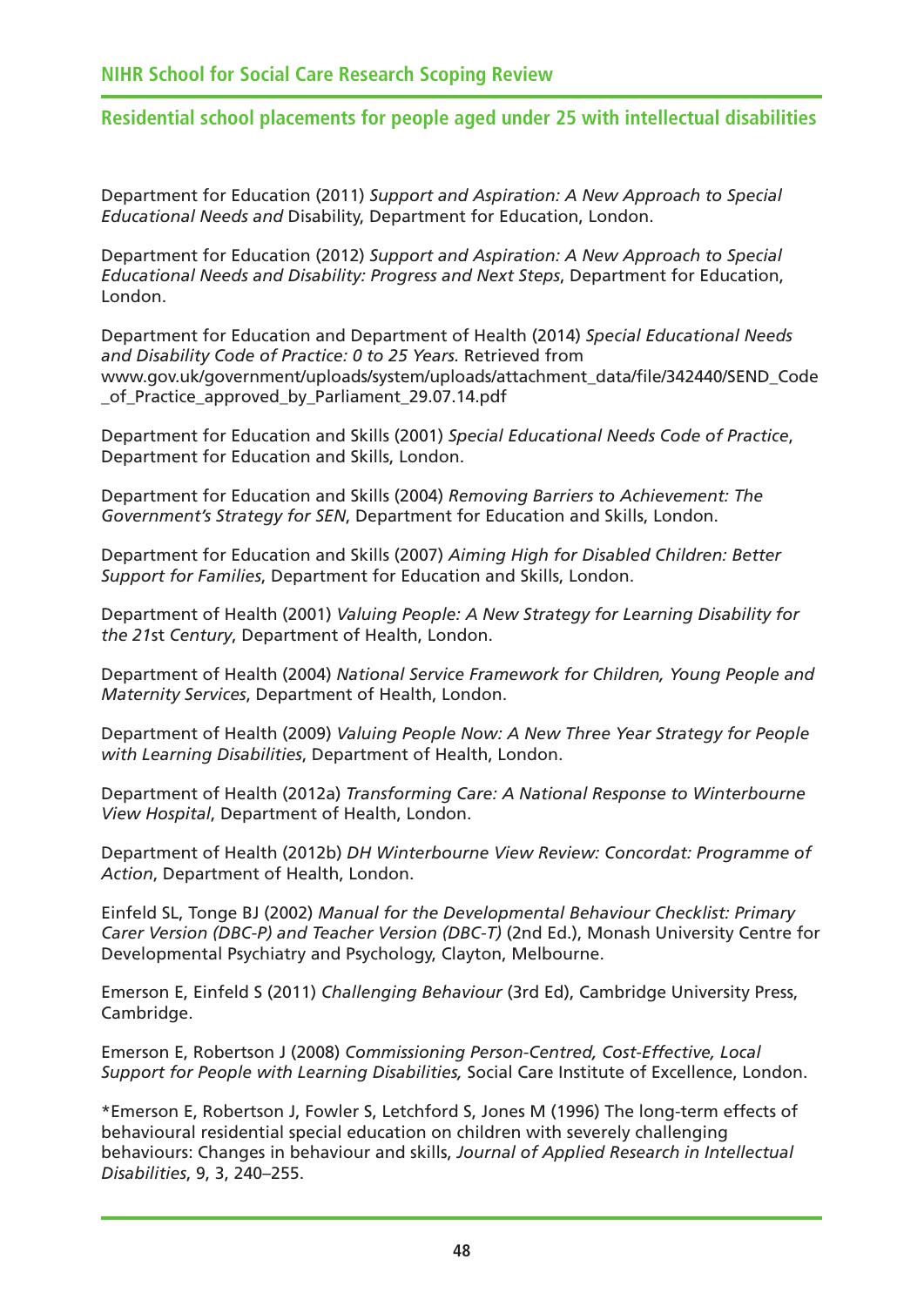Department for Education (2011) *Support and Aspiration: A New Approach to Special Educational Needs and* Disability, Department for Education, London.

Department for Education (2012) *Support and Aspiration: A New Approach to Special Educational Needs and Disability: Progress and Next Steps*, Department for Education, London.

Department for Education and Department of Health (2014) *Special Educational Needs and Disability Code of Practice: 0 to 25 Years.* Retrieved from www.gov.uk/government/uploads/system/uploads/attachment_data/file/342440/SEND_Code_of_Practice_approved_by_Parliament_29.07.14.pdf

Department for Education and Skills (2001) *Special Educational Needs Code of Practice*, Department for Education and Skills, London.

Department for Education and Skills (2004) *Removing Barriers to Achievement: The Government's Strategy for SEN*, Department for Education and Skills, London.

Department for Education and Skills (2007) *Aiming High for Disabled Children: Better Support for Families*, Department for Education and Skills, London.

Department of Health (2001) *Valuing People: A New Strategy for Learning Disability for the 21*st *Century*, Department of Health, London.

Department of Health (2004) *National Service Framework for Children, Young People and Maternity Services*, Department of Health, London.

Department of Health (2009) *Valuing People Now: A New Three Year Strategy for People with Learning Disabilities*, Department of Health, London.

Department of Health (2012a) *Transforming Care: A National Response to Winterbourne View Hospital*, Department of Health, London.

Department of Health (2012b) *DH Winterbourne View Review: Concordat: Programme of Action*, Department of Health, London.

Einfeld SL, Tonge BJ (2002) *Manual for the Developmental Behaviour Checklist: Primary Carer Version (DBC-P) and Teacher Version (DBC-T)* (2nd Ed.), Monash University Centre for Developmental Psychiatry and Psychology, Clayton, Melbourne.

Emerson E, Einfeld S (2011) *Challenging Behaviour* (3rd Ed), Cambridge University Press, Cambridge.

Emerson E, Robertson J (2008) *Commissioning Person-Centred, Cost-Effective, Local Support for People with Learning Disabilities,* Social Care Institute of Excellence, London.

*Emerson E, Robertson J, Fowler S, Letchford S, Jones M (1996) The long-term effects of behavioural residential special education on children with severely challenging behaviours: Changes in behaviour and skills, *Journal of Applied Research in Intellectual Disabilities*, 9, 3, 240–255.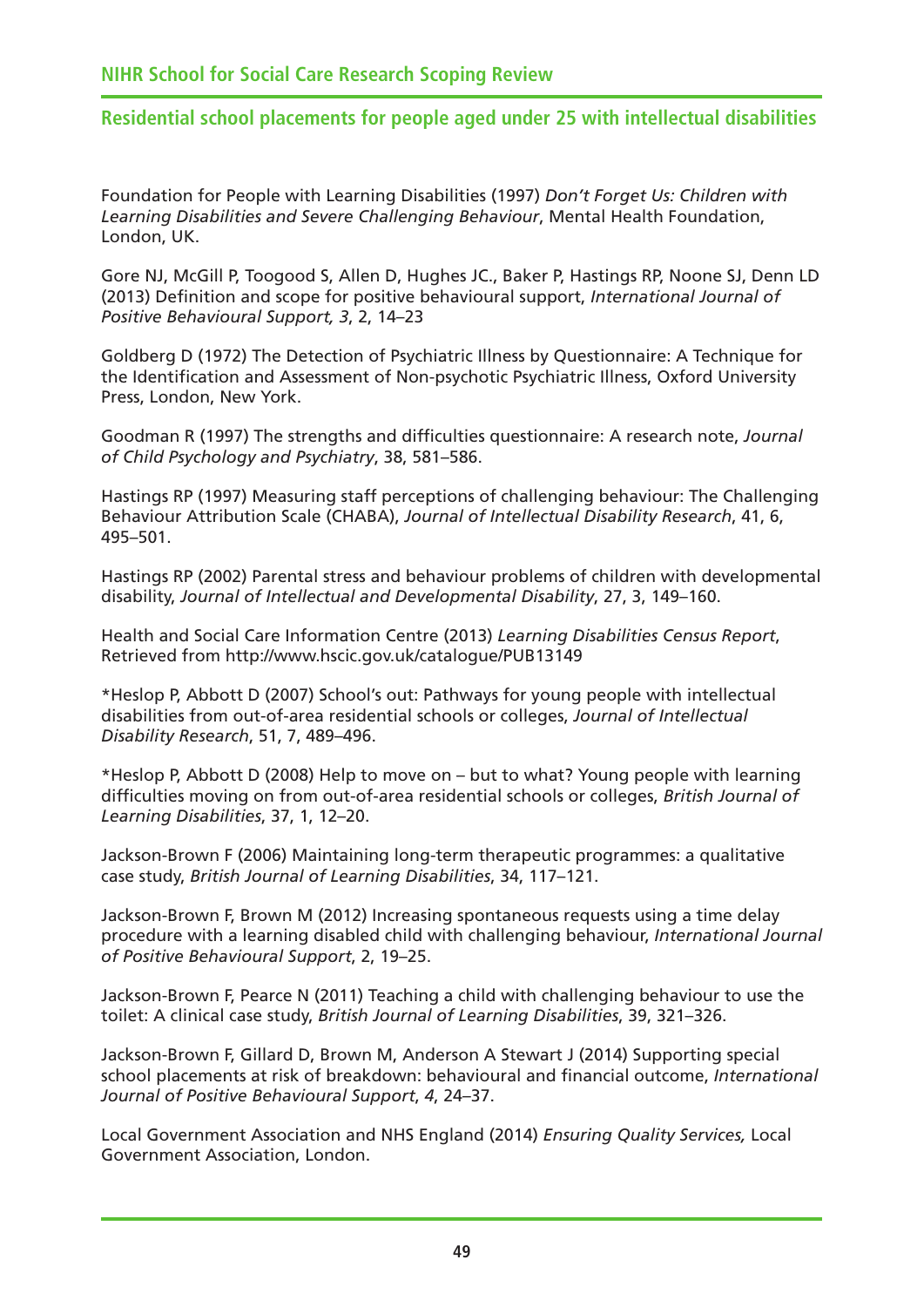Foundation for People with Learning Disabilities (1997) *Don't Forget Us: Children with Learning Disabilities and Severe Challenging Behaviour*, Mental Health Foundation, London, UK.

Gore NJ, McGill P, Toogood S, Allen D, Hughes JC., Baker P, Hastings RP, Noone SJ, Denn LD (2013) Definition and scope for positive behavioural support, *International Journal of Positive Behavioural Support, 3*, 2, 14–23

Goldberg D (1972) The Detection of Psychiatric Illness by Questionnaire: A Technique for the Identification and Assessment of Non-psychotic Psychiatric Illness, Oxford University Press, London, New York.

Goodman R (1997) The strengths and difficulties questionnaire: A research note, *Journal of Child Psychology and Psychiatry*, 38, 581–586.

Hastings RP (1997) Measuring staff perceptions of challenging behaviour: The Challenging Behaviour Attribution Scale (CHABA), *Journal of Intellectual Disability Research*, 41, 6, 495–501.

Hastings RP (2002) Parental stress and behaviour problems of children with developmental disability, *Journal of Intellectual and Developmental Disability*, 27, 3, 149–160.

Health and Social Care Information Centre (2013) *Learning Disabilities Census Report*, Retrieved from http://www.hscic.gov.uk/catalogue/PUB13149

*Heslop P, Abbott D (2007) School's out: Pathways for young people with intellectual disabilities from out-of-area residential schools or colleges, *Journal of Intellectual Disability Research*, 51, 7, 489–496.

*Heslop P, Abbott D (2008) Help to move on – but to what? Young people with learning difficulties moving on from out-of-area residential schools or colleges, *British Journal of Learning Disabilities*, 37, 1, 12–20.

Jackson-Brown F (2006) Maintaining long-term therapeutic programmes: a qualitative case study, *British Journal of Learning Disabilities*, 34, 117–121.

Jackson-Brown F, Brown M (2012) Increasing spontaneous requests using a time delay procedure with a learning disabled child with challenging behaviour, *International Journal of Positive Behavioural Support*, 2, 19–25.

Jackson-Brown F, Pearce N (2011) Teaching a child with challenging behaviour to use the toilet: A clinical case study, *British Journal of Learning Disabilities*, 39, 321–326.

Jackson-Brown F, Gillard D, Brown M, Anderson A Stewart J (2014) Supporting special school placements at risk of breakdown: behavioural and financial outcome, *International Journal of Positive Behavioural Support*, *4*, 24–37.

Local Government Association and NHS England (2014) *Ensuring Quality Services,* Local Government Association, London.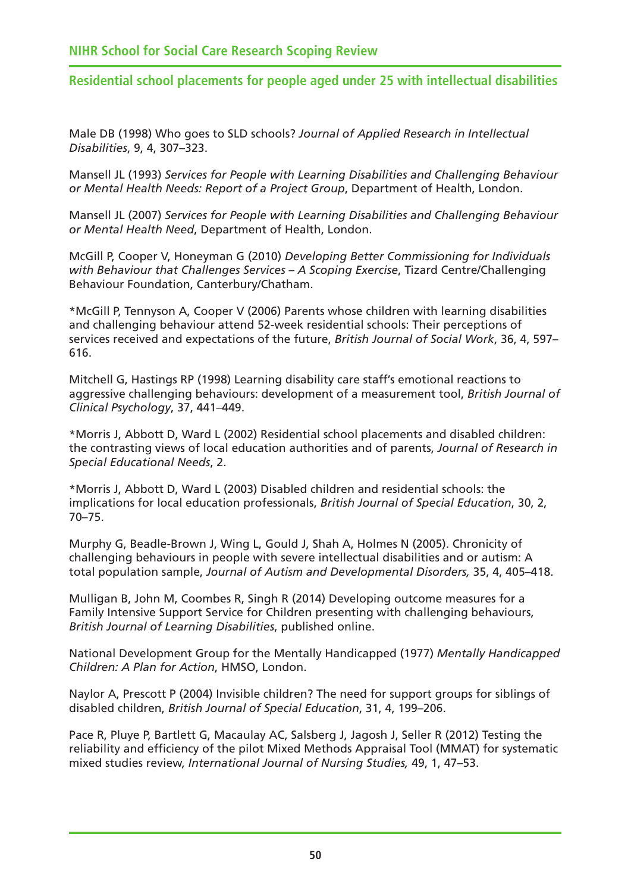Male DB (1998) Who goes to SLD schools? *Journal of Applied Research in Intellectual Disabilities*, 9, 4, 307–323.

Mansell JL (1993) *Services for People with Learning Disabilities and Challenging Behaviour or Mental Health Needs: Report of a Project Group*, Department of Health, London.

Mansell JL (2007) *Services for People with Learning Disabilities and Challenging Behaviour or Mental Health Need*, Department of Health, London.

McGill P, Cooper V, Honeyman G (2010) *Developing Better Commissioning for Individuals with Behaviour that Challenges Services – A Scoping Exercise*, Tizard Centre/Challenging Behaviour Foundation, Canterbury/Chatham.

*McGill P, Tennyson A, Cooper V (2006) Parents whose children with learning disabilities and challenging behaviour attend 52-week residential schools: Their perceptions of services received and expectations of the future, *British Journal of Social Work*, 36, 4, 597–616.

Mitchell G, Hastings RP (1998) Learning disability care staff's emotional reactions to aggressive challenging behaviours: development of a measurement tool, *British Journal of Clinical Psychology*, 37, 441–449.

*Morris J, Abbott D, Ward L (2002) Residential school placements and disabled children: the contrasting views of local education authorities and of parents, *Journal of Research in Special Educational Needs*, 2.

*Morris J, Abbott D, Ward L (2003) Disabled children and residential schools: the implications for local education professionals, *British Journal of Special Education*, 30, 2, 70–75.

Murphy G, Beadle-Brown J, Wing L, Gould J, Shah A, Holmes N (2005). Chronicity of challenging behaviours in people with severe intellectual disabilities and or autism: A total population sample, *Journal of Autism and Developmental Disorders,* 35, 4, 405–418.

Mulligan B, John M, Coombes R, Singh R (2014) Developing outcome measures for a Family Intensive Support Service for Children presenting with challenging behaviours, *British Journal of Learning Disabilities*, published online.

National Development Group for the Mentally Handicapped (1977) *Mentally Handicapped Children: A Plan for Action*, HMSO, London.

Naylor A, Prescott P (2004) Invisible children? The need for support groups for siblings of disabled children, *British Journal of Special Education*, 31, 4, 199–206.

Pace R, Pluye P, Bartlett G, Macaulay AC, Salsberg J, Jagosh J, Seller R (2012) Testing the reliability and efficiency of the pilot Mixed Methods Appraisal Tool (MMAT) for systematic mixed studies review, *International Journal of Nursing Studies,* 49, 1, 47–53.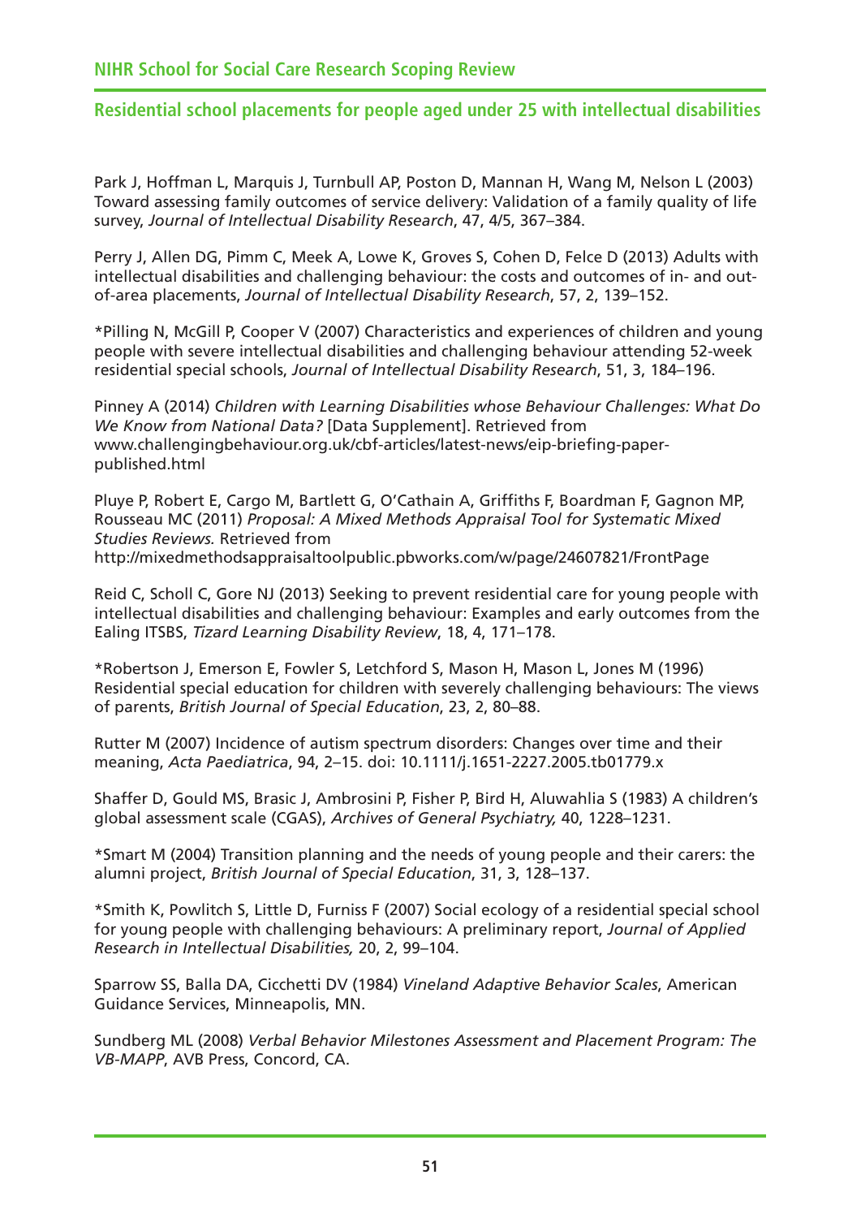Park J, Hoffman L, Marquis J, Turnbull AP, Poston D, Mannan H, Wang M, Nelson L (2003) Toward assessing family outcomes of service delivery: Validation of a family quality of life survey, *Journal of Intellectual Disability Research*, 47, 4/5, 367–384.

Perry J, Allen DG, Pimm C, Meek A, Lowe K, Groves S, Cohen D, Felce D (2013) Adults with intellectual disabilities and challenging behaviour: the costs and outcomes of in- and out-of-area placements, *Journal of Intellectual Disability Research*, 57, 2, 139–152.

*Pilling N, McGill P, Cooper V (2007) Characteristics and experiences of children and young people with severe intellectual disabilities and challenging behaviour attending 52-week residential special schools, *Journal of Intellectual Disability Research*, 51, 3, 184–196.

Pinney A (2014) *Children with Learning Disabilities whose Behaviour Challenges: What Do We Know from National Data?* [Data Supplement]. Retrieved from www.challengingbehaviour.org.uk/cbf-articles/latest-news/eip-briefing-paper-published.html

Pluye P, Robert E, Cargo M, Bartlett G, O'Cathain A, Griffiths F, Boardman F, Gagnon MP, Rousseau MC (2011) *Proposal: A Mixed Methods Appraisal Tool for Systematic Mixed Studies Reviews.* Retrieved from http://mixedmethodsappraisaltoolpublic.pbworks.com/w/page/24607821/FrontPage

Reid C, Scholl C, Gore NJ (2013) Seeking to prevent residential care for young people with intellectual disabilities and challenging behaviour: Examples and early outcomes from the Ealing ITSBS, *Tizard Learning Disability Review*, 18, 4, 171–178.

*Robertson J, Emerson E, Fowler S, Letchford S, Mason H, Mason L, Jones M (1996) Residential special education for children with severely challenging behaviours: The views of parents, *British Journal of Special Education*, 23, 2, 80–88.

Rutter M (2007) Incidence of autism spectrum disorders: Changes over time and their meaning, *Acta Paediatrica*, 94, 2–15. doi: 10.1111/j.1651-2227.2005.tb01779.x

Shaffer D, Gould MS, Brasic J, Ambrosini P, Fisher P, Bird H, Aluwahlia S (1983) A children's global assessment scale (CGAS), *Archives of General Psychiatry,* 40, 1228–1231.

*Smart M (2004) Transition planning and the needs of young people and their carers: the alumni project, *British Journal of Special Education*, 31, 3, 128–137.

*Smith K, Powlitch S, Little D, Furniss F (2007) Social ecology of a residential special school for young people with challenging behaviours: A preliminary report, *Journal of Applied Research in Intellectual Disabilities,* 20, 2, 99–104.

Sparrow SS, Balla DA, Cicchetti DV (1984) *Vineland Adaptive Behavior Scales*, American Guidance Services, Minneapolis, MN.

Sundberg ML (2008) *Verbal Behavior Milestones Assessment and Placement Program: The VB-MAPP*, AVB Press, Concord, CA.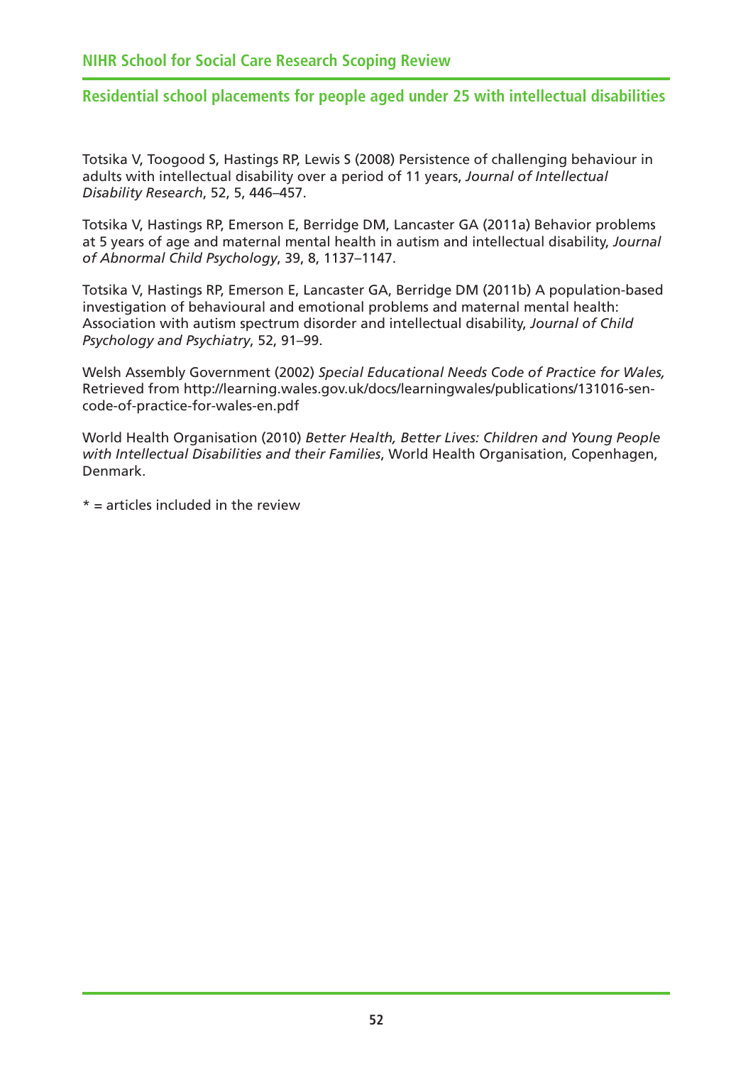Totsika V, Toogood S, Hastings RP, Lewis S (2008) Persistence of challenging behaviour in adults with intellectual disability over a period of 11 years, *Journal of Intellectual Disability Research*, 52, 5, 446–457.

Totsika V, Hastings RP, Emerson E, Berridge DM, Lancaster GA (2011a) Behavior problems at 5 years of age and maternal mental health in autism and intellectual disability, *Journal of Abnormal Child Psychology*, 39, 8, 1137–1147.

Totsika V, Hastings RP, Emerson E, Lancaster GA, Berridge DM (2011b) A population-based investigation of behavioural and emotional problems and maternal mental health: Association with autism spectrum disorder and intellectual disability, *Journal of Child Psychology and Psychiatry*, 52, 91–99.

Welsh Assembly Government (2002) *Special Educational Needs Code of Practice for Wales,* Retrieved from http://learning.wales.gov.uk/docs/learningwales/publications/131016-sen-code-of-practice-for-wales-en.pdf

World Health Organisation (2010) *Better Health, Better Lives: Children and Young People with Intellectual Disabilities and their Families*, World Health Organisation, Copenhagen, Denmark.

* = articles included in the review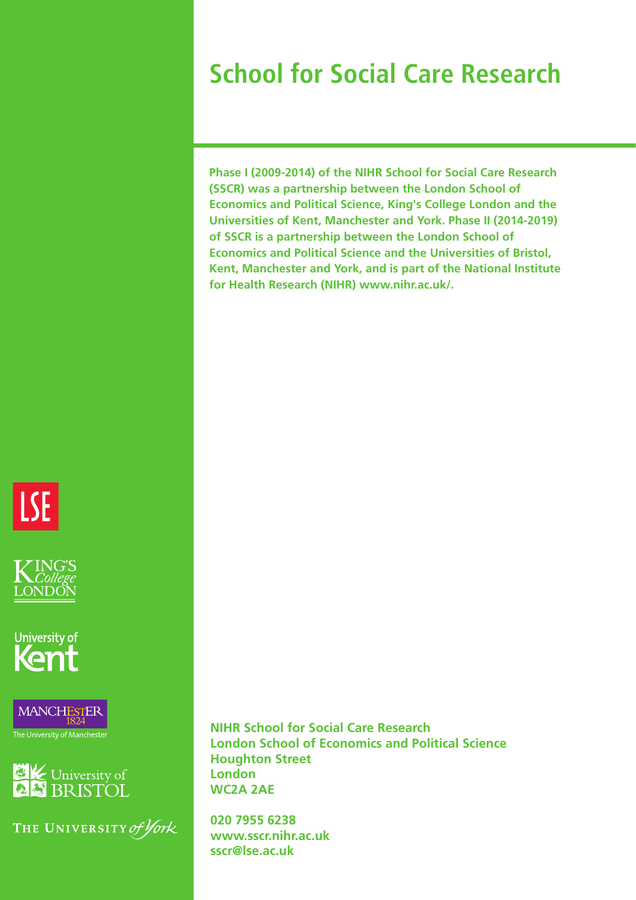# School for Social Care Research

**Phase I (2009-2014) of the NIHR School for Social Care Research (SSCR) was a partnership between the London School of Economics and Political Science, King's College London and the Universities of Kent, Manchester and York. Phase II (2014-2019) of SSCR is a partnership between the London School of Economics and Political Science and the Universities of Bristol, Kent, Manchester and York, and is part of the National Institute for Health Research (NIHR) www.nihr.ac.uk/.**

LSE

KING'S College LONDON

University of Kent

MANCHESTER 1824
The University of Manchester

University of BRISTOL

THE UNIVERSITY of York

**NIHR School for Social Care Research**
**London School of Economics and Political Science**
**Houghton Street**
**London**
**WC2A 2AE**

**020 7955 6238**
**www.sscr.nihr.ac.uk**
**sscr@lse.ac.uk**